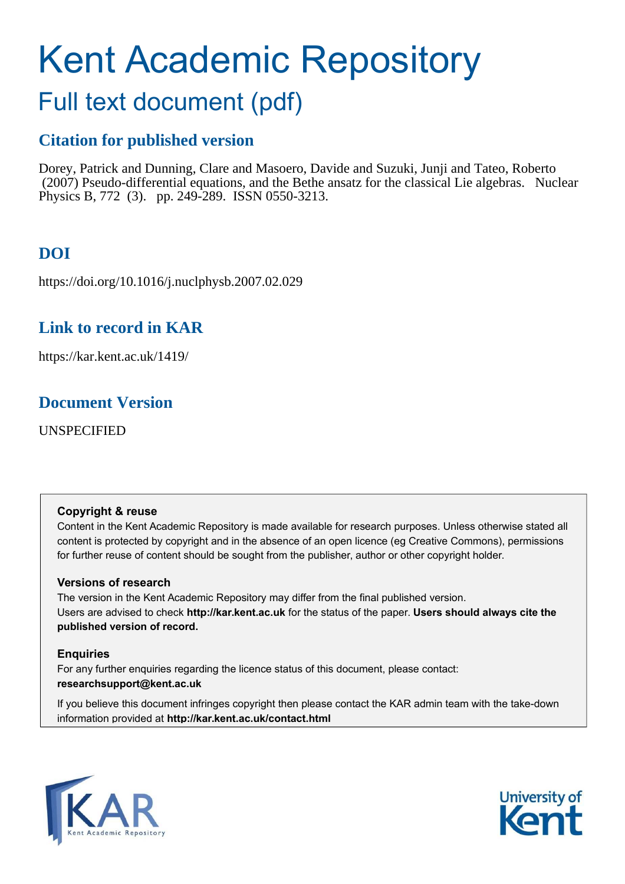# Kent Academic Repository

## Full text document (pdf)

### Citation for published version

Dorey, Patrick and Dunning, Clare and Masoero, Davide and Suzuki, Junji and Tateo, Roberto (2007) Pseudo-differential equations, and the Bethe ansatz for the classical Lie algebras. Nuclear Physics B, 772 (3). pp. 249-289. ISSN 0550-3213.

### DOI

https://doi.org/10.1016/j.nuclphysb.2007.02.029

### Link to record in KAR

https://kar.kent.ac.uk/1419/

### Document Version

UNSPECIFIED

**Copyright & reuse**

Content in the Kent Academic Repository is made available for research purposes. Unless otherwise stated all content is protected by copyright and in the absence of an open licence (eg Creative Commons), permissions for further reuse of content should be sought from the publisher, author or other copyright holder.

**Versions of research**

The version in the Kent Academic Repository may differ from the final published version.
Users are advised to check **http://kar.kent.ac.uk** for the status of the paper. **Users should always cite the published version of record.**

**Enquiries**

For any further enquiries regarding the licence status of this document, please contact:
**researchsupport@kent.ac.uk**

If you believe this document infringes copyright then please contact the KAR admin team with the take-down information provided at **http://kar.kent.ac.uk/contact.html**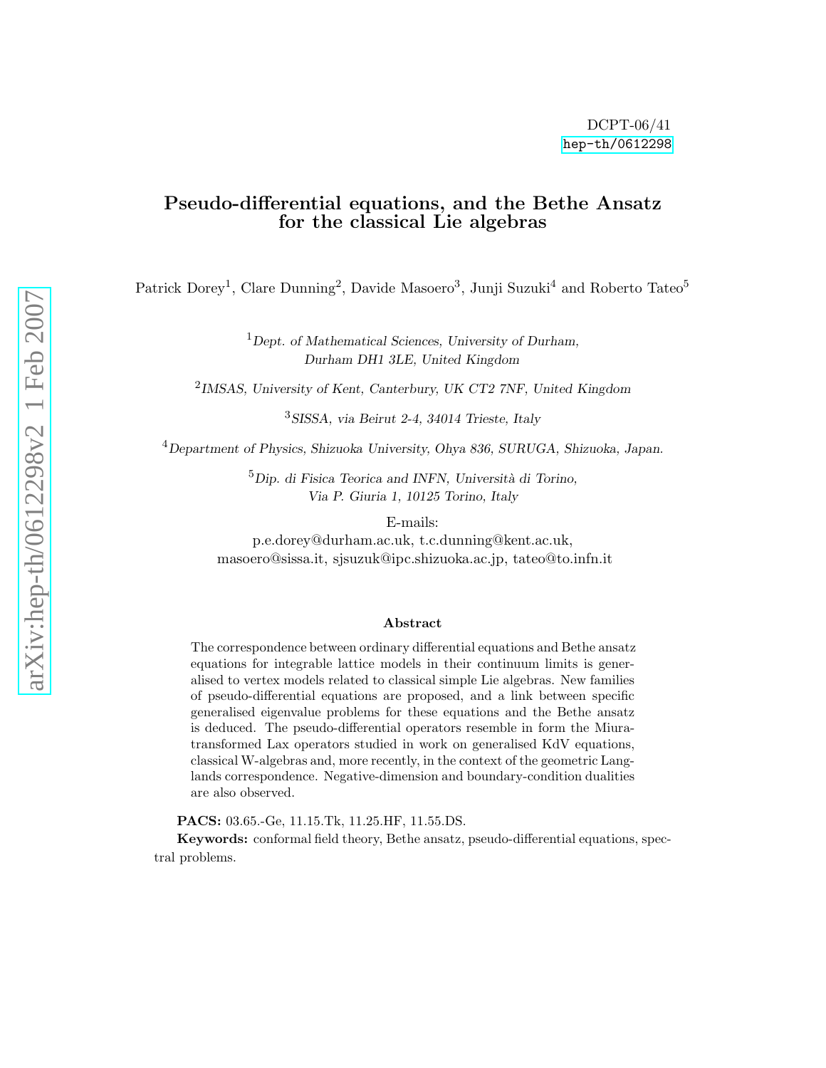DCPT-06/41
hep-th/0612298

# Pseudo-differential equations, and the Bethe Ansatz for the classical Lie algebras

Patrick Dorey[1], Clare Dunning[2], Davide Masoero[3], Junji Suzuki[4] and Roberto Tateo[5]

[1] *Dept. of Mathematical Sciences, University of Durham, Durham DH1 3LE, United Kingdom*

[2] *IMSAS, University of Kent, Canterbury, UK CT2 7NF, United Kingdom*

[3] *SISSA, via Beirut 2-4, 34014 Trieste, Italy*

[4] *Department of Physics, Shizuoka University, Ohya 836, SURUGA, Shizuoka, Japan.*

[5] *Dip. di Fisica Teorica and INFN, Università di Torino, Via P. Giuria 1, 10125 Torino, Italy*

E-mails:
p.e.dorey@durham.ac.uk, t.c.dunning@kent.ac.uk, masoero@sissa.it, sjsuzuk@ipc.shizuoka.ac.jp, tateo@to.infn.it

### Abstract

The correspondence between ordinary differential equations and Bethe ansatz equations for integrable lattice models in their continuum limits is generalised to vertex models related to classical simple Lie algebras. New families of pseudo-differential equations are proposed, and a link between specific generalised eigenvalue problems for these equations and the Bethe ansatz is deduced. The pseudo-differential operators resemble in form the Miura-transformed Lax operators studied in work on generalised KdV equations, classical W-algebras and, more recently, in the context of the geometric Langlands correspondence. Negative-dimension and boundary-condition dualities are also observed.

**PACS:** 03.65.-Ge, 11.15.Tk, 11.25.HF, 11.55.DS.

**Keywords:** conformal field theory, Bethe ansatz, pseudo-differential equations, spectral problems.

arXiv:hep-th/0612298v2 1 Feb 2007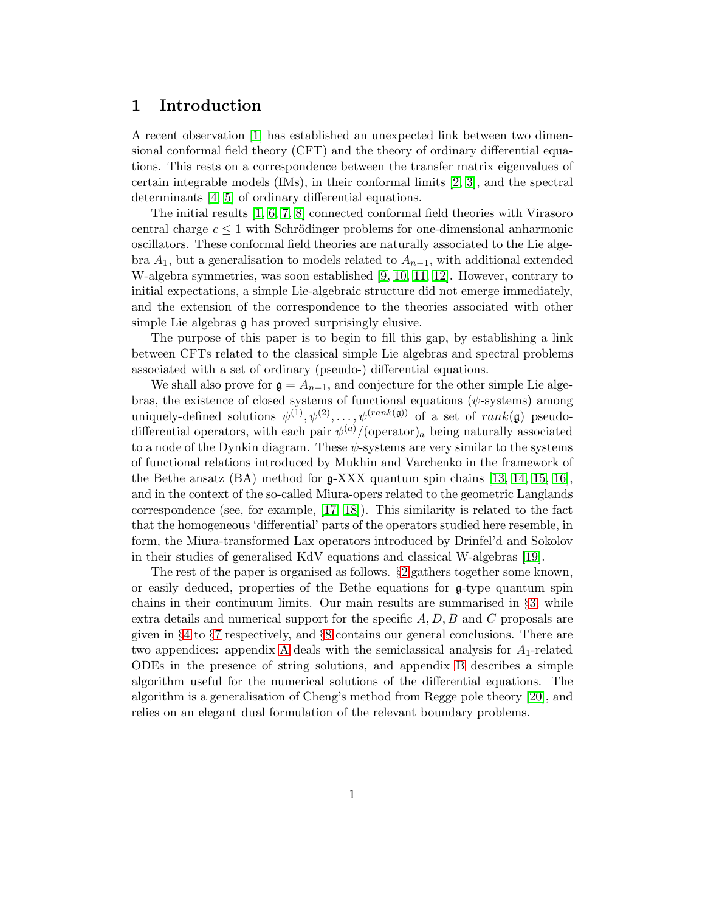# 1 Introduction

A recent observation [1] has established an unexpected link between two dimensional conformal field theory (CFT) and the theory of ordinary differential equations. This rests on a correspondence between the transfer matrix eigenvalues of certain integrable models (IMs), in their conformal limits [2, 3], and the spectral determinants [4, 5] of ordinary differential equations.

The initial results [1, 6, 7, 8] connected conformal field theories with Virasoro central charge $c \leq 1$ with Schrödinger problems for one-dimensional anharmonic oscillators. These conformal field theories are naturally associated to the Lie algebra $A_1$, but a generalisation to models related to $A_{n-1}$, with additional extended W-algebra symmetries, was soon established [9, 10, 11, 12]. However, contrary to initial expectations, a simple Lie-algebraic structure did not emerge immediately, and the extension of the correspondence to the theories associated with other simple Lie algebras $\mathfrak{g}$ has proved surprisingly elusive.

The purpose of this paper is to begin to fill this gap, by establishing a link between CFTs related to the classical simple Lie algebras and spectral problems associated with a set of ordinary (pseudo-) differential equations.

We shall also prove for $\mathfrak{g} = A_{n-1}$, and conjecture for the other simple Lie algebras, the existence of closed systems of functional equations ($\psi$-systems) among uniquely-defined solutions $\psi^{(1)}, \psi^{(2)}, \ldots, \psi^{(rank(\mathfrak{g}))}$ of a set of $rank(\mathfrak{g})$ pseudo-differential operators, with each pair $\psi^{(a)}/(\text{operator})_a$ being naturally associated to a node of the Dynkin diagram. These $\psi$-systems are very similar to the systems of functional relations introduced by Mukhin and Varchenko in the framework of the Bethe ansatz (BA) method for $\mathfrak{g}$-XXX quantum spin chains [13, 14, 15, 16], and in the context of the so-called Miura-opers related to the geometric Langlands correspondence (see, for example, [17, 18]). This similarity is related to the fact that the homogeneous 'differential' parts of the operators studied here resemble, in form, the Miura-transformed Lax operators introduced by Drinfel'd and Sokolov in their studies of generalised KdV equations and classical W-algebras [19].

The rest of the paper is organised as follows. §2 gathers together some known, or easily deduced, properties of the Bethe equations for $\mathfrak{g}$-type quantum spin chains in their continuum limits. Our main results are summarised in §3, while extra details and numerical support for the specific $A, D, B$ and $C$ proposals are given in §4 to §7 respectively, and §8 contains our general conclusions. There are two appendices: appendix A deals with the semiclassical analysis for $A_1$-related ODEs in the presence of string solutions, and appendix B describes a simple algorithm useful for the numerical solutions of the differential equations. The algorithm is a generalisation of Cheng's method from Regge pole theory [20], and relies on an elegant dual formulation of the relevant boundary problems.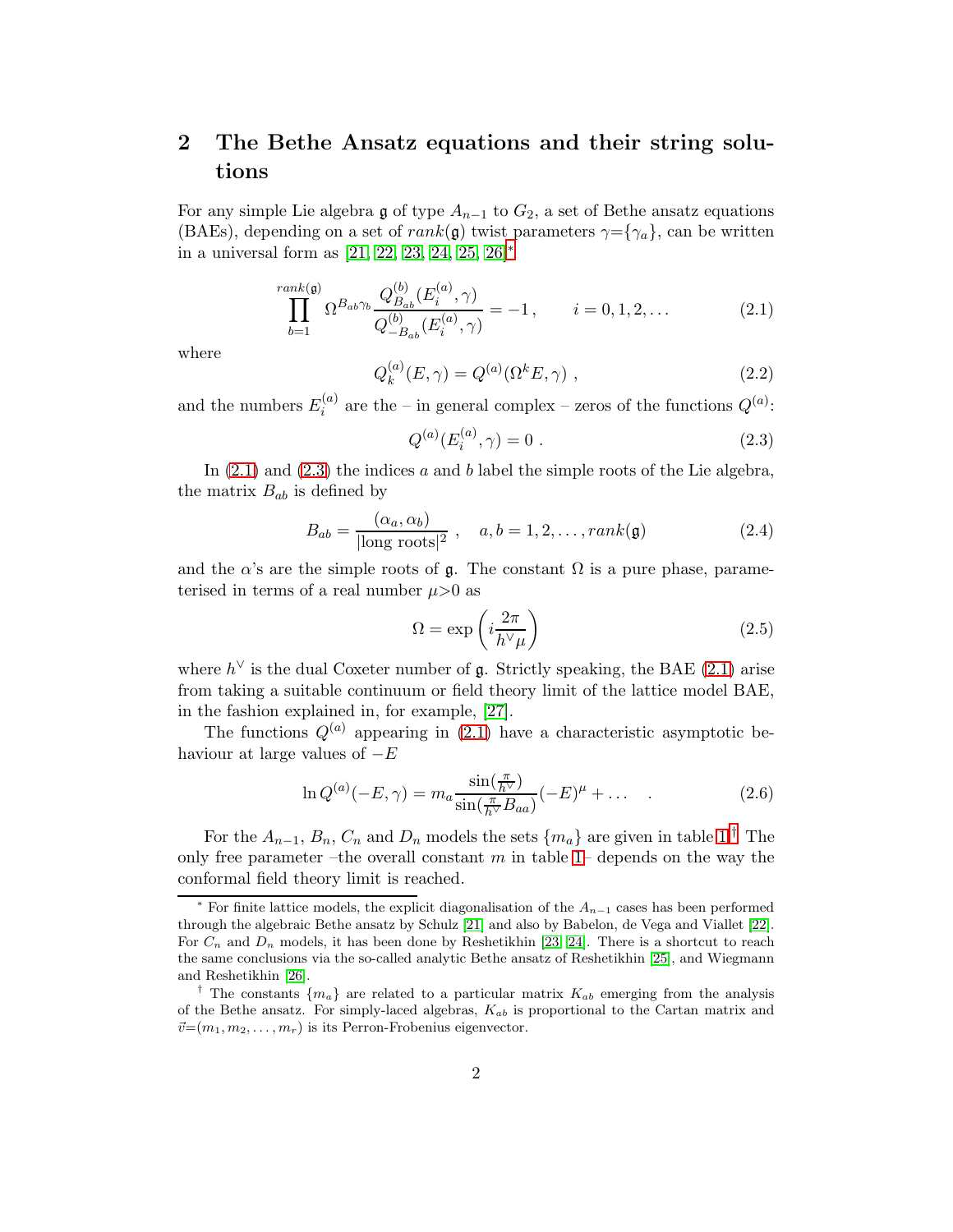## 2 The Bethe Ansatz equations and their string solutions

For any simple Lie algebra $\mathfrak{g}$ of type $A_{n-1}$ to $G_2$, a set of Bethe ansatz equations (BAEs), depending on a set of $rank(\mathfrak{g})$ twist parameters $\gamma=\{\gamma_a\}$, can be written in a universal form as [21, 22, 23, 24, 25, 26]*

$$\prod_{b=1}^{rank(\mathfrak{g})} \Omega^{B_{ab}\gamma_b} \frac{Q^{(b)}_{B_{ab}}(E^{(a)}_i,\gamma)}{Q^{(b)}_{-B_{ab}}(E^{(a)}_i,\gamma)} = -1\,, \qquad i=0,1,2,\dots \tag{2.1}$$

where

$$Q^{(a)}_k(E,\gamma) = Q^{(a)}(\Omega^k E,\gamma)\;, \tag{2.2}$$

and the numbers $E^{(a)}_i$ are the – in general complex – zeros of the functions $Q^{(a)}$:

$$Q^{(a)}(E^{(a)}_i,\gamma) = 0\;. \tag{2.3}$$

In (2.1) and (2.3) the indices $a$ and $b$ label the simple roots of the Lie algebra, the matrix $B_{ab}$ is defined by

$$B_{ab} = \frac{(\alpha_a,\alpha_b)}{|\text{long roots}|^2}\;, \quad a,b=1,2,\dots,rank(\mathfrak{g}) \tag{2.4}$$

and the $\alpha$'s are the simple roots of $\mathfrak{g}$. The constant $\Omega$ is a pure phase, parameterised in terms of a real number $\mu>0$ as

$$\Omega = \exp\left(i\frac{2\pi}{h^\vee \mu}\right) \tag{2.5}$$

where $h^\vee$ is the dual Coxeter number of $\mathfrak{g}$. Strictly speaking, the BAE (2.1) arise from taking a suitable continuum or field theory limit of the lattice model BAE, in the fashion explained in, for example, [27].

The functions $Q^{(a)}$ appearing in (2.1) have a characteristic asymptotic behaviour at large values of $-E$

$$\ln Q^{(a)}(-E,\gamma) = m_a \frac{\sin(\frac{\pi}{h^\vee})}{\sin(\frac{\pi}{h^\vee}B_{aa})}(-E)^\mu + \dots \quad . \tag{2.6}$$

For the $A_{n-1}$, $B_n$, $C_n$ and $D_n$ models the sets $\{m_a\}$ are given in table 1.† The only free parameter –the overall constant $m$ in table 1– depends on the way the conformal field theory limit is reached.

---

* For finite lattice models, the explicit diagonalisation of the $A_{n-1}$ cases has been performed through the algebraic Bethe ansatz by Schulz [21] and also by Babelon, de Vega and Viallet [22]. For $C_n$ and $D_n$ models, it has been done by Reshetikhin [23, 24]. There is a shortcut to reach the same conclusions via the so-called analytic Bethe ansatz of Reshetikhin [25], and Wiegmann and Reshetikhin [26].

† The constants $\{m_a\}$ are related to a particular matrix $K_{ab}$ emerging from the analysis of the Bethe ansatz. For simply-laced algebras, $K_{ab}$ is proportional to the Cartan matrix and $\vec{v}=(m_1,m_2,\dots,m_r)$ is its Perron-Frobenius eigenvector.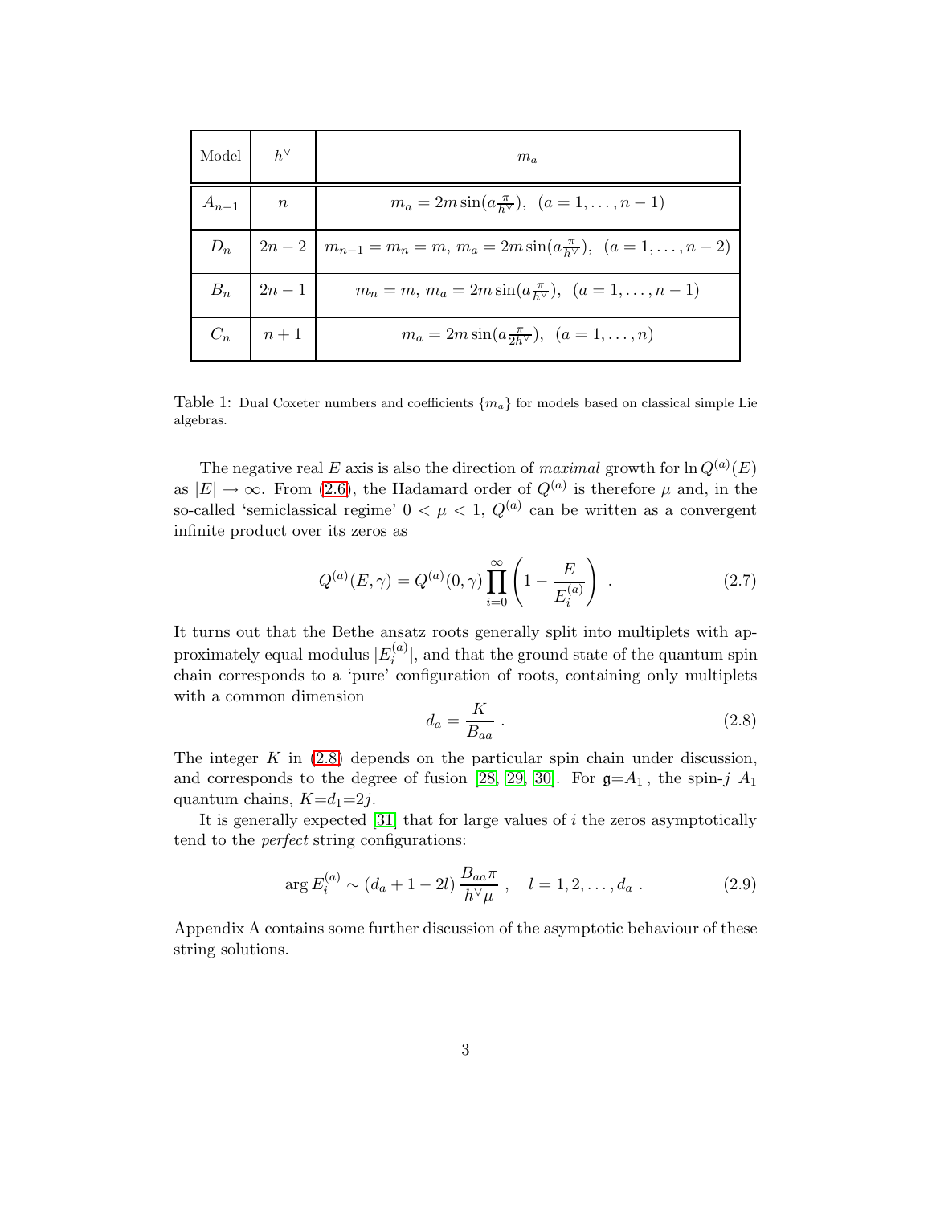| Model | $h^\vee$ | $m_a$ |
|---|---|---|
| $A_{n-1}$ | $n$ | $m_a = 2m\sin(a\frac{\pi}{h^\vee}),\ \ (a = 1,\ldots,n-1)$ |
| $D_n$ | $2n-2$ | $m_{n-1} = m_n = m,\ m_a = 2m\sin(a\frac{\pi}{h^\vee}),\ \ (a = 1,\ldots,n-2)$ |
| $B_n$ | $2n-1$ | $m_n = m,\ m_a = 2m\sin(a\frac{\pi}{h^\vee}),\ \ (a = 1,\ldots,n-1)$ |
| $C_n$ | $n+1$ | $m_a = 2m\sin(a\frac{\pi}{2h^\vee}),\ \ (a = 1,\ldots,n)$ |

Table 1: Dual Coxeter numbers and coefficients $\{m_a\}$ for models based on classical simple Lie algebras.

The negative real $E$ axis is also the direction of *maximal* growth for $\ln Q^{(a)}(E)$ as $|E| \to \infty$. From (2.6), the Hadamard order of $Q^{(a)}$ is therefore $\mu$ and, in the so-called 'semiclassical regime' $0 < \mu < 1$, $Q^{(a)}$ can be written as a convergent infinite product over its zeros as

$$Q^{(a)}(E,\gamma) = Q^{(a)}(0,\gamma) \prod_{i=0}^{\infty} \left( 1 - \frac{E}{E_i^{(a)}} \right) \ . \tag{2.7}$$

It turns out that the Bethe ansatz roots generally split into multiplets with approximately equal modulus $|E_i^{(a)}|$, and that the ground state of the quantum spin chain corresponds to a 'pure' configuration of roots, containing only multiplets with a common dimension

$$d_a = \frac{K}{B_{aa}} \ . \tag{2.8}$$

The integer $K$ in (2.8) depends on the particular spin chain under discussion, and corresponds to the degree of fusion [28, 29, 30]. For $\mathfrak{g}{=}A_1$, the spin-$j$ $A_1$ quantum chains, $K{=}d_1{=}2j$.

It is generally expected [31] that for large values of $i$ the zeros asymptotically tend to the *perfect* string configurations:

$$\arg E_i^{(a)} \sim (d_a + 1 - 2l)\, \frac{B_{aa}\pi}{h^\vee \mu} \ , \quad l = 1, 2, \ldots, d_a \ . \tag{2.9}$$

Appendix A contains some further discussion of the asymptotic behaviour of these string solutions.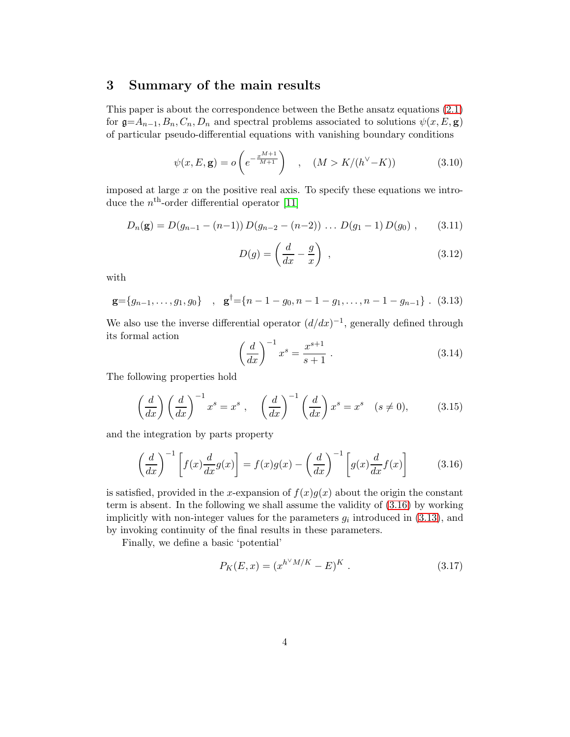## 3 Summary of the main results

This paper is about the correspondence between the Bethe ansatz equations (2.1) for $\mathfrak{g}$=$A_{n-1}, B_n, C_n, D_n$ and spectral problems associated to solutions $\psi(x, E, \mathbf{g})$ of particular pseudo-differential equations with vanishing boundary conditions

$$\psi(x, E, \mathbf{g}) = o\left(e^{-\frac{x^{M+1}}{M+1}}\right) \quad , \quad (M > K/(h^\vee - K)) \tag{3.10}$$

imposed at large $x$ on the positive real axis. To specify these equations we introduce the $n^{\text{th}}$-order differential operator [11]

$$D_n(\mathbf{g}) = D(g_{n-1} - (n-1))\, D(g_{n-2} - (n-2)) \ldots D(g_1 - 1)\, D(g_0) \;, \tag{3.11}$$

$$D(g) = \left(\frac{d}{dx} - \frac{g}{x}\right) \;, \tag{3.12}$$

with

$$\mathbf{g}=\{g_{n-1}, \ldots, g_1, g_0\} \quad , \quad \mathbf{g}^\dagger=\{n-1-g_0, n-1-g_1, \ldots, n-1-g_{n-1}\} \;. \tag{3.13}$$

We also use the inverse differential operator $(d/dx)^{-1}$, generally defined through its formal action

$$\left(\frac{d}{dx}\right)^{-1} x^s = \frac{x^{s+1}}{s+1} \;. \tag{3.14}$$

The following properties hold

$$\left(\frac{d}{dx}\right)\left(\frac{d}{dx}\right)^{-1} x^s = x^s \;, \quad \left(\frac{d}{dx}\right)^{-1}\left(\frac{d}{dx}\right) x^s = x^s \quad (s \neq 0), \tag{3.15}$$

and the integration by parts property

$$\left(\frac{d}{dx}\right)^{-1}\left[f(x)\frac{d}{dx}g(x)\right] = f(x)g(x) - \left(\frac{d}{dx}\right)^{-1}\left[g(x)\frac{d}{dx}f(x)\right] \tag{3.16}$$

is satisfied, provided in the $x$-expansion of $f(x)g(x)$ about the origin the constant term is absent. In the following we shall assume the validity of (3.16) by working implicitly with non-integer values for the parameters $g_i$ introduced in (3.13), and by invoking continuity of the final results in these parameters.

Finally, we define a basic 'potential'

$$P_K(E, x) = (x^{h^\vee M/K} - E)^K \;. \tag{3.17}$$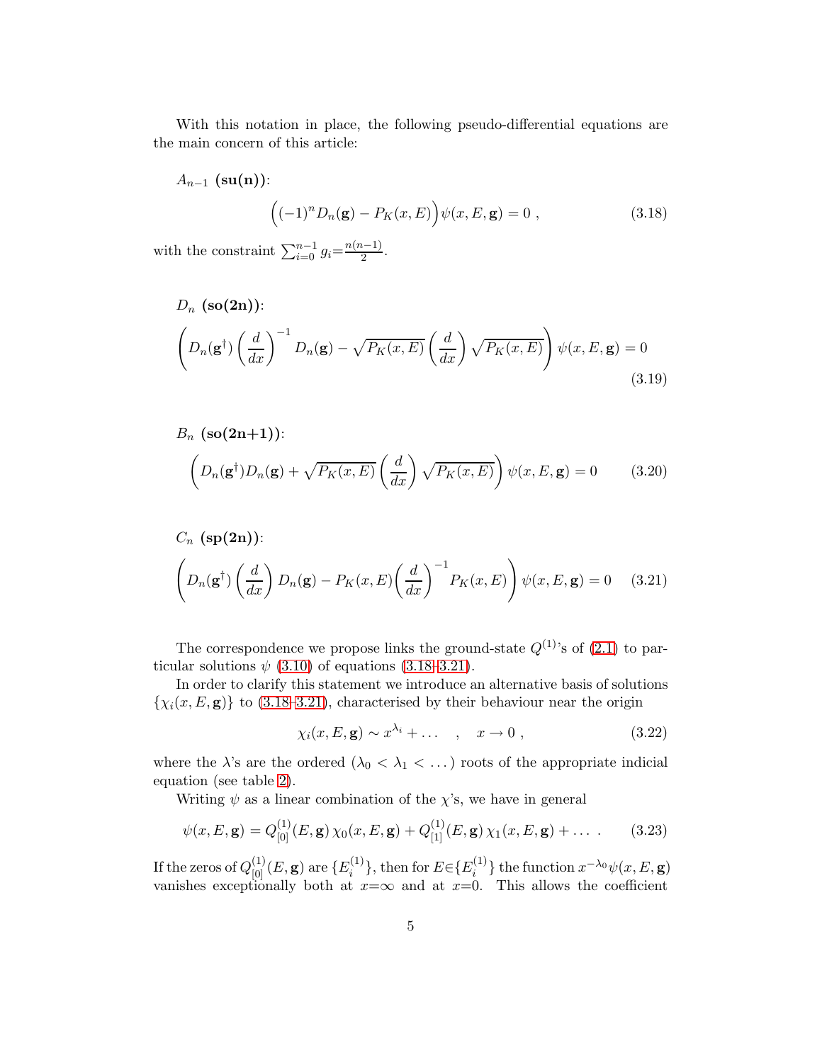With this notation in place, the following pseudo-differential equations are the main concern of this article:

$A_{n-1}$ **(su(n))**:

$$\Big((-1)^n D_n(\mathbf{g}) - P_K(x,E)\Big)\psi(x,E,\mathbf{g}) = 0 \ , \tag{3.18}$$

with the constraint $\sum_{i=0}^{n-1} g_i = \frac{n(n-1)}{2}$.

$D_n$ **(so(2n))**:

$$\left( D_n(\mathbf{g}^\dagger) \left(\frac{d}{dx}\right)^{-1} D_n(\mathbf{g}) - \sqrt{P_K(x,E)} \left(\frac{d}{dx}\right) \sqrt{P_K(x,E)} \right) \psi(x,E,\mathbf{g}) = 0 \tag{3.19}$$

$B_n$ **(so(2n+1))**:

$$\left( D_n(\mathbf{g}^\dagger) D_n(\mathbf{g}) + \sqrt{P_K(x,E)} \left(\frac{d}{dx}\right) \sqrt{P_K(x,E)} \right) \psi(x,E,\mathbf{g}) = 0 \tag{3.20}$$

$C_n$ **(sp(2n))**:

$$\left( D_n(\mathbf{g}^\dagger) \left(\frac{d}{dx}\right) D_n(\mathbf{g}) - P_K(x,E) \left(\frac{d}{dx}\right)^{-1} P_K(x,E) \right) \psi(x,E,\mathbf{g}) = 0 \tag{3.21}$$

The correspondence we propose links the ground-state $Q^{(1)}$'s of (2.1) to particular solutions $\psi$ (3.10) of equations (3.18–3.21).

In order to clarify this statement we introduce an alternative basis of solutions $\{\chi_i(x,E,\mathbf{g})\}$ to (3.18–3.21), characterised by their behaviour near the origin

$$\chi_i(x,E,\mathbf{g}) \sim x^{\lambda_i} + \dots \quad , \quad x \to 0 \ , \tag{3.22}$$

where the $\lambda$'s are the ordered ($\lambda_0 < \lambda_1 < \dots$) roots of the appropriate indicial equation (see table 2).

Writing $\psi$ as a linear combination of the $\chi$'s, we have in general

$$\psi(x,E,\mathbf{g}) = Q^{(1)}_{[0]}(E,\mathbf{g})\,\chi_0(x,E,\mathbf{g}) + Q^{(1)}_{[1]}(E,\mathbf{g})\,\chi_1(x,E,\mathbf{g}) + \dots \ . \tag{3.23}$$

If the zeros of $Q^{(1)}_{[0]}(E,\mathbf{g})$ are $\{E^{(1)}_i\}$, then for $E \in \{E^{(1)}_i\}$ the function $x^{-\lambda_0}\psi(x,E,\mathbf{g})$ vanishes exceptionally both at $x=\infty$ and at $x=0$. This allows the coefficient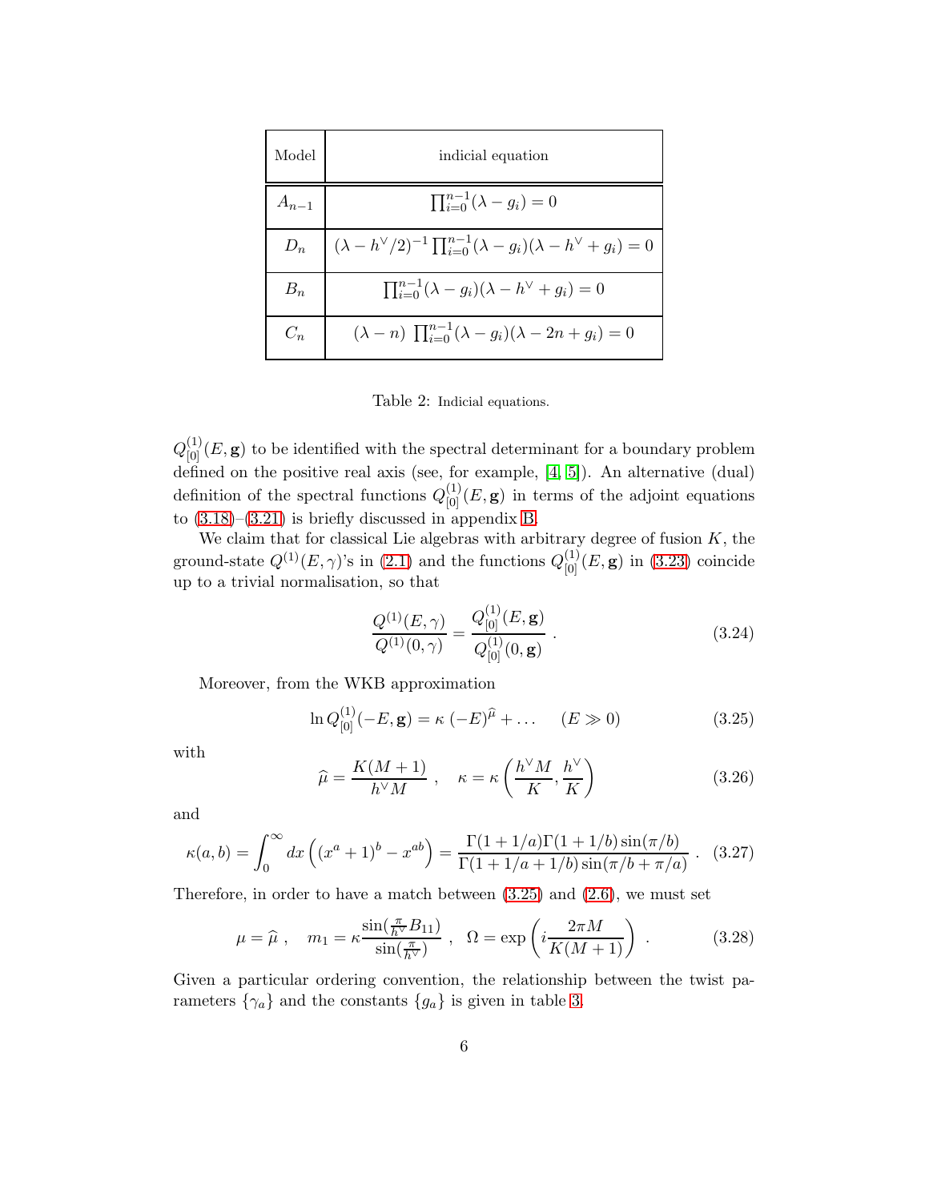| Model | indicial equation |
|---|---|
| $A_{n-1}$ | $\prod_{i=0}^{n-1}(\lambda - g_i) = 0$ |
| $D_n$ | $(\lambda - h^\vee/2)^{-1}\prod_{i=0}^{n-1}(\lambda - g_i)(\lambda - h^\vee + g_i) = 0$ |
| $B_n$ | $\prod_{i=0}^{n-1}(\lambda - g_i)(\lambda - h^\vee + g_i) = 0$ |
| $C_n$ | $(\lambda - n)\ \prod_{i=0}^{n-1}(\lambda - g_i)(\lambda - 2n + g_i) = 0$ |

Table 2: Indicial equations.

$Q^{(1)}_{[0]}(E, \mathbf{g})$ to be identified with the spectral determinant for a boundary problem defined on the positive real axis (see, for example, [4, 5]). An alternative (dual) definition of the spectral functions $Q^{(1)}_{[0]}(E, \mathbf{g})$ in terms of the adjoint equations to (3.18)–(3.21) is briefly discussed in appendix B.

We claim that for classical Lie algebras with arbitrary degree of fusion $K$, the ground-state $Q^{(1)}(E, \gamma)$'s in (2.1) and the functions $Q^{(1)}_{[0]}(E, \mathbf{g})$ in (3.23) coincide up to a trivial normalisation, so that

$$\frac{Q^{(1)}(E, \gamma)}{Q^{(1)}(0, \gamma)} = \frac{Q^{(1)}_{[0]}(E, \mathbf{g})}{Q^{(1)}_{[0]}(0, \mathbf{g})} \ . \tag{3.24}$$

Moreover, from the WKB approximation

$$\ln Q^{(1)}_{[0]}(-E, \mathbf{g}) = \kappa \ (-E)^{\widehat{\mu}} + \dots \qquad (E \gg 0) \tag{3.25}$$

with

$$\widehat{\mu} = \frac{K(M+1)}{h^\vee M} \ , \quad \kappa = \kappa\left(\frac{h^\vee M}{K}, \frac{h^\vee}{K}\right) \tag{3.26}$$

and

$$\kappa(a, b) = \int_0^\infty dx \left( (x^a + 1)^b - x^{ab} \right) = \frac{\Gamma(1 + 1/a)\Gamma(1 + 1/b)\sin(\pi/b)}{\Gamma(1 + 1/a + 1/b)\sin(\pi/b + \pi/a)} \ . \tag{3.27}$$

Therefore, in order to have a match between (3.25) and (2.6), we must set

$$\mu = \widehat{\mu} \ , \quad m_1 = \kappa \frac{\sin(\frac{\pi}{h^\vee} B_{11})}{\sin(\frac{\pi}{h^\vee})} \ , \quad \Omega = \exp\left( i \frac{2\pi M}{K(M+1)} \right) \ . \tag{3.28}$$

Given a particular ordering convention, the relationship between the twist parameters $\{\gamma_a\}$ and the constants $\{g_a\}$ is given in table 3.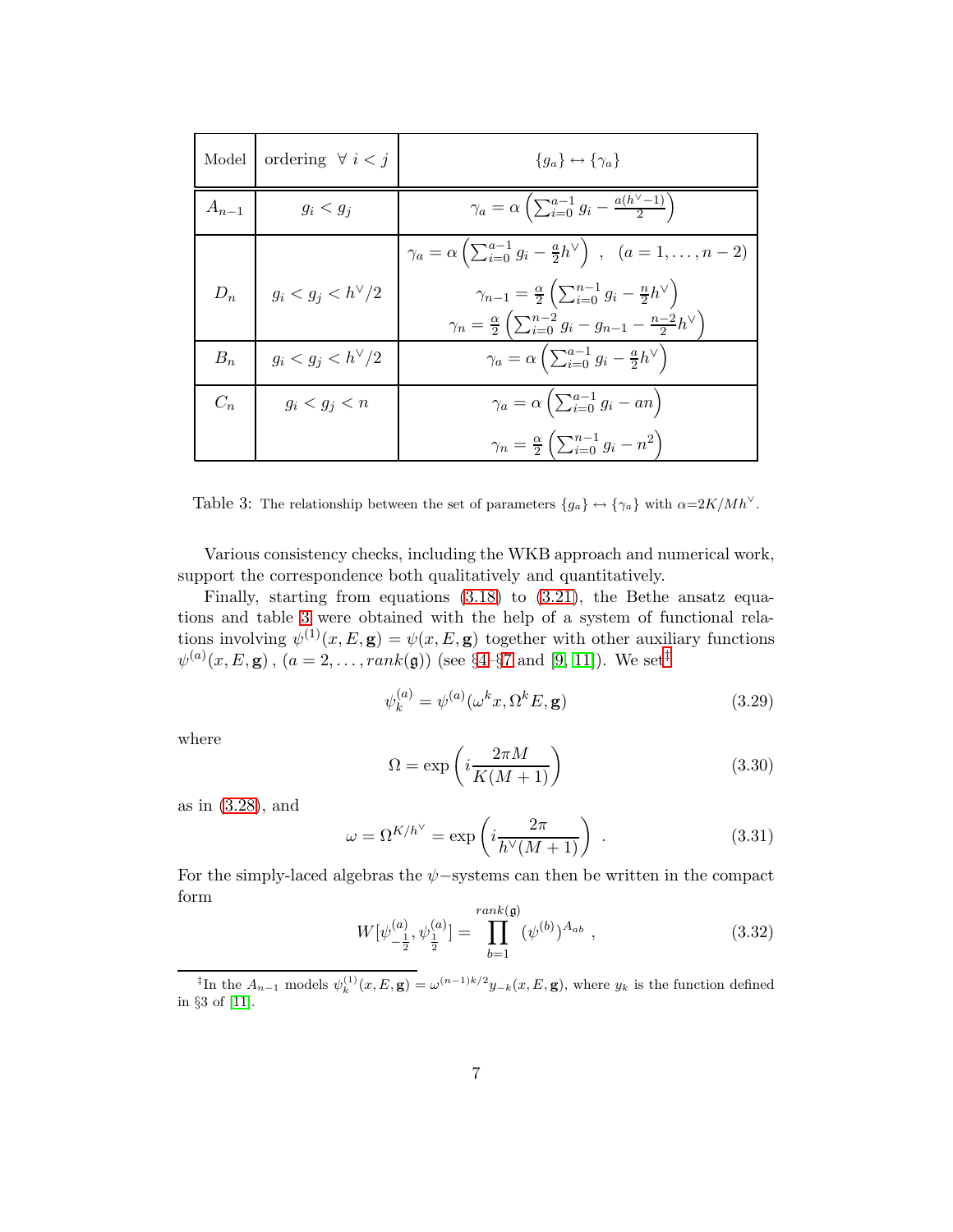| Model | ordering $\forall\ i<j$ | $\{g_a\} \leftrightarrow \{\gamma_a\}$ |
|---|---|---|
| $A_{n-1}$ | $g_i < g_j$ | $\gamma_a = \alpha\left(\sum_{i=0}^{a-1} g_i - \frac{a(h^\vee-1)}{2}\right)$ |
| $D_n$ | $g_i < g_j < h^\vee/2$ | $\gamma_a = \alpha\left(\sum_{i=0}^{a-1} g_i - \frac{a}{2}h^\vee\right)$ , $(a=1,\ldots,n-2)$ <br> $\gamma_{n-1} = \frac{\alpha}{2}\left(\sum_{i=0}^{n-1} g_i - \frac{n}{2}h^\vee\right)$ <br> $\gamma_n = \frac{\alpha}{2}\left(\sum_{i=0}^{n-2} g_i - g_{n-1} - \frac{n-2}{2}h^\vee\right)$ |
| $B_n$ | $g_i < g_j < h^\vee/2$ | $\gamma_a = \alpha\left(\sum_{i=0}^{a-1} g_i - \frac{a}{2}h^\vee\right)$ |
| $C_n$ | $g_i < g_j < n$ | $\gamma_a = \alpha\left(\sum_{i=0}^{a-1} g_i - an\right)$ <br> $\gamma_n = \frac{\alpha}{2}\left(\sum_{i=0}^{n-1} g_i - n^2\right)$ |

Table 3: The relationship between the set of parameters $\{g_a\} \leftrightarrow \{\gamma_a\}$ with $\alpha{=}2K/Mh^\vee$.

Various consistency checks, including the WKB approach and numerical work, support the correspondence both qualitatively and quantitatively.

Finally, starting from equations (3.18) to (3.21), the Bethe ansatz equations and table 3 were obtained with the help of a system of functional relations involving $\psi^{(1)}(x,E,\mathbf{g}) = \psi(x,E,\mathbf{g})$ together with other auxiliary functions $\psi^{(a)}(x,E,\mathbf{g})$ , $(a=2,\ldots,rank(\mathfrak{g}))$ (see §4–§7 and [9, 11]). We set[‡]

$$\psi^{(a)}_k = \psi^{(a)}(\omega^k x, \Omega^k E, \mathbf{g}) \tag{3.29}$$

where

$$\Omega = \exp\left(i\frac{2\pi M}{K(M+1)}\right) \tag{3.30}$$

as in (3.28), and

$$\omega = \Omega^{K/h^\vee} = \exp\left(i\frac{2\pi}{h^\vee(M+1)}\right) \ . \tag{3.31}$$

For the simply-laced algebras the $\psi-$systems can then be written in the compact form

$$W[\psi^{(a)}_{-\frac{1}{2}}, \psi^{(a)}_{\frac{1}{2}}] = \prod_{b=1}^{rank(\mathfrak{g})} (\psi^{(b)})^{A_{ab}} \ , \tag{3.32}$$

[‡]In the $A_{n-1}$ models $\psi^{(1)}_k(x,E,\mathbf{g}) = \omega^{(n-1)k/2} y_{-k}(x,E,\mathbf{g})$, where $y_k$ is the function defined in §3 of [11].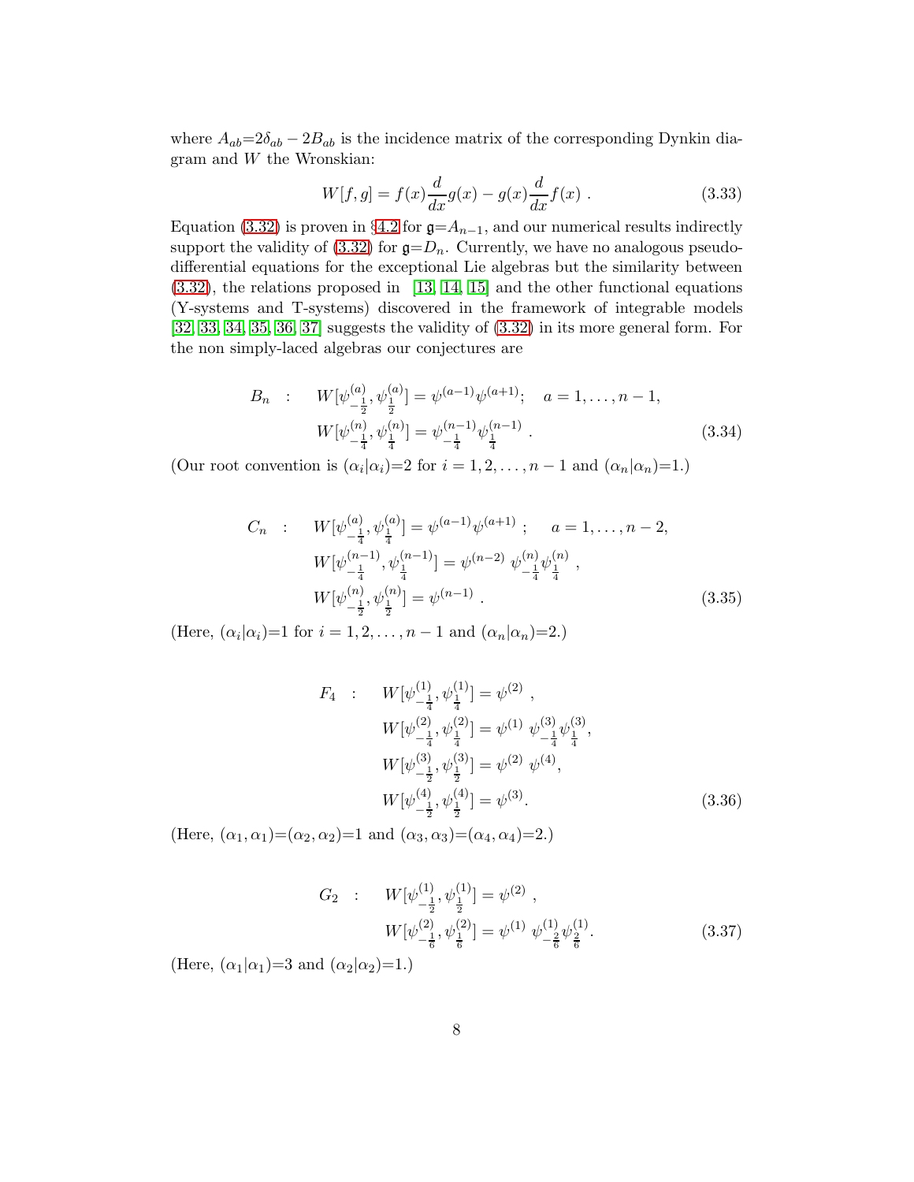where $A_{ab}$=$2\delta_{ab} - 2B_{ab}$ is the incidence matrix of the corresponding Dynkin diagram and $W$ the Wronskian:

$$
W[f,g] = f(x)\frac{d}{dx}g(x) - g(x)\frac{d}{dx}f(x) \ . \tag{3.33}
$$

Equation (3.32) is proven in §4.2 for $\mathfrak{g}$=$A_{n-1}$, and our numerical results indirectly support the validity of (3.32) for $\mathfrak{g}$=$D_n$. Currently, we have no analogous pseudo-differential equations for the exceptional Lie algebras but the similarity between (3.32), the relations proposed in [13, 14, 15] and the other functional equations (Y-systems and T-systems) discovered in the framework of integrable models [32, 33, 34, 35, 36, 37] suggests the validity of (3.32) in its more general form. For the non simply-laced algebras our conjectures are

$$
\begin{aligned}
B_n \quad : \quad & W[\psi^{(a)}_{-\frac{1}{2}}, \psi^{(a)}_{\frac{1}{2}}] = \psi^{(a-1)}\psi^{(a+1)}; \quad a = 1, \dots, n-1, \\
& W[\psi^{(n)}_{-\frac{1}{4}}, \psi^{(n)}_{\frac{1}{4}}] = \psi^{(n-1)}_{-\frac{1}{4}}\psi^{(n-1)}_{\frac{1}{4}} \ .
\end{aligned} \tag{3.34}
$$

(Our root convention is $(\alpha_i|\alpha_i)$=2 for $i = 1, 2, \dots, n-1$ and $(\alpha_n|\alpha_n)$=1.)

$$
\begin{aligned}
C_n \quad : \quad & W[\psi^{(a)}_{-\frac{1}{4}}, \psi^{(a)}_{\frac{1}{4}}] = \psi^{(a-1)}\psi^{(a+1)} \ ; \quad a = 1, \dots, n-2, \\
& W[\psi^{(n-1)}_{-\frac{1}{4}}, \psi^{(n-1)}_{\frac{1}{4}}] = \psi^{(n-2)} \ \psi^{(n)}_{-\frac{1}{4}}\psi^{(n)}_{\frac{1}{4}} \ , \\
& W[\psi^{(n)}_{-\frac{1}{2}}, \psi^{(n)}_{\frac{1}{2}}] = \psi^{(n-1)} \ .
\end{aligned} \tag{3.35}
$$

(Here, $(\alpha_i|\alpha_i)$=1 for $i = 1, 2, \dots, n-1$ and $(\alpha_n|\alpha_n)$=2.)

$$
\begin{aligned}
F_4 \quad : \quad & W[\psi^{(1)}_{-\frac{1}{4}}, \psi^{(1)}_{\frac{1}{4}}] = \psi^{(2)} \ , \\
& W[\psi^{(2)}_{-\frac{1}{4}}, \psi^{(2)}_{\frac{1}{4}}] = \psi^{(1)} \ \psi^{(3)}_{-\frac{1}{4}}\psi^{(3)}_{\frac{1}{4}}, \\
& W[\psi^{(3)}_{-\frac{1}{2}}, \psi^{(3)}_{\frac{1}{2}}] = \psi^{(2)} \ \psi^{(4)}, \\
& W[\psi^{(4)}_{-\frac{1}{2}}, \psi^{(4)}_{\frac{1}{2}}] = \psi^{(3)}.
\end{aligned} \tag{3.36}
$$

(Here, $(\alpha_1, \alpha_1)$=$(\alpha_2, \alpha_2)$=1 and $(\alpha_3, \alpha_3)$=$(\alpha_4, \alpha_4)$=2.)

$$
\begin{aligned}
G_2 \quad : \quad & W[\psi^{(1)}_{-\frac{1}{2}}, \psi^{(1)}_{\frac{1}{2}}] = \psi^{(2)} \ , \\
& W[\psi^{(2)}_{-\frac{1}{6}}, \psi^{(2)}_{\frac{1}{6}}] = \psi^{(1)} \ \psi^{(1)}_{-\frac{2}{6}}\psi^{(1)}_{\frac{2}{6}}.
\end{aligned} \tag{3.37}
$$

(Here, $(\alpha_1|\alpha_1)$=3 and $(\alpha_2|\alpha_2)$=1.)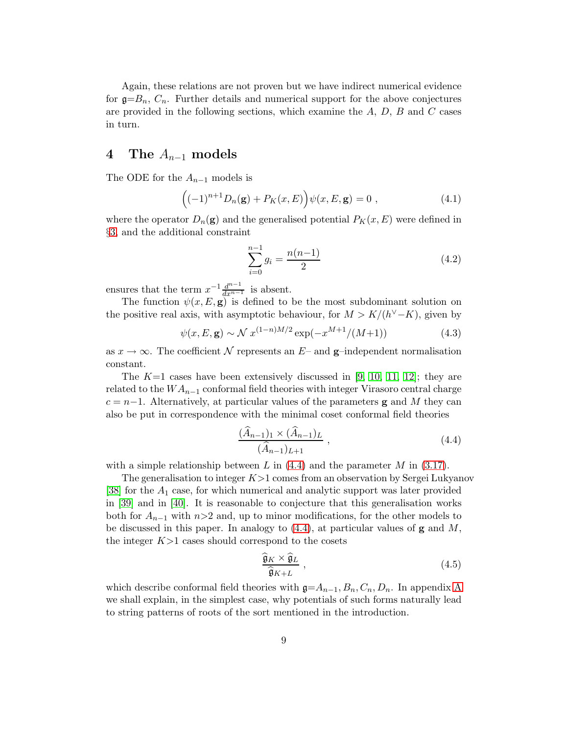Again, these relations are not proven but we have indirect numerical evidence for $\mathfrak{g}$=$B_n$, $C_n$. Further details and numerical support for the above conjectures are provided in the following sections, which examine the $A$, $D$, $B$ and $C$ cases in turn.

# 4 The $A_{n-1}$ models

The ODE for the $A_{n-1}$ models is

$$\Big((-1)^{n+1}D_n(\mathbf{g}) + P_K(x,E)\Big)\psi(x,E,\mathbf{g}) = 0 \ , \tag{4.1}$$

where the operator $D_n(\mathbf{g})$ and the generalised potential $P_K(x,E)$ were defined in §3, and the additional constraint

$$\sum_{i=0}^{n-1} g_i = \frac{n(n{-}1)}{2} \tag{4.2}$$

ensures that the term $x^{-1}\frac{d^{n-1}}{dx^{n-1}}$ is absent.

The function $\psi(x,E,\mathbf{g})$ is defined to be the most subdominant solution on the positive real axis, with asymptotic behaviour, for $M > K/(h^\vee{-}K)$, given by

$$\psi(x,E,\mathbf{g}) \sim \mathcal{N}\, x^{(1-n)M/2}\exp(-x^{M+1}/(M{+}1)) \tag{4.3}$$

as $x\to\infty$. The coefficient $\mathcal{N}$ represents an $E$– and $\mathbf{g}$–independent normalisation constant.

The $K$=1 cases have been extensively discussed in [9, 10, 11, 12]; they are related to the $WA_{n-1}$ conformal field theories with integer Virasoro central charge $c = n{-}1$. Alternatively, at particular values of the parameters $\mathbf{g}$ and $M$ they can also be put in correspondence with the minimal coset conformal field theories

$$\frac{(\widehat{A}_{n-1})_1 \times (\widehat{A}_{n-1})_L}{(\widehat{A}_{n-1})_{L+1}} \ , \tag{4.4}$$

with a simple relationship between $L$ in (4.4) and the parameter $M$ in (3.17).

The generalisation to integer $K{>}1$ comes from an observation by Sergei Lukyanov [38] for the $A_1$ case, for which numerical and analytic support was later provided in [39] and in [40]. It is reasonable to conjecture that this generalisation works both for $A_{n-1}$ with $n{>}2$ and, up to minor modifications, for the other models to be discussed in this paper. In analogy to (4.4), at particular values of $\mathbf{g}$ and $M$, the integer $K{>}1$ cases should correspond to the cosets

$$\frac{\widehat{\mathfrak{g}}_K \times \widehat{\mathfrak{g}}_L}{\widehat{\mathfrak{g}}_{K+L}} \ , \tag{4.5}$$

which describe conformal field theories with $\mathfrak{g}$=$A_{n-1}, B_n, C_n, D_n$. In appendix A we shall explain, in the simplest case, why potentials of such forms naturally lead to string patterns of roots of the sort mentioned in the introduction.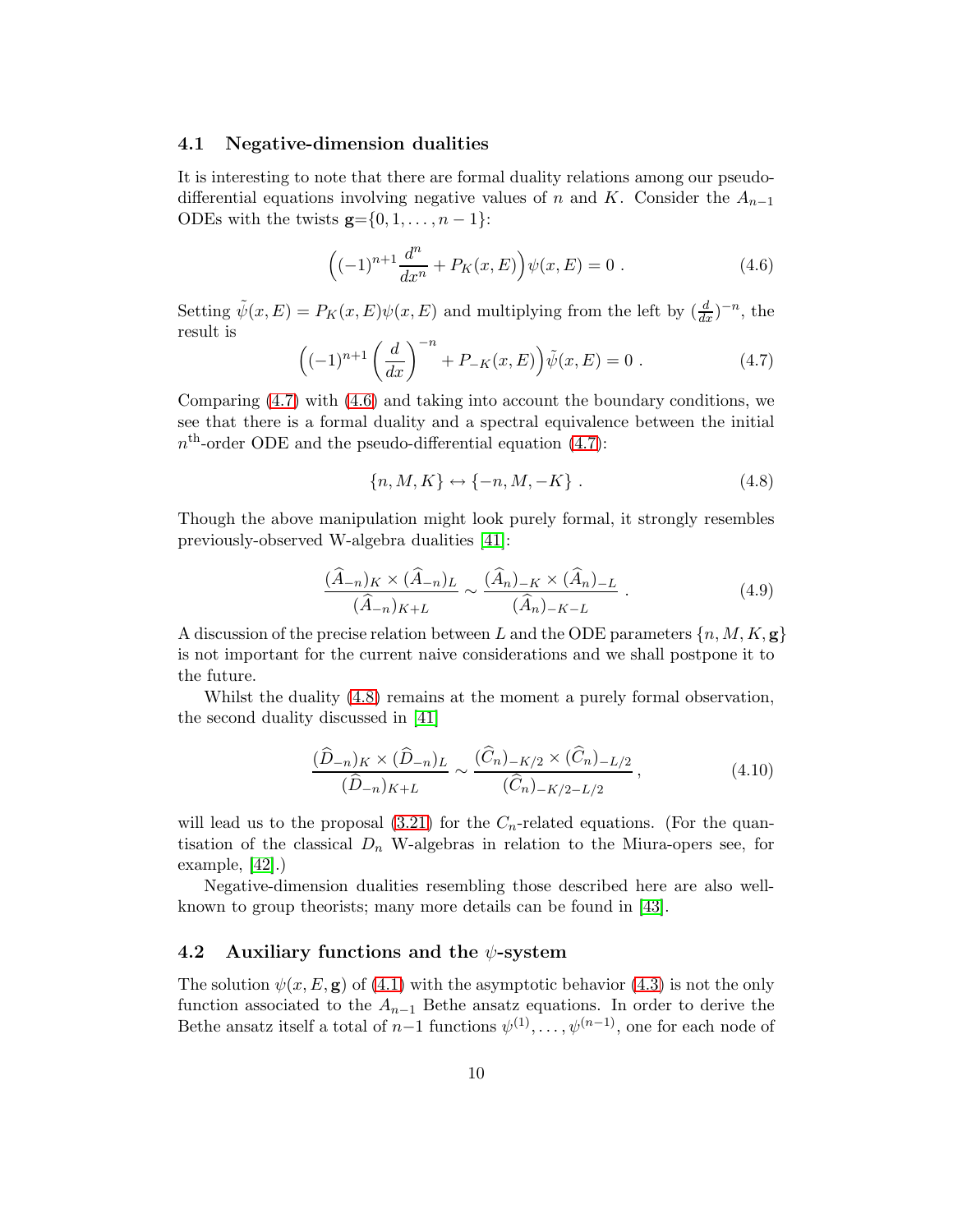### 4.1 Negative-dimension dualities

It is interesting to note that there are formal duality relations among our pseudo-differential equations involving negative values of $n$ and $K$. Consider the $A_{n-1}$ ODEs with the twists $\mathbf{g}=\{0,1,\ldots,n-1\}$:

$$\Big((-1)^{n+1}\frac{d^n}{dx^n}+P_K(x,E)\Big)\psi(x,E)=0\ . \tag{4.6}$$

Setting $\tilde{\psi}(x,E)=P_K(x,E)\psi(x,E)$ and multiplying from the left by $(\frac{d}{dx})^{-n}$, the result is

$$\Big((-1)^{n+1}\left(\frac{d}{dx}\right)^{-n}+P_{-K}(x,E)\Big)\tilde{\psi}(x,E)=0\ . \tag{4.7}$$

Comparing (4.7) with (4.6) and taking into account the boundary conditions, we see that there is a formal duality and a spectral equivalence between the initial $n^{\text{th}}$-order ODE and the pseudo-differential equation (4.7):

$$\{n,M,K\}\leftrightarrow\{-n,M,-K\}\ . \tag{4.8}$$

Though the above manipulation might look purely formal, it strongly resembles previously-observed W-algebra dualities [41]:

$$\frac{(\widehat{A}_{-n})_K\times(\widehat{A}_{-n})_L}{(\widehat{A}_{-n})_{K+L}}\sim\frac{(\widehat{A}_{n})_{-K}\times(\widehat{A}_{n})_{-L}}{(\widehat{A}_{n})_{-K-L}}\ . \tag{4.9}$$

A discussion of the precise relation between $L$ and the ODE parameters $\{n,M,K,\mathbf{g}\}$ is not important for the current naive considerations and we shall postpone it to the future.

Whilst the duality (4.8) remains at the moment a purely formal observation, the second duality discussed in [41]

$$\frac{(\widehat{D}_{-n})_K\times(\widehat{D}_{-n})_L}{(\widehat{D}_{-n})_{K+L}}\sim\frac{(\widehat{C}_{n})_{-K/2}\times(\widehat{C}_{n})_{-L/2}}{(\widehat{C}_{n})_{-K/2-L/2}}\,, \tag{4.10}$$

will lead us to the proposal (3.21) for the $C_n$-related equations. (For the quantisation of the classical $D_n$ W-algebras in relation to the Miura-opers see, for example, [42].)

Negative-dimension dualities resembling those described here are also well-known to group theorists; many more details can be found in [43].

### 4.2 Auxiliary functions and the $\psi$-system

The solution $\psi(x,E,\mathbf{g})$ of (4.1) with the asymptotic behavior (4.3) is not the only function associated to the $A_{n-1}$ Bethe ansatz equations. In order to derive the Bethe ansatz itself a total of $n-1$ functions $\psi^{(1)},\ldots,\psi^{(n-1)}$, one for each node of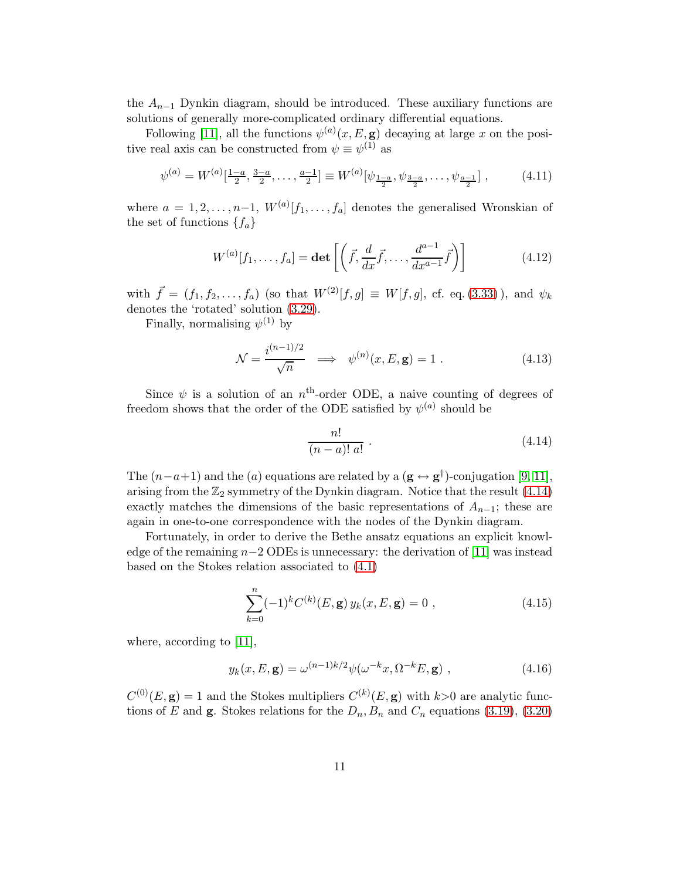the $A_{n-1}$ Dynkin diagram, should be introduced. These auxiliary functions are solutions of generally more-complicated ordinary differential equations.

Following [11], all the functions $\psi^{(a)}(x, E, \mathbf{g})$ decaying at large $x$ on the positive real axis can be constructed from $\psi \equiv \psi^{(1)}$ as

$$\psi^{(a)} = W^{(a)}[\tfrac{1-a}{2}, \tfrac{3-a}{2}, \ldots, \tfrac{a-1}{2}] \equiv W^{(a)}[\psi_{\frac{1-a}{2}}, \psi_{\frac{3-a}{2}}, \ldots, \psi_{\frac{a-1}{2}}] \;, \tag{4.11}$$

where $a = 1, 2, \ldots, n{-}1$, $W^{(a)}[f_1, \ldots, f_a]$ denotes the generalised Wronskian of the set of functions $\{f_a\}$

$$W^{(a)}[f_1, \ldots, f_a] = \mathbf{det}\left[\left(\vec{f}, \frac{d}{dx}\vec{f}, \ldots, \frac{d^{a-1}}{dx^{a-1}}\vec{f}\right)\right] \tag{4.12}$$

with $\vec{f} = (f_1, f_2, \ldots, f_a)$ (so that $W^{(2)}[f, g] \equiv W[f, g]$, cf. eq. (3.33) ), and $\psi_k$ denotes the 'rotated' solution (3.29).

Finally, normalising $\psi^{(1)}$ by

$$\mathcal{N} = \frac{i^{(n-1)/2}}{\sqrt{n}} \quad \Longrightarrow \quad \psi^{(n)}(x, E, \mathbf{g}) = 1 \;. \tag{4.13}$$

Since $\psi$ is a solution of an $n^{\text{th}}$-order ODE, a naive counting of degrees of freedom shows that the order of the ODE satisfied by $\psi^{(a)}$ should be

$$\frac{n!}{(n-a)!\; a!} \;. \tag{4.14}$$

The $(n{-}a{+}1)$ and the $(a)$ equations are related by a $(\mathbf{g} \leftrightarrow \mathbf{g}^{\dagger})$-conjugation [9, 11], arising from the $\mathbb{Z}_2$ symmetry of the Dynkin diagram. Notice that the result (4.14) exactly matches the dimensions of the basic representations of $A_{n-1}$; these are again in one-to-one correspondence with the nodes of the Dynkin diagram.

Fortunately, in order to derive the Bethe ansatz equations an explicit knowledge of the remaining $n{-}2$ ODEs is unnecessary: the derivation of [11] was instead based on the Stokes relation associated to (4.1)

$$\sum_{k=0}^{n} (-1)^k C^{(k)}(E, \mathbf{g})\, y_k(x, E, \mathbf{g}) = 0 \;, \tag{4.15}$$

where, according to [11],

$$y_k(x, E, \mathbf{g}) = \omega^{(n-1)k/2} \psi(\omega^{-k} x, \Omega^{-k} E, \mathbf{g}) \;, \tag{4.16}$$

$C^{(0)}(E, \mathbf{g}) = 1$ and the Stokes multipliers $C^{(k)}(E, \mathbf{g})$ with $k{>}0$ are analytic functions of $E$ and $\mathbf{g}$. Stokes relations for the $D_n, B_n$ and $C_n$ equations (3.19), (3.20)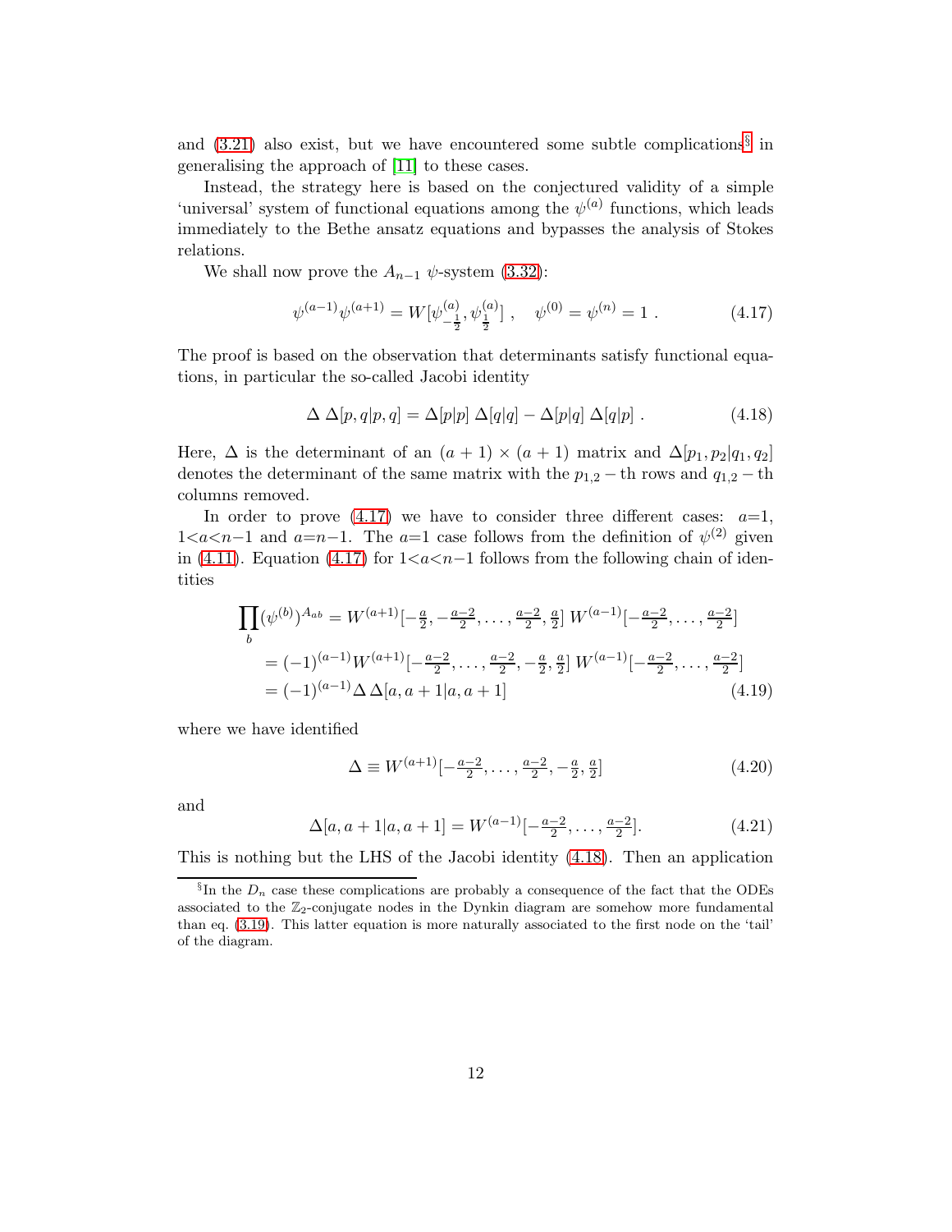and (3.21) also exist, but we have encountered some subtle complications[§] in generalising the approach of [11] to these cases.

Instead, the strategy here is based on the conjectured validity of a simple 'universal' system of functional equations among the $\psi^{(a)}$ functions, which leads immediately to the Bethe ansatz equations and bypasses the analysis of Stokes relations.

We shall now prove the $A_{n-1}$ $\psi$-system (3.32):

$$\psi^{(a-1)}\psi^{(a+1)} = W[\psi^{(a)}_{-\frac{1}{2}}, \psi^{(a)}_{\frac{1}{2}}] \ , \quad \psi^{(0)} = \psi^{(n)} = 1 \ . \tag{4.17}$$

The proof is based on the observation that determinants satisfy functional equations, in particular the so-called Jacobi identity

$$\Delta \, \Delta[p,q|p,q] = \Delta[p|p] \; \Delta[q|q] - \Delta[p|q] \; \Delta[q|p] \ . \tag{4.18}$$

Here, $\Delta$ is the determinant of an $(a+1)\times(a+1)$ matrix and $\Delta[p_1,p_2|q_1,q_2]$ denotes the determinant of the same matrix with the $p_{1,2}-$th rows and $q_{1,2}-$th columns removed.

In order to prove (4.17) we have to consider three different cases: $a$=1, 1<$a$<$n$−1 and $a$=$n$−1. The $a$=1 case follows from the definition of $\psi^{(2)}$ given in (4.11). Equation (4.17) for 1<$a$<$n$−1 follows from the following chain of identities

$$\begin{aligned}
\prod_b (\psi^{(b)})^{A_{ab}} &= W^{(a+1)}[-\tfrac{a}{2}, -\tfrac{a-2}{2}, \ldots, \tfrac{a-2}{2}, \tfrac{a}{2}] \; W^{(a-1)}[-\tfrac{a-2}{2}, \ldots, \tfrac{a-2}{2}] \\
&= (-1)^{(a-1)} W^{(a+1)}[-\tfrac{a-2}{2}, \ldots, \tfrac{a-2}{2}, -\tfrac{a}{2}, \tfrac{a}{2}] \; W^{(a-1)}[-\tfrac{a-2}{2}, \ldots, \tfrac{a-2}{2}] \\
&= (-1)^{(a-1)} \Delta \, \Delta[a, a+1|a, a+1]
\end{aligned} \tag{4.19}$$

where we have identified

$$\Delta \equiv W^{(a+1)}[-\tfrac{a-2}{2}, \ldots, \tfrac{a-2}{2}, -\tfrac{a}{2}, \tfrac{a}{2}] \tag{4.20}$$

and

$$\Delta[a, a+1|a, a+1] = W^{(a-1)}[-\tfrac{a-2}{2}, \ldots, \tfrac{a-2}{2}]. \tag{4.21}$$

This is nothing but the LHS of the Jacobi identity (4.18). Then an application

[§] In the $D_n$ case these complications are probably a consequence of the fact that the ODEs associated to the $\mathbb{Z}_2$-conjugate nodes in the Dynkin diagram are somehow more fundamental than eq. (3.19). This latter equation is more naturally associated to the first node on the 'tail' of the diagram.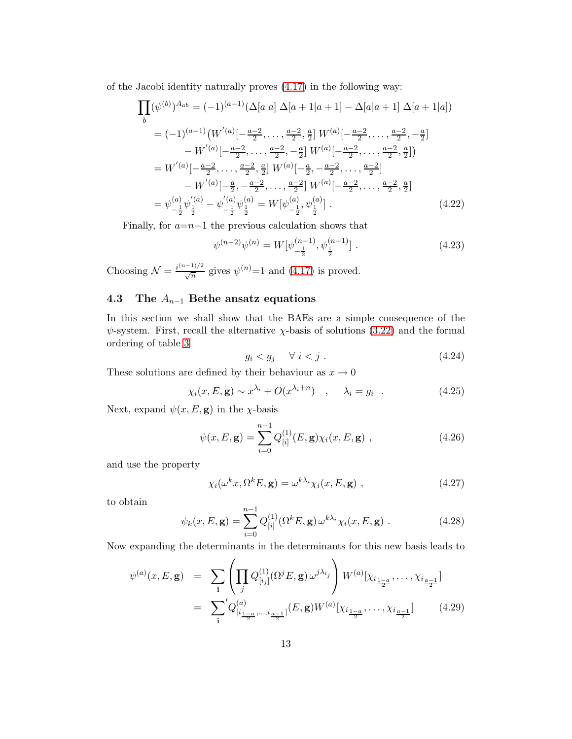of the Jacobi identity naturally proves (4.17) in the following way:

$$
\begin{aligned}
\prod_b (\psi^{(b)})^{A_{ab}} &= (-1)^{(a-1)} (\Delta[a|a] \; \Delta[a+1|a+1] - \Delta[a|a+1] \; \Delta[a+1|a]) \\
&= (-1)^{(a-1)} \big( W^{'(a)}[-\tfrac{a-2}{2}, \ldots, \tfrac{a-2}{2}, \tfrac{a}{2}] \; W^{(a)}[-\tfrac{a-2}{2}, \ldots, \tfrac{a-2}{2}, -\tfrac{a}{2}] \\
&\quad - W^{'(a)}[-\tfrac{a-2}{2}, \ldots, \tfrac{a-2}{2}, -\tfrac{a}{2}] \; W^{(a)}[-\tfrac{a-2}{2}, \ldots, \tfrac{a-2}{2}, \tfrac{a}{2}] \big) \\
&= W^{'(a)}[-\tfrac{a-2}{2}, \ldots, \tfrac{a-2}{2}, \tfrac{a}{2}] \; W^{(a)}[-\tfrac{a}{2}, -\tfrac{a-2}{2}, \ldots, \tfrac{a-2}{2}] \\
&\quad - W^{'(a)}[-\tfrac{a}{2}, -\tfrac{a-2}{2}, \ldots, \tfrac{a-2}{2}] \; W^{(a)}[-\tfrac{a-2}{2}, \ldots, \tfrac{a-2}{2}, \tfrac{a}{2}] \\
&= \psi^{(a)}_{-\frac{1}{2}} \psi^{'(a)}_{\frac{1}{2}} - \psi^{'(a)}_{-\frac{1}{2}} \psi^{(a)}_{\frac{1}{2}} = W[\psi^{(a)}_{-\frac{1}{2}}, \psi^{(a)}_{\frac{1}{2}}] \; .
\end{aligned}
\tag{4.22}
$$

Finally, for $a{=}n{-}1$ the previous calculation shows that

$$
\psi^{(n-2)} \psi^{(n)} = W[\psi^{(n-1)}_{-\frac{1}{2}}, \psi^{(n-1)}_{\frac{1}{2}}] \; . \tag{4.23}
$$

Choosing $\mathcal{N} = \frac{i^{(n-1)/2}}{\sqrt{n}}$ gives $\psi^{(n)}{=}1$ and (4.17) is proved.

### 4.3 The $A_{n-1}$ Bethe ansatz equations

In this section we shall show that the BAEs are a simple consequence of the $\psi$-system. First, recall the alternative $\chi$-basis of solutions (3.22) and the formal ordering of table 3

$$
g_i < g_j \quad \forall \; i < j \; . \tag{4.24}
$$

These solutions are defined by their behaviour as $x \to 0$

$$
\chi_i(x, E, \mathbf{g}) \sim x^{\lambda_i} + O(x^{\lambda_i + n}) \quad , \quad \lambda_i = g_i \quad . \tag{4.25}
$$

Next, expand $\psi(x, E, \mathbf{g})$ in the $\chi$-basis

$$
\psi(x, E, \mathbf{g}) = \sum_{i=0}^{n-1} Q^{(1)}_{[i]}(E, \mathbf{g}) \chi_i(x, E, \mathbf{g}) \; , \tag{4.26}
$$

and use the property

$$
\chi_i(\omega^k x, \Omega^k E, \mathbf{g}) = \omega^{k\lambda_i} \chi_i(x, E, \mathbf{g}) \; , \tag{4.27}
$$

to obtain

$$
\psi_k(x, E, \mathbf{g}) = \sum_{i=0}^{n-1} Q^{(1)}_{[i]}(\Omega^k E, \mathbf{g}) \, \omega^{k\lambda_i} \chi_i(x, E, \mathbf{g}) \; . \tag{4.28}
$$

Now expanding the determinants in the determinants for this new basis leads to

$$
\begin{aligned}
\psi^{(a)}(x, E, \mathbf{g}) &= \sum_{\mathbf{i}} \left( \prod_j Q^{(1)}_{[i_j]}(\Omega^j E, \mathbf{g}) \, \omega^{j\lambda_{i_j}} \right) W^{(a)}[\chi_{i_{\frac{1-a}{2}}}, \ldots, \chi_{i_{\frac{a-1}{2}}}] \\
&= {\sum_{\mathbf{i}}}' Q^{(a)}_{[i_{\frac{1-a}{2}}, \ldots, i_{\frac{a-1}{2}}]}(E, \mathbf{g}) W^{(a)}[\chi_{i_{\frac{1-a}{2}}}, \ldots, \chi_{i_{\frac{a-1}{2}}}]
\end{aligned}
\tag{4.29}
$$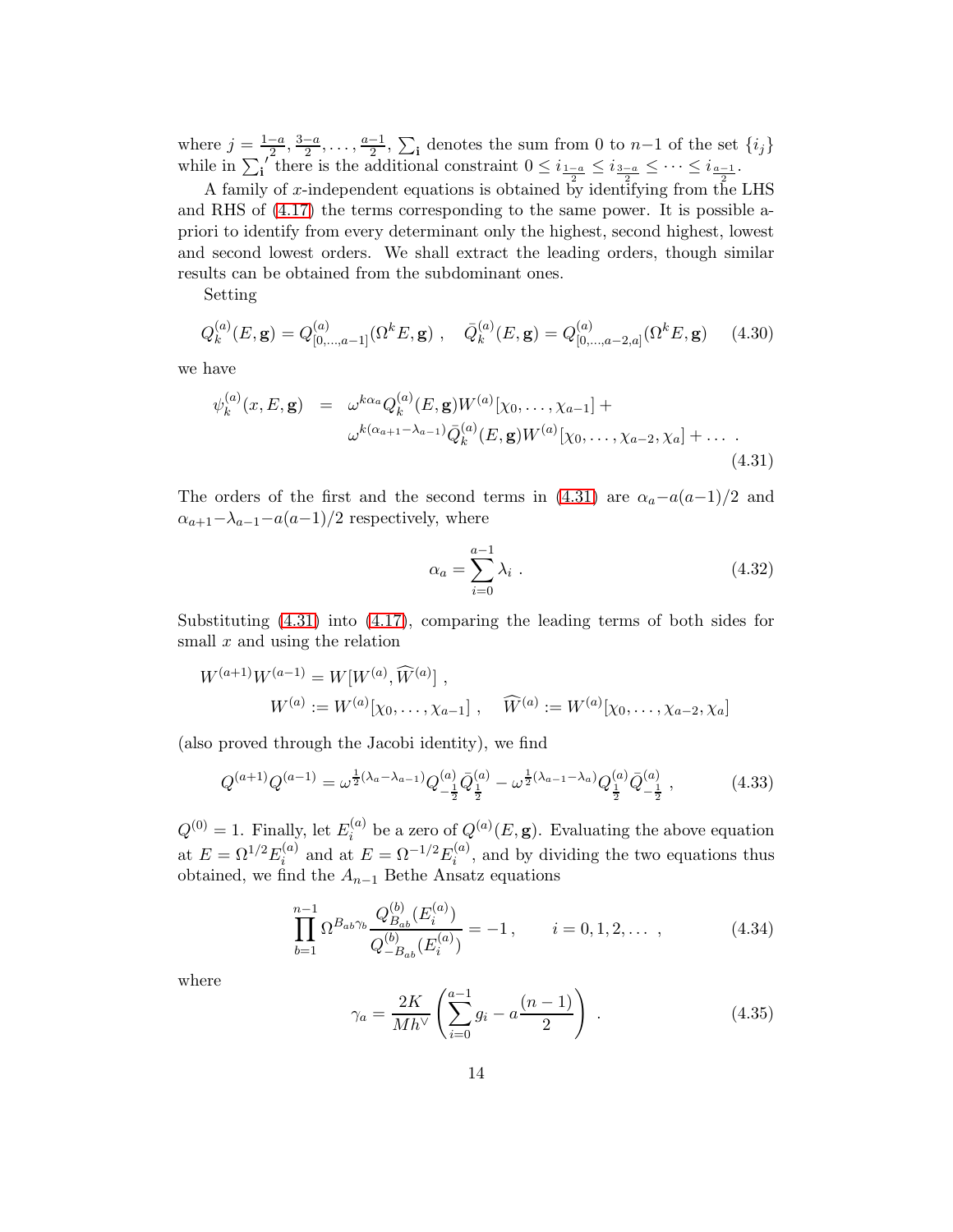where $j = \frac{1-a}{2}, \frac{3-a}{2}, \ldots, \frac{a-1}{2}$, $\sum_{\mathbf{i}}$ denotes the sum from 0 to $n-1$ of the set $\{i_j\}$ while in $\sum_{\mathbf{i}}'$ there is the additional constraint $0 \leq i_{\frac{1-a}{2}} \leq i_{\frac{3-a}{2}} \leq \cdots \leq i_{\frac{a-1}{2}}$.

A family of $x$-independent equations is obtained by identifying from the LHS and RHS of (4.17) the terms corresponding to the same power. It is possible a-priori to identify from every determinant only the highest, second highest, lowest and second lowest orders. We shall extract the leading orders, though similar results can be obtained from the subdominant ones.

Setting

$$Q_k^{(a)}(E, \mathbf{g}) = Q^{(a)}_{[0,\ldots,a-1]}(\Omega^k E, \mathbf{g}) \ , \quad \bar{Q}_k^{(a)}(E, \mathbf{g}) = Q^{(a)}_{[0,\ldots,a-2,a]}(\Omega^k E, \mathbf{g}) \tag{4.30}$$

we have

$$\begin{aligned}\psi_k^{(a)}(x, E, \mathbf{g}) \ &= \ \omega^{k\alpha_a} Q_k^{(a)}(E, \mathbf{g}) W^{(a)}[\chi_0, \ldots, \chi_{a-1}] + \\ &\quad \omega^{k(\alpha_{a+1}-\lambda_{a-1})} \bar{Q}_k^{(a)}(E, \mathbf{g}) W^{(a)}[\chi_0, \ldots, \chi_{a-2}, \chi_a] + \ldots \ .\end{aligned} \tag{4.31}$$

The orders of the first and the second terms in (4.31) are $\alpha_a - a(a-1)/2$ and $\alpha_{a+1} - \lambda_{a-1} - a(a-1)/2$ respectively, where

$$\alpha_a = \sum_{i=0}^{a-1} \lambda_i \ . \tag{4.32}$$

Substituting (4.31) into (4.17), comparing the leading terms of both sides for small $x$ and using the relation

$$\begin{aligned}W^{(a+1)} W^{(a-1)} &= W[W^{(a)}, \widehat{W}^{(a)}] \ , \\ W^{(a)} &:= W^{(a)}[\chi_0, \ldots, \chi_{a-1}] \ , \quad \widehat{W}^{(a)} := W^{(a)}[\chi_0, \ldots, \chi_{a-2}, \chi_a]\end{aligned}$$

(also proved through the Jacobi identity), we find

$$Q^{(a+1)} Q^{(a-1)} = \omega^{\frac{1}{2}(\lambda_a - \lambda_{a-1})} Q^{(a)}_{-\frac{1}{2}} \bar{Q}^{(a)}_{\frac{1}{2}} - \omega^{\frac{1}{2}(\lambda_{a-1} - \lambda_a)} Q^{(a)}_{\frac{1}{2}} \bar{Q}^{(a)}_{-\frac{1}{2}} \ , \tag{4.33}$$

$Q^{(0)} = 1$. Finally, let $E_i^{(a)}$ be a zero of $Q^{(a)}(E, \mathbf{g})$. Evaluating the above equation at $E = \Omega^{1/2} E_i^{(a)}$ and at $E = \Omega^{-1/2} E_i^{(a)}$, and by dividing the two equations thus obtained, we find the $A_{n-1}$ Bethe Ansatz equations

$$\prod_{b=1}^{n-1} \Omega^{B_{ab}\gamma_b} \frac{Q^{(b)}_{B_{ab}}(E_i^{(a)})}{Q^{(b)}_{-B_{ab}}(E_i^{(a)})} = -1 \, , \qquad i = 0, 1, 2, \ldots \ , \tag{4.34}$$

where

$$\gamma_a = \frac{2K}{M h^\vee} \left( \sum_{i=0}^{a-1} g_i - a \frac{(n-1)}{2} \right) \ . \tag{4.35}$$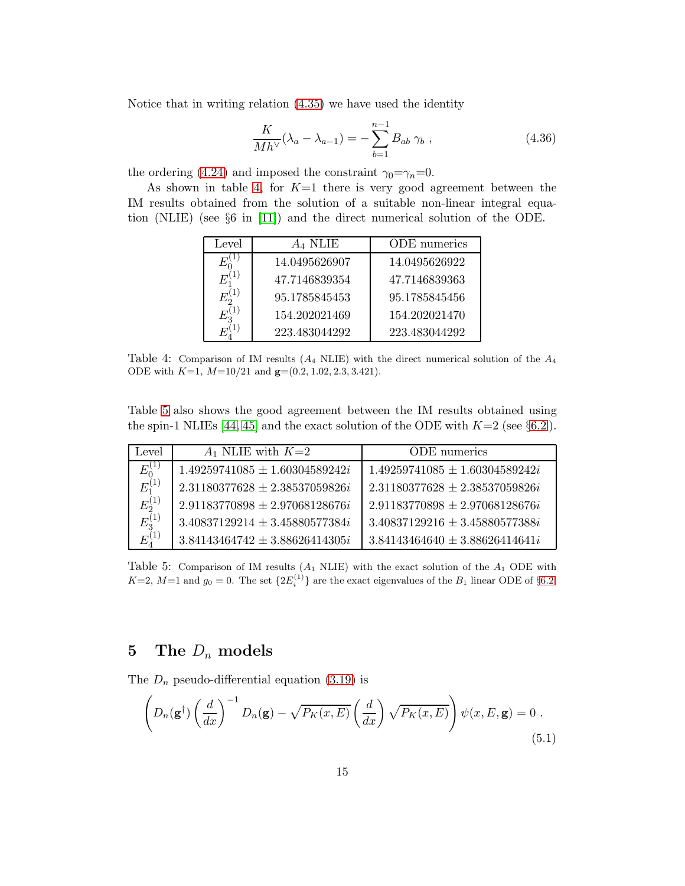Notice that in writing relation (4.35) we have used the identity

$$\frac{K}{Mh^\vee}(\lambda_a - \lambda_{a-1}) = -\sum_{b=1}^{n-1} B_{ab}\,\gamma_b \ , \tag{4.36}$$

the ordering (4.24) and imposed the constraint $\gamma_0{=}\gamma_n{=}0$.

As shown in table 4, for $K{=}1$ there is very good agreement between the IM results obtained from the solution of a suitable non-linear integral equation (NLIE) (see §6 in [11]) and the direct numerical solution of the ODE.

| Level | $A_4$ NLIE | ODE numerics |
|---|---|---|
| $E_0^{(1)}$ | 14.0495626907 | 14.0495626922 |
| $E_1^{(1)}$ | 47.7146839354 | 47.7146839363 |
| $E_2^{(1)}$ | 95.1785845453 | 95.1785845456 |
| $E_3^{(1)}$ | 154.202021469 | 154.202021470 |
| $E_4^{(1)}$ | 223.483044292 | 223.483044292 |

Table 4: Comparison of IM results ($A_4$ NLIE) with the direct numerical solution of the $A_4$ ODE with $K{=}1$, $M{=}10/21$ and $\mathbf{g}{=}(0.2, 1.02, 2.3, 3.421)$.

Table 5 also shows the good agreement between the IM results obtained using the spin-1 NLIEs [44, 45] and the exact solution of the ODE with $K{=}2$ (see §6.2).

| Level | $A_1$ NLIE with $K{=}2$ | ODE numerics |
|---|---|---|
| $E_0^{(1)}$ | $1.49259741085 \pm 1.60304589242i$ | $1.49259741085 \pm 1.60304589242i$ |
| $E_1^{(1)}$ | $2.31180377628 \pm 2.38537059826i$ | $2.31180377628 \pm 2.38537059826i$ |
| $E_2^{(1)}$ | $2.91183770898 \pm 2.97068128676i$ | $2.91183770898 \pm 2.97068128676i$ |
| $E_3^{(1)}$ | $3.40837129214 \pm 3.45880577384i$ | $3.40837129216 \pm 3.45880577388i$ |
| $E_4^{(1)}$ | $3.84143464742 \pm 3.88626414305i$ | $3.84143464640 \pm 3.88626414641i$ |

Table 5: Comparison of IM results ($A_1$ NLIE) with the exact solution of the $A_1$ ODE with $K{=}2$, $M{=}1$ and $g_0 = 0$. The set $\{2E_i^{(1)}\}$ are the exact eigenvalues of the $B_1$ linear ODE of §6.2

## 5 The $D_n$ models

The $D_n$ pseudo-differential equation (3.19) is

$$\left( D_n(\mathbf{g}^\dagger) \left(\frac{d}{dx}\right)^{-1} D_n(\mathbf{g}) - \sqrt{P_K(x,E)} \left(\frac{d}{dx}\right) \sqrt{P_K(x,E)} \right) \psi(x,E,\mathbf{g}) = 0 \ . \tag{5.1}$$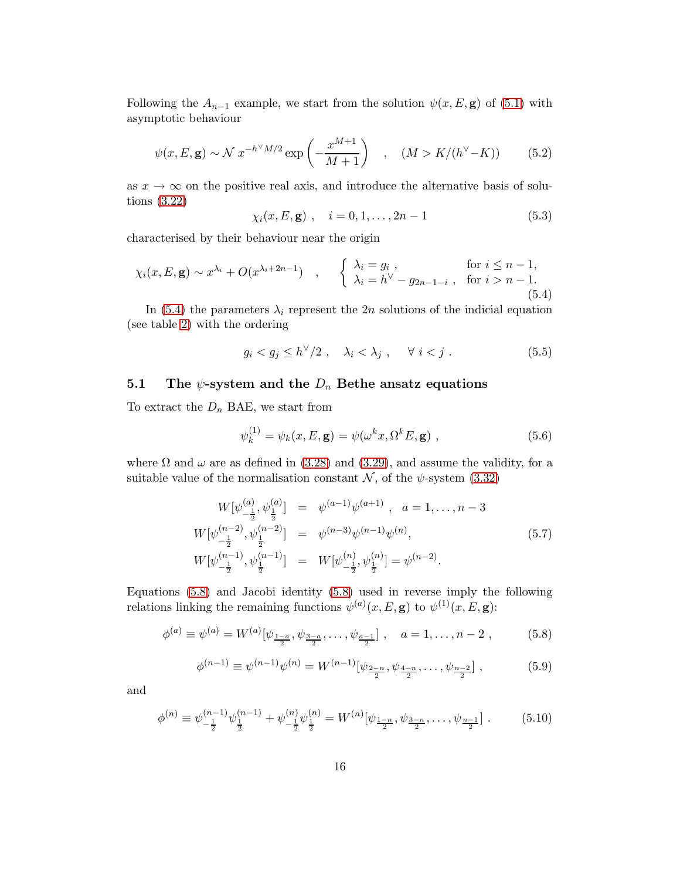Following the $A_{n-1}$ example, we start from the solution $\psi(x, E, \mathbf{g})$ of (5.1) with asymptotic behaviour

$$\psi(x, E, \mathbf{g}) \sim \mathcal{N} \, x^{-h^\vee M/2} \exp\left(-\frac{x^{M+1}}{M+1}\right) \quad , \quad (M > K/(h^\vee - K)) \tag{5.2}$$

as $x \to \infty$ on the positive real axis, and introduce the alternative basis of solutions (3.22)

$$\chi_i(x, E, \mathbf{g}) \ , \quad i = 0, 1, \ldots, 2n-1 \tag{5.3}$$

characterised by their behaviour near the origin

$$\chi_i(x, E, \mathbf{g}) \sim x^{\lambda_i} + O(x^{\lambda_i + 2n-1}) \quad , \quad \begin{cases} \lambda_i = g_i \ , & \text{for } i \leq n-1, \\ \lambda_i = h^\vee - g_{2n-1-i} \ , & \text{for } i > n-1. \end{cases} \tag{5.4}$$

In (5.4) the parameters $\lambda_i$ represent the $2n$ solutions of the indicial equation (see table 2) with the ordering

$$g_i < g_j \leq h^\vee/2 \ , \quad \lambda_i < \lambda_j \ , \quad \forall \ i < j \ . \tag{5.5}$$

## 5.1 The $\psi$-system and the $D_n$ Bethe ansatz equations

To extract the $D_n$ BAE, we start from

$$\psi_k^{(1)} = \psi_k(x, E, \mathbf{g}) = \psi(\omega^k x, \Omega^k E, \mathbf{g}) \ , \tag{5.6}$$

where $\Omega$ and $\omega$ are as defined in (3.28) and (3.29), and assume the validity, for a suitable value of the normalisation constant $\mathcal{N}$, of the $\psi$-system (3.32)

$$\begin{aligned} W[\psi^{(a)}_{-\frac{1}{2}}, \psi^{(a)}_{\frac{1}{2}}] &= \psi^{(a-1)} \psi^{(a+1)} \ , \quad a = 1, \ldots, n-3 \\ W[\psi^{(n-2)}_{-\frac{1}{2}}, \psi^{(n-2)}_{\frac{1}{2}}] &= \psi^{(n-3)} \psi^{(n-1)} \psi^{(n)}, \\ W[\psi^{(n-1)}_{-\frac{1}{2}}, \psi^{(n-1)}_{\frac{1}{2}}] &= W[\psi^{(n)}_{-\frac{1}{2}}, \psi^{(n)}_{\frac{1}{2}}] = \psi^{(n-2)}. \end{aligned} \tag{5.7}$$

Equations (5.8) and Jacobi identity (5.8) used in reverse imply the following relations linking the remaining functions $\psi^{(a)}(x, E, \mathbf{g})$ to $\psi^{(1)}(x, E, \mathbf{g})$:

$$\phi^{(a)} \equiv \psi^{(a)} = W^{(a)}[\psi_{\frac{1-a}{2}}, \psi_{\frac{3-a}{2}}, \ldots, \psi_{\frac{a-1}{2}}] \ , \quad a = 1, \ldots, n-2 \ , \tag{5.8}$$

$$\phi^{(n-1)} \equiv \psi^{(n-1)} \psi^{(n)} = W^{(n-1)}[\psi_{\frac{2-n}{2}}, \psi_{\frac{4-n}{2}}, \ldots, \psi_{\frac{n-2}{2}}] \ , \tag{5.9}$$

and

$$\phi^{(n)} \equiv \psi^{(n-1)}_{-\frac{1}{2}} \psi^{(n-1)}_{\frac{1}{2}} + \psi^{(n)}_{-\frac{1}{2}} \psi^{(n)}_{\frac{1}{2}} = W^{(n)}[\psi_{\frac{1-n}{2}}, \psi_{\frac{3-n}{2}}, \ldots, \psi_{\frac{n-1}{2}}] \ . \tag{5.10}$$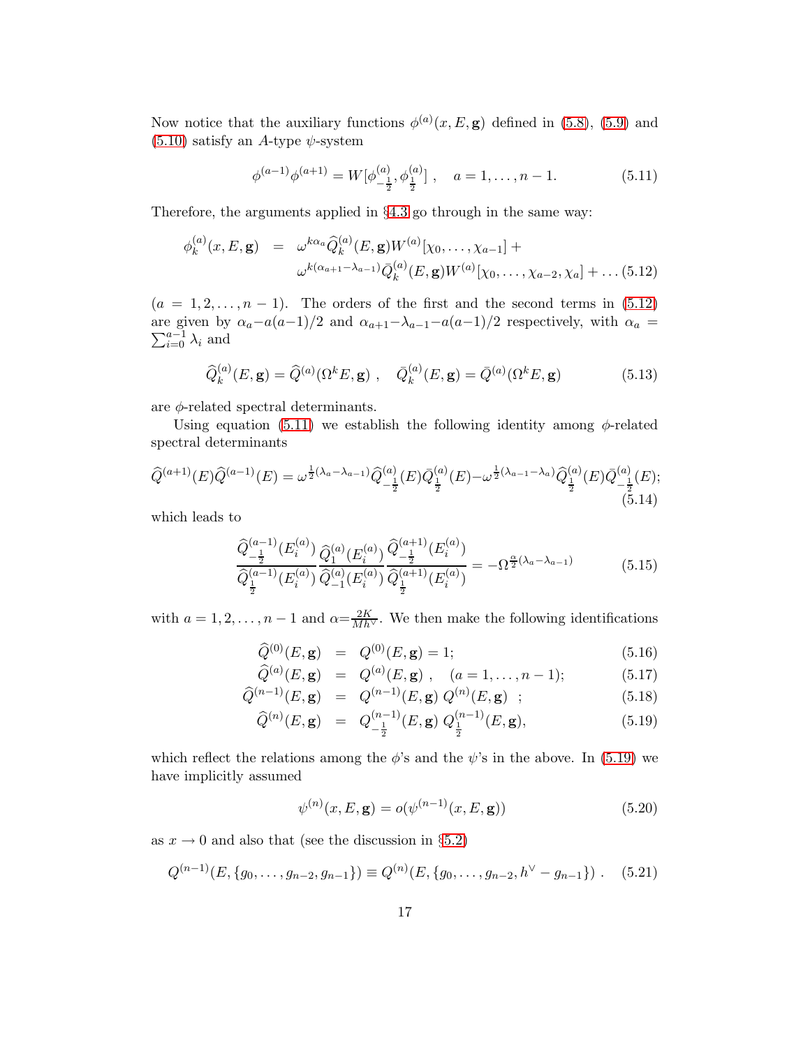Now notice that the auxiliary functions $\phi^{(a)}(x, E, \mathbf{g})$ defined in (5.8), (5.9) and (5.10) satisfy an $A$-type $\psi$-system

$$\phi^{(a-1)}\phi^{(a+1)} = W[\phi^{(a)}_{-\frac{1}{2}}, \phi^{(a)}_{\frac{1}{2}}] \ , \quad a = 1, \ldots, n-1. \tag{5.11}$$

Therefore, the arguments applied in §4.3 go through in the same way:

$$\begin{aligned}\phi^{(a)}_k(x, E, \mathbf{g}) \;&=\; \omega^{k\alpha_a}\widehat{Q}^{(a)}_k(E, \mathbf{g}) W^{(a)}[\chi_0, \ldots, \chi_{a-1}] + \\ &\quad\; \omega^{k(\alpha_{a+1}-\lambda_{a-1})}\bar{Q}^{(a)}_k(E, \mathbf{g}) W^{(a)}[\chi_0, \ldots, \chi_{a-2}, \chi_a] + \ldots\end{aligned} \tag{5.12}$$

($a = 1, 2, \ldots, n-1$). The orders of the first and the second terms in (5.12) are given by $\alpha_a - a(a-1)/2$ and $\alpha_{a+1} - \lambda_{a-1} - a(a-1)/2$ respectively, with $\alpha_a = \sum_{i=0}^{a-1} \lambda_i$ and

$$\widehat{Q}^{(a)}_k(E, \mathbf{g}) = \widehat{Q}^{(a)}(\Omega^k E, \mathbf{g}) \ , \quad \bar{Q}^{(a)}_k(E, \mathbf{g}) = \bar{Q}^{(a)}(\Omega^k E, \mathbf{g}) \tag{5.13}$$

are $\phi$-related spectral determinants.

Using equation (5.11) we establish the following identity among $\phi$-related spectral determinants

$$\widehat{Q}^{(a+1)}(E)\widehat{Q}^{(a-1)}(E) = \omega^{\frac{1}{2}(\lambda_a - \lambda_{a-1})}\widehat{Q}^{(a)}_{-\frac{1}{2}}(E)\bar{Q}^{(a)}_{\frac{1}{2}}(E) - \omega^{\frac{1}{2}(\lambda_{a-1} - \lambda_a)}\widehat{Q}^{(a)}_{\frac{1}{2}}(E)\bar{Q}^{(a)}_{-\frac{1}{2}}(E); \tag{5.14}$$

which leads to

$$\frac{\widehat{Q}^{(a-1)}_{-\frac{1}{2}}(E^{(a)}_i)}{\widehat{Q}^{(a-1)}_{\frac{1}{2}}(E^{(a)}_i)} \frac{\widehat{Q}^{(a)}_{1}(E^{(a)}_i)}{\widehat{Q}^{(a)}_{-1}(E^{(a)}_i)} \frac{\widehat{Q}^{(a+1)}_{-\frac{1}{2}}(E^{(a)}_i)}{\widehat{Q}^{(a+1)}_{\frac{1}{2}}(E^{(a)}_i)} = -\Omega^{\frac{\alpha}{2}(\lambda_a - \lambda_{a-1})} \tag{5.15}$$

with $a = 1, 2, \ldots, n-1$ and $\alpha = \frac{2K}{Mh^\vee}$. We then make the following identifications

$$\begin{aligned}
\widehat{Q}^{(0)}(E, \mathbf{g}) &= Q^{(0)}(E, \mathbf{g}) = 1; && (5.16)\\
\widehat{Q}^{(a)}(E, \mathbf{g}) &= Q^{(a)}(E, \mathbf{g}) \ , \quad (a = 1, \ldots, n-1); && (5.17)\\
\widehat{Q}^{(n-1)}(E, \mathbf{g}) &= Q^{(n-1)}(E, \mathbf{g}) \ Q^{(n)}(E, \mathbf{g}) \ ; && (5.18)\\
\widehat{Q}^{(n)}(E, \mathbf{g}) &= Q^{(n-1)}_{-\frac{1}{2}}(E, \mathbf{g}) \ Q^{(n-1)}_{\frac{1}{2}}(E, \mathbf{g}), && (5.19)
\end{aligned}$$

which reflect the relations among the $\phi$'s and the $\psi$'s in the above. In (5.19) we have implicitly assumed

$$\psi^{(n)}(x, E, \mathbf{g}) = o(\psi^{(n-1)}(x, E, \mathbf{g})) \tag{5.20}$$

as $x \to 0$ and also that (see the discussion in §5.2)

$$Q^{(n-1)}(E, \{g_0, \ldots, g_{n-2}, g_{n-1}\}) \equiv Q^{(n)}(E, \{g_0, \ldots, g_{n-2}, h^\vee - g_{n-1}\}) \ . \tag{5.21}$$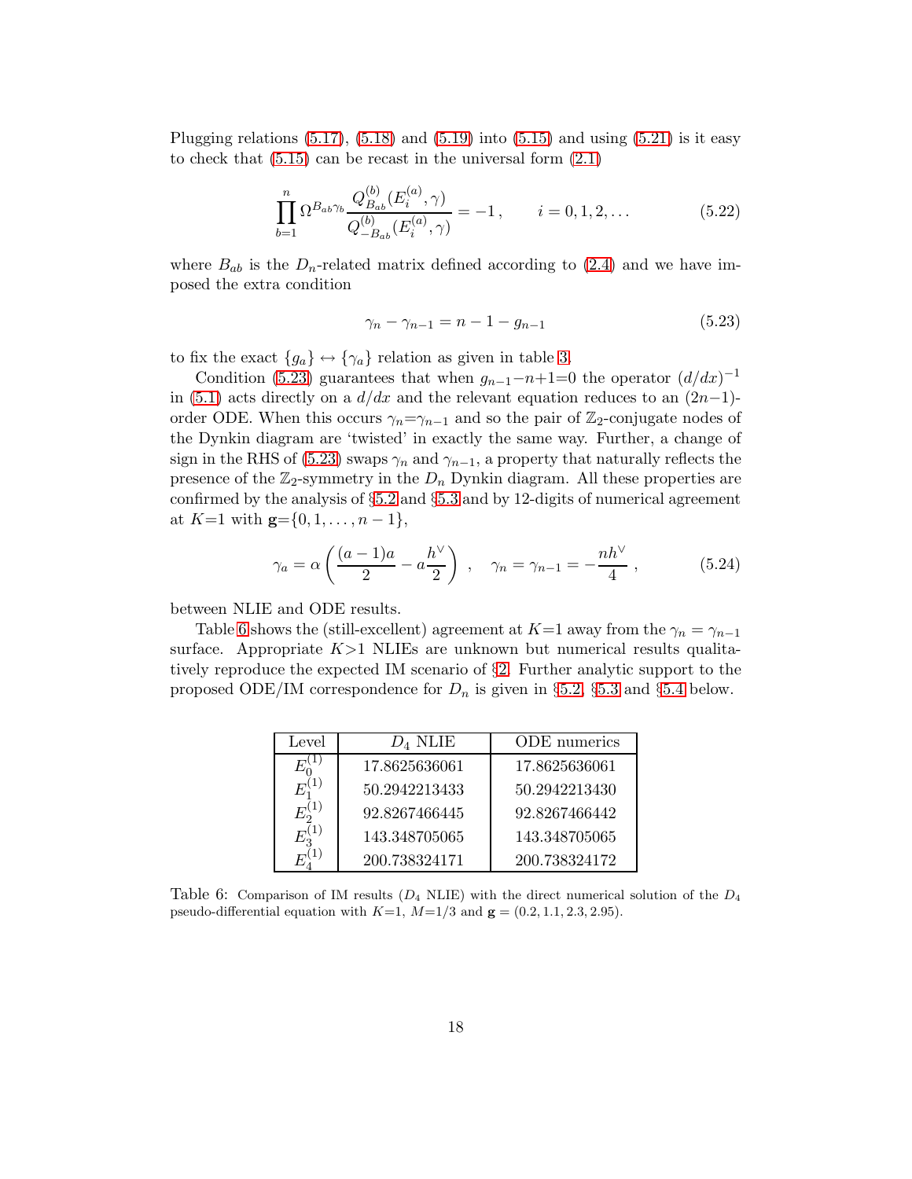Plugging relations (5.17), (5.18) and (5.19) into (5.15) and using (5.21) is it easy to check that (5.15) can be recast in the universal form (2.1)

$$\prod_{b=1}^{n} \Omega^{B_{ab}\gamma_b} \frac{Q^{(b)}_{B_{ab}}(E^{(a)}_i,\gamma)}{Q^{(b)}_{-B_{ab}}(E^{(a)}_i,\gamma)} = -1 \,, \qquad i=0,1,2,\dots \tag{5.22}$$

where $B_{ab}$ is the $D_n$-related matrix defined according to (2.4) and we have imposed the extra condition

$$\gamma_n - \gamma_{n-1} = n-1-g_{n-1} \tag{5.23}$$

to fix the exact $\{g_a\} \leftrightarrow \{\gamma_a\}$ relation as given in table 3.

Condition (5.23) guarantees that when $g_{n-1}-n+1=0$ the operator $(d/dx)^{-1}$ in (5.1) acts directly on a $d/dx$ and the relevant equation reduces to an $(2n-1)$-order ODE. When this occurs $\gamma_n=\gamma_{n-1}$ and so the pair of $\mathbb{Z}_2$-conjugate nodes of the Dynkin diagram are 'twisted' in exactly the same way. Further, a change of sign in the RHS of (5.23) swaps $\gamma_n$ and $\gamma_{n-1}$, a property that naturally reflects the presence of the $\mathbb{Z}_2$-symmetry in the $D_n$ Dynkin diagram. All these properties are confirmed by the analysis of §5.2 and §5.3 and by 12-digits of numerical agreement at $K$=1 with $\mathbf{g}=\{0,1,\dots,n-1\}$,

$$\gamma_a = \alpha\left(\frac{(a-1)a}{2} - a\frac{h^\vee}{2}\right) \;, \quad \gamma_n=\gamma_{n-1}=-\frac{nh^\vee}{4} \;, \tag{5.24}$$

between NLIE and ODE results.

Table 6 shows the (still-excellent) agreement at $K$=1 away from the $\gamma_n=\gamma_{n-1}$ surface. Appropriate $K$>1 NLIEs are unknown but numerical results qualitatively reproduce the expected IM scenario of §2. Further analytic support to the proposed ODE/IM correspondence for $D_n$ is given in §5.2, §5.3 and §5.4 below.

| Level | $D_4$ NLIE | ODE numerics |
|---|---|---|
| $E^{(1)}_0$ | 17.8625636061 | 17.8625636061 |
| $E^{(1)}_1$ | 50.2942213433 | 50.2942213430 |
| $E^{(1)}_2$ | 92.8267466445 | 92.8267466442 |
| $E^{(1)}_3$ | 143.348705065 | 143.348705065 |
| $E^{(1)}_4$ | 200.738324171 | 200.738324172 |

Table 6: Comparison of IM results ($D_4$ NLIE) with the direct numerical solution of the $D_4$ pseudo-differential equation with $K$=1, $M$=1/3 and $\mathbf{g}=(0.2, 1.1, 2.3, 2.95)$.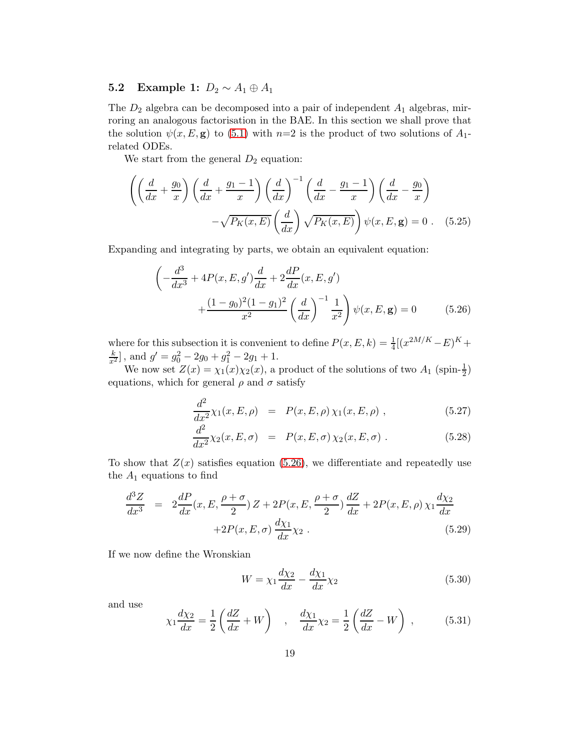### 5.2 Example 1: $D_2 \sim A_1 \oplus A_1$

The $D_2$ algebra can be decomposed into a pair of independent $A_1$ algebras, mirroring an analogous factorisation in the BAE. In this section we shall prove that the solution $\psi(x, E, \mathbf{g})$ to (5.1) with $n$=2 is the product of two solutions of $A_1$-related ODEs.

We start from the general $D_2$ equation:

$$
\left( \left(\frac{d}{dx} + \frac{g_0}{x}\right)\left(\frac{d}{dx} + \frac{g_1 - 1}{x}\right)\left(\frac{d}{dx}\right)^{-1}\left(\frac{d}{dx} - \frac{g_1 - 1}{x}\right)\left(\frac{d}{dx} - \frac{g_0}{x}\right) - \sqrt{P_K(x,E)}\left(\frac{d}{dx}\right)\sqrt{P_K(x,E)} \right)\psi(x, E, \mathbf{g}) = 0 \ . \quad (5.25)
$$

Expanding and integrating by parts, we obtain an equivalent equation:

$$
\left( -\frac{d^3}{dx^3} + 4P(x, E, g')\frac{d}{dx} + 2\frac{dP}{dx}(x, E, g') + \frac{(1-g_0)^2(1-g_1)^2}{x^2}\left(\frac{d}{dx}\right)^{-1}\frac{1}{x^2} \right)\psi(x, E, \mathbf{g}) = 0 \quad (5.26)
$$

where for this subsection it is convenient to define $P(x, E, k) = \frac{1}{4}[(x^{2M/K} - E)^K + \frac{k}{x^2}]$ , and $g' = g_0^2 - 2g_0 + g_1^2 - 2g_1 + 1$.

We now set $Z(x) = \chi_1(x)\chi_2(x)$, a product of the solutions of two $A_1$ (spin-$\frac{1}{2}$) equations, which for general $\rho$ and $\sigma$ satisfy

$$
\frac{d^2}{dx^2}\chi_1(x, E, \rho) = P(x, E, \rho)\,\chi_1(x, E, \rho) \ , \quad (5.27)
$$

$$
\frac{d^2}{dx^2}\chi_2(x, E, \sigma) = P(x, E, \sigma)\,\chi_2(x, E, \sigma) \ . \quad (5.28)
$$

To show that $Z(x)$ satisfies equation (5.26), we differentiate and repeatedly use the $A_1$ equations to find

$$
\frac{d^3 Z}{dx^3} = 2\frac{dP}{dx}(x, E, \frac{\rho+\sigma}{2})\,Z + 2P(x, E, \frac{\rho+\sigma}{2})\,\frac{dZ}{dx} + 2P(x, E, \rho)\,\chi_1\frac{d\chi_2}{dx} + 2P(x, E, \sigma)\,\frac{d\chi_1}{dx}\chi_2 \ . \quad (5.29)
$$

If we now define the Wronskian

$$
W = \chi_1\frac{d\chi_2}{dx} - \frac{d\chi_1}{dx}\chi_2 \quad (5.30)
$$

and use

$$
\chi_1\frac{d\chi_2}{dx} = \frac{1}{2}\left(\frac{dZ}{dx} + W\right) \quad , \quad \frac{d\chi_1}{dx}\chi_2 = \frac{1}{2}\left(\frac{dZ}{dx} - W\right) \ , \quad (5.31)
$$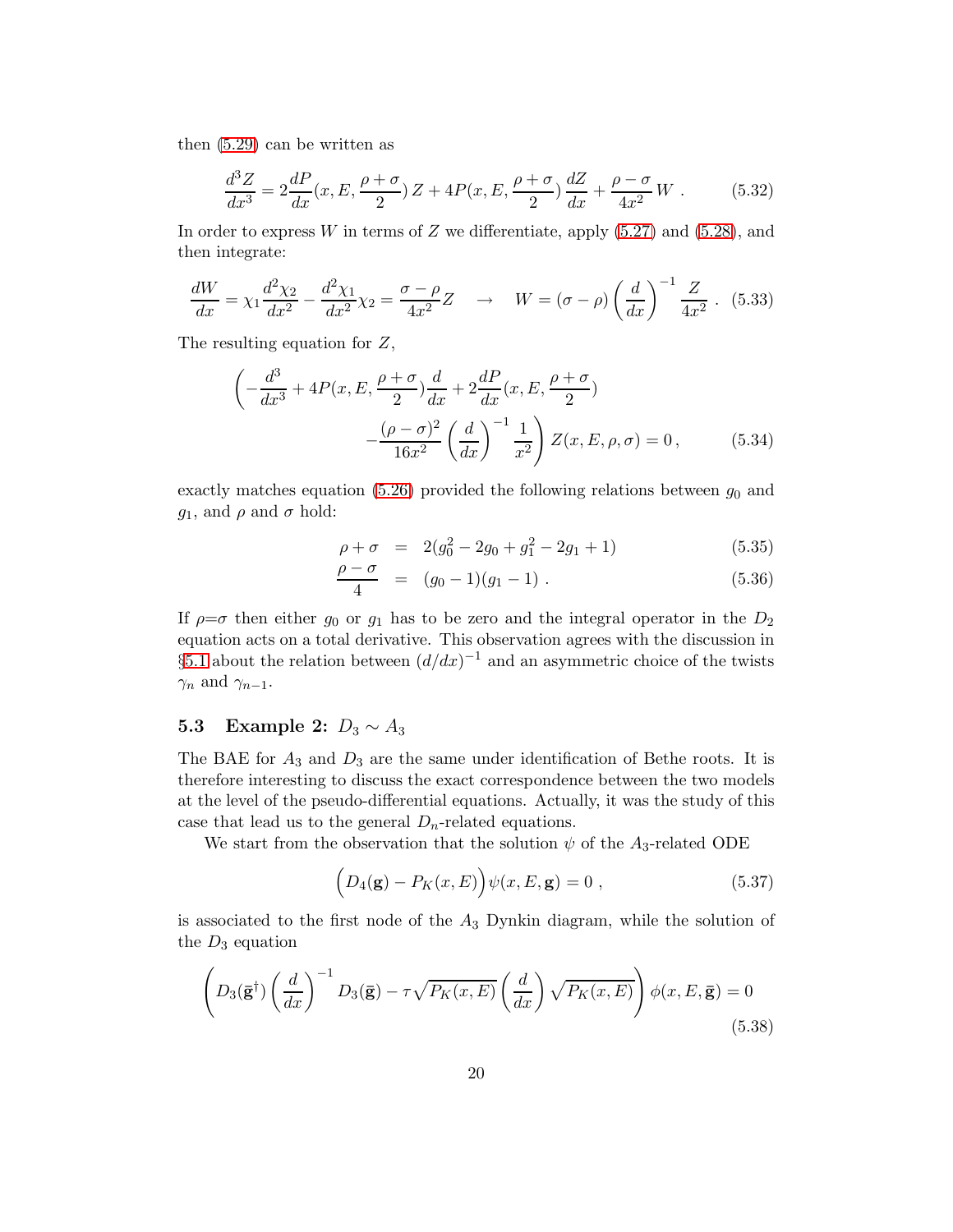then (5.29) can be written as

$$\frac{d^3 Z}{dx^3} = 2\frac{dP}{dx}(x, E, \frac{\rho+\sigma}{2})\, Z + 4P(x, E, \frac{\rho+\sigma}{2})\, \frac{dZ}{dx} + \frac{\rho-\sigma}{4x^2}\, W \ . \tag{5.32}$$

In order to express $W$ in terms of $Z$ we differentiate, apply (5.27) and (5.28), and then integrate:

$$\frac{dW}{dx} = \chi_1 \frac{d^2\chi_2}{dx^2} - \frac{d^2\chi_1}{dx^2}\chi_2 = \frac{\sigma-\rho}{4x^2} Z \quad \to \quad W = (\sigma - \rho)\left(\frac{d}{dx}\right)^{-1} \frac{Z}{4x^2} \ . \tag{5.33}$$

The resulting equation for $Z$,

$$\begin{aligned}\Bigg(-\frac{d^3}{dx^3} + 4P(x, E, \frac{\rho+\sigma}{2})\frac{d}{dx} + 2\frac{dP}{dx}(x, E, \frac{\rho+\sigma}{2}) \\ -\frac{(\rho-\sigma)^2}{16x^2}\left(\frac{d}{dx}\right)^{-1}\frac{1}{x^2}\Bigg) Z(x, E, \rho, \sigma) = 0\,,\end{aligned} \tag{5.34}$$

exactly matches equation (5.26) provided the following relations between $g_0$ and $g_1$, and $\rho$ and $\sigma$ hold:

$$\rho + \sigma = 2(g_0^2 - 2g_0 + g_1^2 - 2g_1 + 1) \tag{5.35}$$

$$\frac{\rho - \sigma}{4} = (g_0 - 1)(g_1 - 1) \ . \tag{5.36}$$

If $\rho{=}\sigma$ then either $g_0$ or $g_1$ has to be zero and the integral operator in the $D_2$ equation acts on a total derivative. This observation agrees with the discussion in §5.1 about the relation between $(d/dx)^{-1}$ and an asymmetric choice of the twists $\gamma_n$ and $\gamma_{n-1}$.

### 5.3 Example 2: $D_3 \sim A_3$

The BAE for $A_3$ and $D_3$ are the same under identification of Bethe roots. It is therefore interesting to discuss the exact correspondence between the two models at the level of the pseudo-differential equations. Actually, it was the study of this case that lead us to the general $D_n$-related equations.

We start from the observation that the solution $\psi$ of the $A_3$-related ODE

$$\Big(D_4(\mathbf{g}) - P_K(x, E)\Big)\psi(x, E, \mathbf{g}) = 0 \ , \tag{5.37}$$

is associated to the first node of the $A_3$ Dynkin diagram, while the solution of the $D_3$ equation

$$\left(D_3(\bar{\mathbf{g}}^\dagger)\left(\frac{d}{dx}\right)^{-1} D_3(\bar{\mathbf{g}}) - \tau\sqrt{P_K(x, E)}\left(\frac{d}{dx}\right)\sqrt{P_K(x, E)}\right)\phi(x, E, \bar{\mathbf{g}}) = 0 \tag{5.38}$$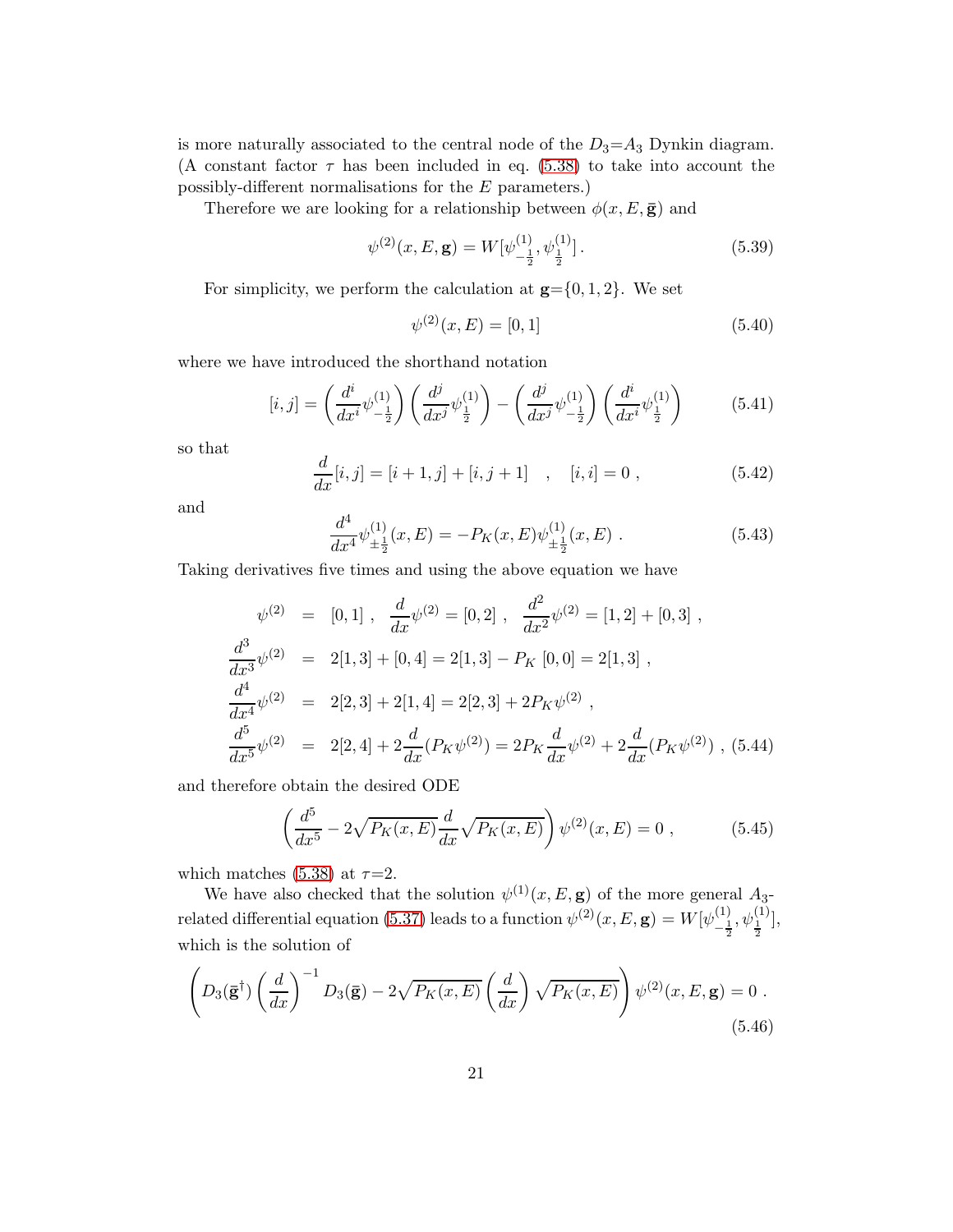is more naturally associated to the central node of the $D_3$=$A_3$ Dynkin diagram. (A constant factor $\tau$ has been included in eq. (5.38) to take into account the possibly-different normalisations for the $E$ parameters.)

Therefore we are looking for a relationship between $\phi(x, E, \bar{\mathbf{g}})$ and

$$\psi^{(2)}(x, E, \mathbf{g}) = W[\psi^{(1)}_{-\frac{1}{2}}, \psi^{(1)}_{\frac{1}{2}}] . \tag{5.39}$$

For simplicity, we perform the calculation at $\mathbf{g}$=$\{0, 1, 2\}$. We set

$$\psi^{(2)}(x, E) = [0, 1] \tag{5.40}$$

where we have introduced the shorthand notation

$$[i, j] = \left(\frac{d^i}{dx^i}\psi^{(1)}_{-\frac{1}{2}}\right)\left(\frac{d^j}{dx^j}\psi^{(1)}_{\frac{1}{2}}\right) - \left(\frac{d^j}{dx^j}\psi^{(1)}_{-\frac{1}{2}}\right)\left(\frac{d^i}{dx^i}\psi^{(1)}_{\frac{1}{2}}\right) \tag{5.41}$$

so that

$$\frac{d}{dx}[i, j] = [i+1, j] + [i, j+1] \quad , \quad [i, i] = 0 , \tag{5.42}$$

and

$$\frac{d^4}{dx^4}\psi^{(1)}_{\pm\frac{1}{2}}(x, E) = -P_K(x, E)\psi^{(1)}_{\pm\frac{1}{2}}(x, E) . \tag{5.43}$$

Taking derivatives five times and using the above equation we have

$$\begin{aligned}
\psi^{(2)} &= [0, 1] , \quad \frac{d}{dx}\psi^{(2)} = [0, 2] , \quad \frac{d^2}{dx^2}\psi^{(2)} = [1, 2] + [0, 3] , \\
\frac{d^3}{dx^3}\psi^{(2)} &= 2[1, 3] + [0, 4] = 2[1, 3] - P_K \, [0, 0] = 2[1, 3] , \\
\frac{d^4}{dx^4}\psi^{(2)} &= 2[2, 3] + 2[1, 4] = 2[2, 3] + 2P_K\psi^{(2)} , \\
\frac{d^5}{dx^5}\psi^{(2)} &= 2[2, 4] + 2\frac{d}{dx}(P_K\psi^{(2)}) = 2P_K\frac{d}{dx}\psi^{(2)} + 2\frac{d}{dx}(P_K\psi^{(2)}) ,
\end{aligned} \tag{5.44}$$

and therefore obtain the desired ODE

$$\left(\frac{d^5}{dx^5} - 2\sqrt{P_K(x, E)}\frac{d}{dx}\sqrt{P_K(x, E)}\right)\psi^{(2)}(x, E) = 0 , \tag{5.45}$$

which matches (5.38) at $\tau$=2.

We have also checked that the solution $\psi^{(1)}(x, E, \mathbf{g})$ of the more general $A_3$-related differential equation (5.37) leads to a function $\psi^{(2)}(x, E, \mathbf{g}) = W[\psi^{(1)}_{-\frac{1}{2}}, \psi^{(1)}_{\frac{1}{2}}]$, which is the solution of

$$\left(D_3(\bar{\mathbf{g}}^\dagger)\left(\frac{d}{dx}\right)^{-1} D_3(\bar{\mathbf{g}}) - 2\sqrt{P_K(x, E)}\left(\frac{d}{dx}\right)\sqrt{P_K(x, E)}\right)\psi^{(2)}(x, E, \mathbf{g}) = 0 . \tag{5.46}$$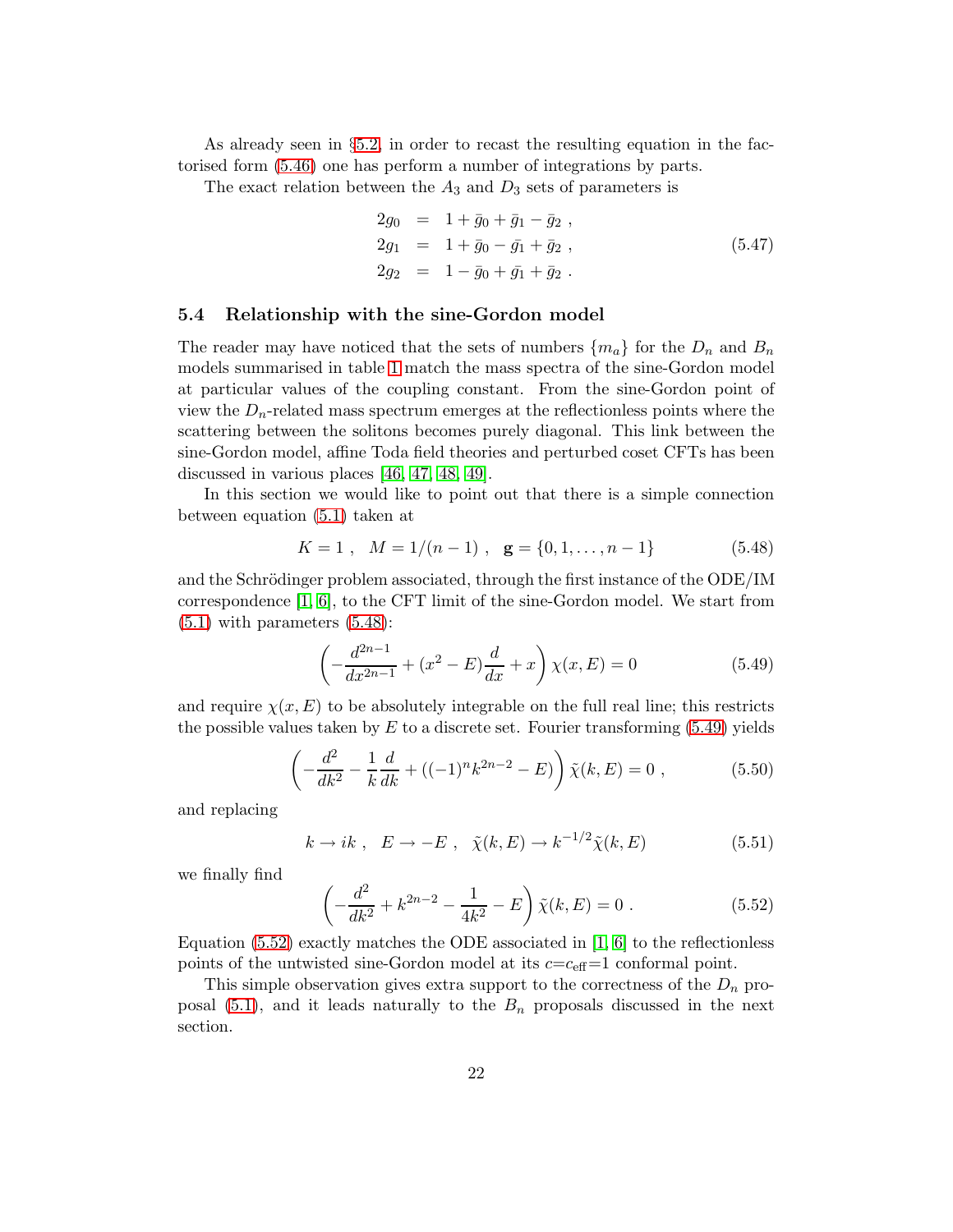As already seen in §5.2, in order to recast the resulting equation in the factorised form (5.46) one has perform a number of integrations by parts.

The exact relation between the $A_3$ and $D_3$ sets of parameters is

$$
\begin{aligned}
2g_0 &= 1 + \bar{g}_0 + \bar{g}_1 - \bar{g}_2 \ , \\
2g_1 &= 1 + \bar{g}_0 - \bar{g}_1 + \bar{g}_2 \ , \\
2g_2 &= 1 - \bar{g}_0 + \bar{g}_1 + \bar{g}_2 \ .
\end{aligned}
\tag{5.47}
$$

### 5.4 Relationship with the sine-Gordon model

The reader may have noticed that the sets of numbers $\{m_a\}$ for the $D_n$ and $B_n$ models summarised in table 1 match the mass spectra of the sine-Gordon model at particular values of the coupling constant. From the sine-Gordon point of view the $D_n$-related mass spectrum emerges at the reflectionless points where the scattering between the solitons becomes purely diagonal. This link between the sine-Gordon model, affine Toda field theories and perturbed coset CFTs has been discussed in various places [46, 47, 48, 49].

In this section we would like to point out that there is a simple connection between equation (5.1) taken at

$$
K = 1 \ , \quad M = 1/(n-1) \ , \quad \mathbf{g} = \{0, 1, \ldots, n-1\}
\tag{5.48}
$$

and the Schrödinger problem associated, through the first instance of the ODE/IM correspondence [1, 6], to the CFT limit of the sine-Gordon model. We start from (5.1) with parameters (5.48):

$$
\left( -\frac{d^{2n-1}}{dx^{2n-1}} + (x^2 - E)\frac{d}{dx} + x \right) \chi(x, E) = 0
\tag{5.49}
$$

and require $\chi(x, E)$ to be absolutely integrable on the full real line; this restricts the possible values taken by $E$ to a discrete set. Fourier transforming (5.49) yields

$$
\left( -\frac{d^2}{dk^2} - \frac{1}{k}\frac{d}{dk} + ((-1)^n k^{2n-2} - E) \right) \tilde{\chi}(k, E) = 0 \ ,
\tag{5.50}
$$

and replacing

$$
k \to ik \ , \quad E \to -E \ , \quad \tilde{\chi}(k, E) \to k^{-1/2}\tilde{\chi}(k, E)
\tag{5.51}
$$

we finally find

$$
\left( -\frac{d^2}{dk^2} + k^{2n-2} - \frac{1}{4k^2} - E \right) \tilde{\chi}(k, E) = 0 \ .
\tag{5.52}
$$

Equation (5.52) exactly matches the ODE associated in [1, 6] to the reflectionless points of the untwisted sine-Gordon model at its $c$=$c_{\text{eff}}$=1 conformal point.

This simple observation gives extra support to the correctness of the $D_n$ proposal (5.1), and it leads naturally to the $B_n$ proposals discussed in the next section.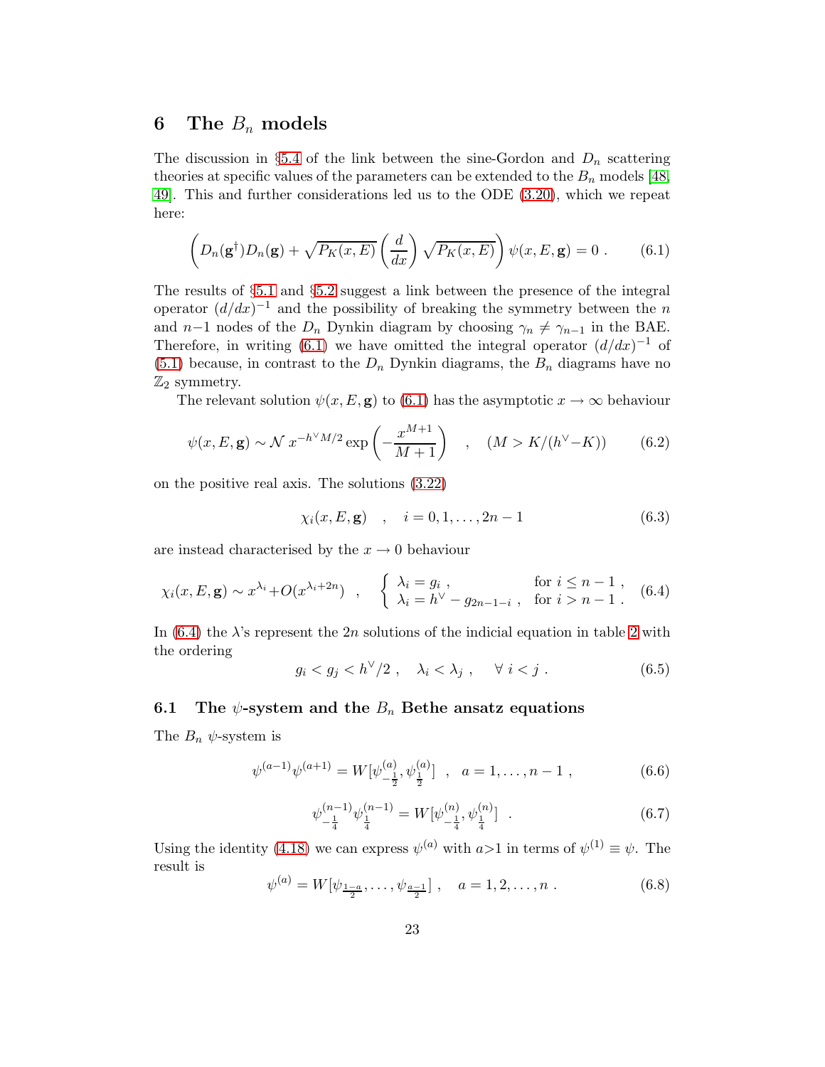# 6 The $B_n$ models

The discussion in §5.4 of the link between the sine-Gordon and $D_n$ scattering theories at specific values of the parameters can be extended to the $B_n$ models [48, 49]. This and further considerations led us to the ODE (3.20), which we repeat here:

$$\left( D_n(\mathbf{g}^\dagger) D_n(\mathbf{g}) + \sqrt{P_K(x,E)} \left(\frac{d}{dx}\right) \sqrt{P_K(x,E)} \right) \psi(x,E,\mathbf{g}) = 0 \ . \tag{6.1}$$

The results of §5.1 and §5.2 suggest a link between the presence of the integral operator $(d/dx)^{-1}$ and the possibility of breaking the symmetry between the $n$ and $n{-}1$ nodes of the $D_n$ Dynkin diagram by choosing $\gamma_n \neq \gamma_{n-1}$ in the BAE. Therefore, in writing (6.1) we have omitted the integral operator $(d/dx)^{-1}$ of (5.1) because, in contrast to the $D_n$ Dynkin diagrams, the $B_n$ diagrams have no $\mathbb{Z}_2$ symmetry.

The relevant solution $\psi(x,E,\mathbf{g})$ to (6.1) has the asymptotic $x \to \infty$ behaviour

$$\psi(x,E,\mathbf{g}) \sim \mathcal{N}\, x^{-h^\vee M/2} \exp\left(-\frac{x^{M+1}}{M+1}\right) \quad , \quad (M > K/(h^\vee{-}K)) \tag{6.2}$$

on the positive real axis. The solutions (3.22)

$$\chi_i(x,E,\mathbf{g}) \quad , \quad i = 0,1,\ldots,2n-1 \tag{6.3}$$

are instead characterised by the $x \to 0$ behaviour

$$\chi_i(x,E,\mathbf{g}) \sim x^{\lambda_i} + O(x^{\lambda_i + 2n}) \quad , \quad \begin{cases} \lambda_i = g_i \ , & \text{for } i \leq n-1 \ , \\ \lambda_i = h^\vee - g_{2n-1-i} \ , & \text{for } i > n-1 \ . \end{cases} \tag{6.4}$$

In (6.4) the $\lambda$'s represent the $2n$ solutions of the indicial equation in table 2 with the ordering

$$g_i < g_j < h^\vee/2 \ , \quad \lambda_i < \lambda_j \ , \quad \forall \ i<j \ . \tag{6.5}$$

## 6.1 The $\psi$-system and the $B_n$ Bethe ansatz equations

The $B_n$ $\psi$-system is

$$\psi^{(a-1)}\psi^{(a+1)} = W[\psi^{(a)}_{-\frac{1}{2}}, \psi^{(a)}_{\frac{1}{2}}] \quad , \quad a = 1,\ldots,n-1 \ , \tag{6.6}$$

$$\psi^{(n-1)}_{-\frac{1}{4}}\psi^{(n-1)}_{\frac{1}{4}} = W[\psi^{(n)}_{-\frac{1}{4}}, \psi^{(n)}_{\frac{1}{4}}] \quad . \tag{6.7}$$

Using the identity (4.18) we can express $\psi^{(a)}$ with $a{>}1$ in terms of $\psi^{(1)} \equiv \psi$. The result is

$$\psi^{(a)} = W[\psi_{\frac{1-a}{2}}, \ldots, \psi_{\frac{a-1}{2}}] \ , \quad a = 1,2,\ldots,n \ . \tag{6.8}$$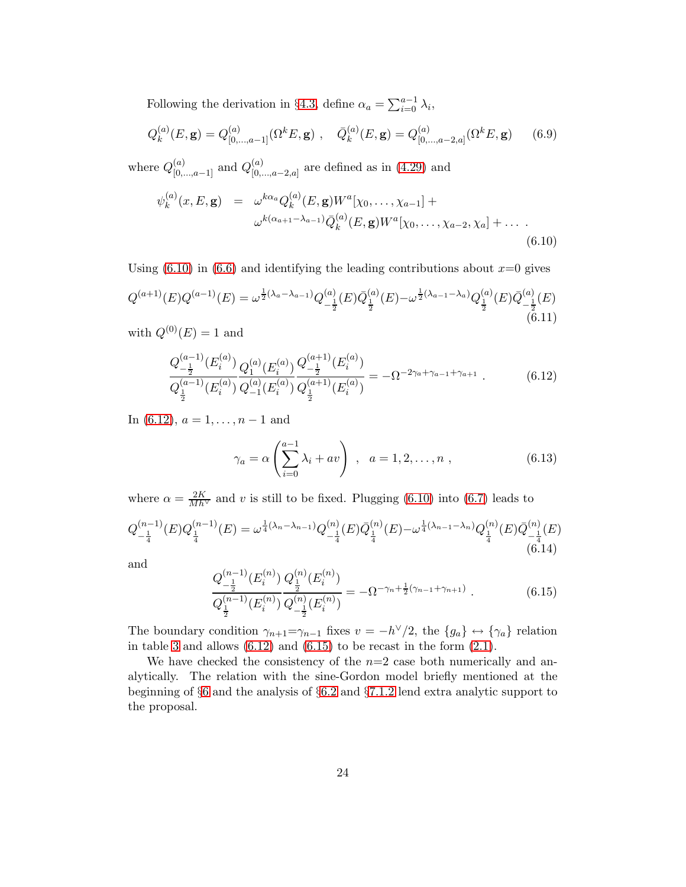Following the derivation in §4.3, define $\alpha_a = \sum_{i=0}^{a-1} \lambda_i$,

$$Q_k^{(a)}(E, \mathbf{g}) = Q^{(a)}_{[0,\ldots,a-1]}(\Omega^k E, \mathbf{g}) \ , \quad \bar{Q}_k^{(a)}(E, \mathbf{g}) = Q^{(a)}_{[0,\ldots,a-2,a]}(\Omega^k E, \mathbf{g}) \tag{6.9}$$

where $Q^{(a)}_{[0,\ldots,a-1]}$ and $Q^{(a)}_{[0,\ldots,a-2,a]}$ are defined as in (4.29) and

$$\begin{aligned}\psi_k^{(a)}(x, E, \mathbf{g}) \ &= \ \omega^{k\alpha_a} Q_k^{(a)}(E, \mathbf{g}) W^a[\chi_0, \ldots, \chi_{a-1}] + \\ &\quad\ \omega^{k(\alpha_{a+1}-\lambda_{a-1})} \bar{Q}_k^{(a)}(E, \mathbf{g}) W^a[\chi_0, \ldots, \chi_{a-2}, \chi_a] + \ldots \ .\end{aligned} \tag{6.10}$$

Using (6.10) in (6.6) and identifying the leading contributions about $x$=0 gives

$$Q^{(a+1)}(E) Q^{(a-1)}(E) = \omega^{\frac{1}{2}(\lambda_a - \lambda_{a-1})} Q^{(a)}_{-\frac{1}{2}}(E) \bar{Q}^{(a)}_{\frac{1}{2}}(E) - \omega^{\frac{1}{2}(\lambda_{a-1} - \lambda_a)} Q^{(a)}_{\frac{1}{2}}(E) \bar{Q}^{(a)}_{-\frac{1}{2}}(E) \tag{6.11}$$

with $Q^{(0)}(E) = 1$ and

$$\frac{Q^{(a-1)}_{-\frac{1}{2}}(E_i^{(a)})}{Q^{(a-1)}_{\frac{1}{2}}(E_i^{(a)})} \frac{Q^{(a)}_{1}(E_i^{(a)})}{Q^{(a)}_{-1}(E_i^{(a)})} \frac{Q^{(a+1)}_{-\frac{1}{2}}(E_i^{(a)})}{Q^{(a+1)}_{\frac{1}{2}}(E_i^{(a)})} = -\Omega^{-2\gamma_a + \gamma_{a-1} + \gamma_{a+1}} \ . \tag{6.12}$$

In (6.12), $a = 1, \ldots, n-1$ and

$$\gamma_a = \alpha \left( \sum_{i=0}^{a-1} \lambda_i + a v \right) \ , \quad a = 1, 2, \ldots, n \ , \tag{6.13}$$

where $\alpha = \frac{2K}{M h^\vee}$ and $v$ is still to be fixed. Plugging (6.10) into (6.7) leads to

$$Q^{(n-1)}_{-\frac{1}{4}}(E) Q^{(n-1)}_{\frac{1}{4}}(E) = \omega^{\frac{1}{4}(\lambda_n - \lambda_{n-1})} Q^{(n)}_{-\frac{1}{4}}(E) \bar{Q}^{(n)}_{\frac{1}{4}}(E) - \omega^{\frac{1}{4}(\lambda_{n-1} - \lambda_n)} Q^{(n)}_{\frac{1}{4}}(E) \bar{Q}^{(n)}_{-\frac{1}{4}}(E) \tag{6.14}$$

and

$$\frac{Q^{(n-1)}_{-\frac{1}{2}}(E_i^{(n)})}{Q^{(n-1)}_{\frac{1}{2}}(E_i^{(n)})} \frac{Q^{(n)}_{\frac{1}{2}}(E_i^{(n)})}{Q^{(n)}_{-\frac{1}{2}}(E_i^{(n)})} = -\Omega^{-\gamma_n + \frac{1}{2}(\gamma_{n-1} + \gamma_{n+1})} \ . \tag{6.15}$$

The boundary condition $\gamma_{n+1}$=$\gamma_{n-1}$ fixes $v = -h^\vee/2$, the $\{g_a\} \leftrightarrow \{\gamma_a\}$ relation in table 3 and allows (6.12) and (6.15) to be recast in the form (2.1).

We have checked the consistency of the $n$=2 case both numerically and analytically. The relation with the sine-Gordon model briefly mentioned at the beginning of §6 and the analysis of §6.2 and §7.1.2 lend extra analytic support to the proposal.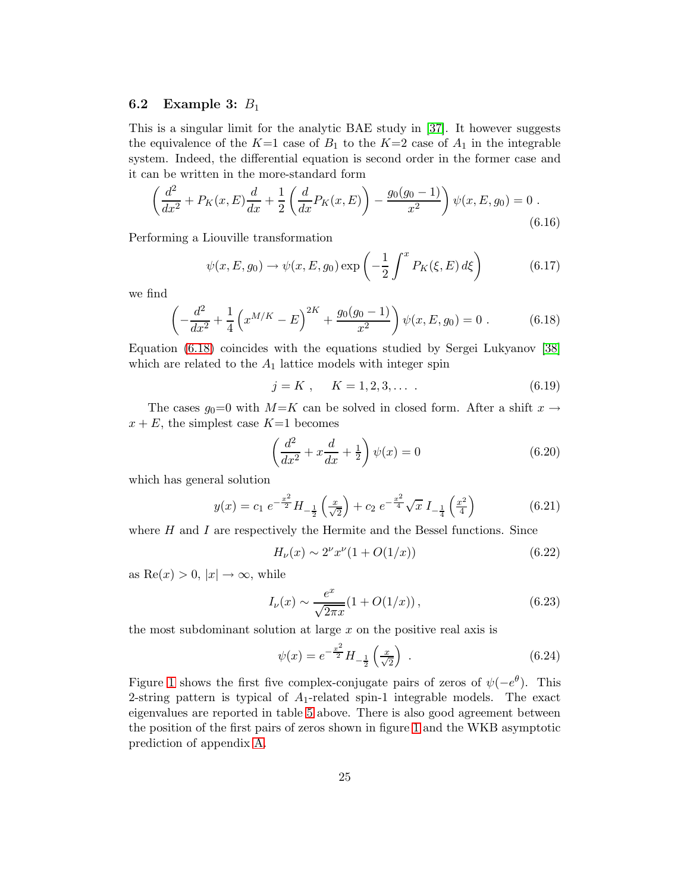### 6.2 Example 3: $B_1$

This is a singular limit for the analytic BAE study in [37]. It however suggests the equivalence of the $K$=1 case of $B_1$ to the $K$=2 case of $A_1$ in the integrable system. Indeed, the differential equation is second order in the former case and it can be written in the more-standard form

$$\left(\frac{d^2}{dx^2} + P_K(x,E)\frac{d}{dx} + \frac{1}{2}\left(\frac{d}{dx}P_K(x,E)\right) - \frac{g_0(g_0-1)}{x^2}\right)\psi(x,E,g_0) = 0 \ . \tag{6.16}$$

Performing a Liouville transformation

$$\psi(x,E,g_0) \to \psi(x,E,g_0)\exp\left(-\frac{1}{2}\int^x P_K(\xi,E)\,d\xi\right) \tag{6.17}$$

we find

$$\left(-\frac{d^2}{dx^2} + \frac{1}{4}\left(x^{M/K} - E\right)^{2K} + \frac{g_0(g_0-1)}{x^2}\right)\psi(x,E,g_0) = 0 \ . \tag{6.18}$$

Equation (6.18) coincides with the equations studied by Sergei Lukyanov [38] which are related to the $A_1$ lattice models with integer spin

$$j = K \ , \quad K = 1, 2, 3, \dots \ . \tag{6.19}$$

The cases $g_0$=0 with $M$=$K$ can be solved in closed form. After a shift $x \to x + E$, the simplest case $K$=1 becomes

$$\left(\frac{d^2}{dx^2} + x\frac{d}{dx} + \tfrac{1}{2}\right)\psi(x) = 0 \tag{6.20}$$

which has general solution

$$y(x) = c_1\, e^{-\frac{x^2}{2}} H_{-\frac{1}{2}}\left(\tfrac{x}{\sqrt{2}}\right) + c_2\, e^{-\frac{x^2}{4}}\sqrt{x}\, I_{-\frac{1}{4}}\left(\tfrac{x^2}{4}\right) \tag{6.21}$$

where $H$ and $I$ are respectively the Hermite and the Bessel functions. Since

$$H_\nu(x) \sim 2^\nu x^\nu (1 + O(1/x)) \tag{6.22}$$

as $\mathrm{Re}(x) > 0$, $|x| \to \infty$, while

$$I_\nu(x) \sim \frac{e^x}{\sqrt{2\pi x}}(1 + O(1/x)) \,, \tag{6.23}$$

the most subdominant solution at large $x$ on the positive real axis is

$$\psi(x) = e^{-\frac{x^2}{2}} H_{-\frac{1}{2}}\left(\tfrac{x}{\sqrt{2}}\right) \ . \tag{6.24}$$

Figure 1 shows the first five complex-conjugate pairs of zeros of $\psi(-e^\theta)$. This 2-string pattern is typical of $A_1$-related spin-1 integrable models. The exact eigenvalues are reported in table 5 above. There is also good agreement between the position of the first pairs of zeros shown in figure 1 and the WKB asymptotic prediction of appendix A.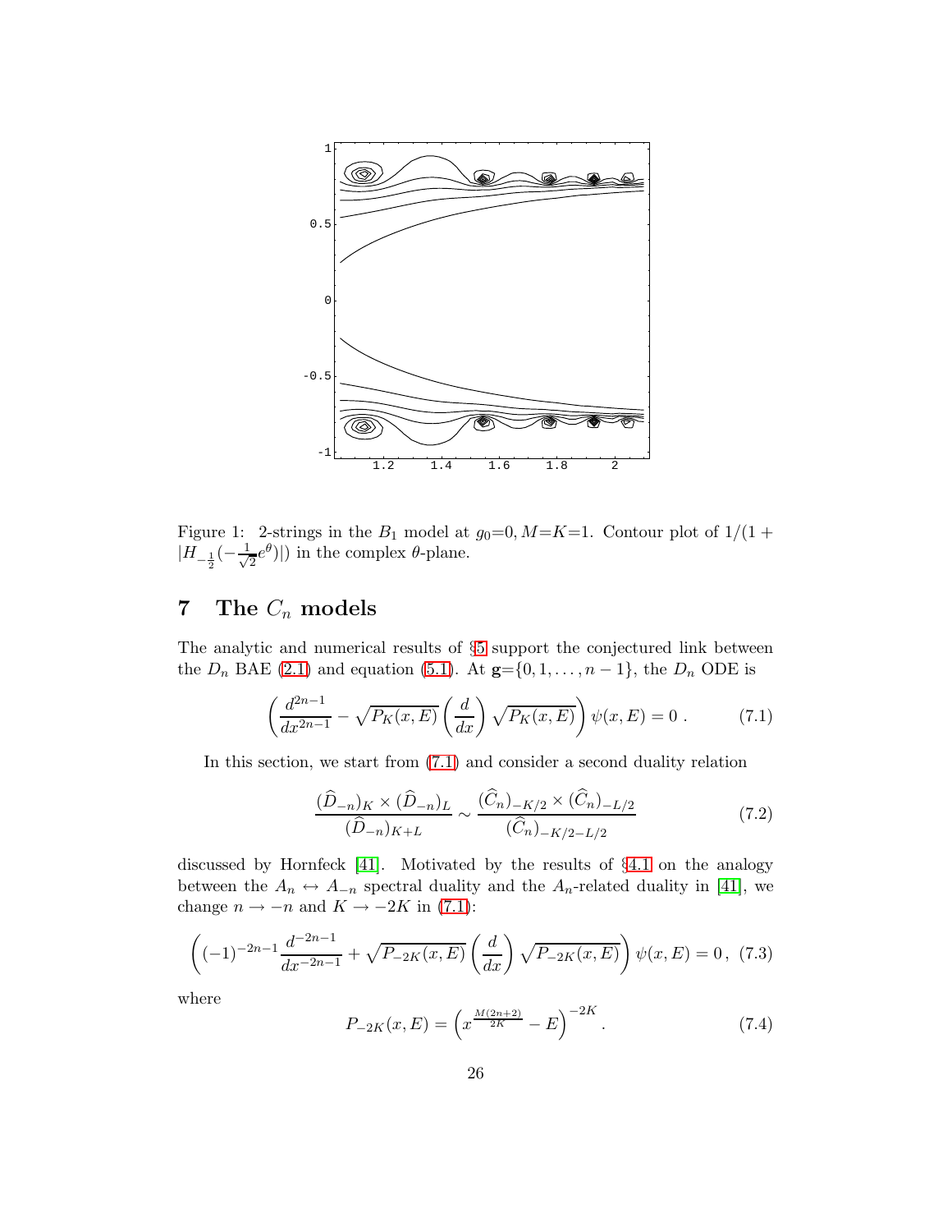Figure 1: 2-strings in the $B_1$ model at $g_0{=}0, M{=}K{=}1$. Contour plot of $1/(1 + |H_{-\frac{1}{2}}(-\frac{1}{\sqrt{2}}e^{\theta})|)$ in the complex $\theta$-plane.

## 7 The $C_n$ models

The analytic and numerical results of §5 support the conjectured link between the $D_n$ BAE (2.1) and equation (5.1). At $\mathbf{g}{=}\{0, 1, \ldots, n-1\}$, the $D_n$ ODE is

$$\left( \frac{d^{2n-1}}{dx^{2n-1}} - \sqrt{P_K(x,E)} \left(\frac{d}{dx}\right) \sqrt{P_K(x,E)} \right) \psi(x,E) = 0 \ . \tag{7.1}$$

In this section, we start from (7.1) and consider a second duality relation

$$\frac{(\widehat{D}_{-n})_K \times (\widehat{D}_{-n})_L}{(\widehat{D}_{-n})_{K+L}} \sim \frac{(\widehat{C}_n)_{-K/2} \times (\widehat{C}_n)_{-L/2}}{(\widehat{C}_n)_{-K/2-L/2}} \tag{7.2}$$

discussed by Hornfeck [41]. Motivated by the results of §4.1 on the analogy between the $A_n \leftrightarrow A_{-n}$ spectral duality and the $A_n$-related duality in [41], we change $n \to -n$ and $K \to -2K$ in (7.1):

$$\left( (-1)^{-2n-1} \frac{d^{-2n-1}}{dx^{-2n-1}} + \sqrt{P_{-2K}(x,E)} \left(\frac{d}{dx}\right) \sqrt{P_{-2K}(x,E)} \right) \psi(x,E) = 0 \, , \tag{7.3}$$

where

$$P_{-2K}(x,E) = \left( x^{\frac{M(2n+2)}{2K}} - E \right)^{-2K} . \tag{7.4}$$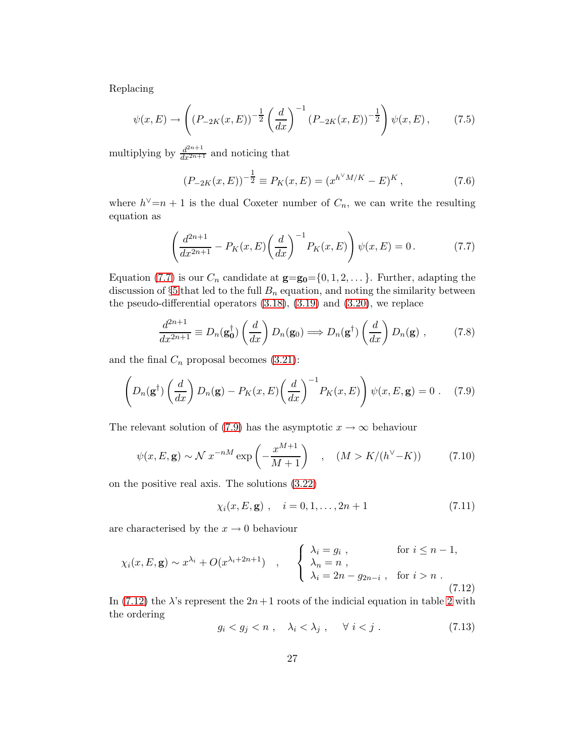Replacing

$$\psi(x,E) \to \left( (P_{-2K}(x,E))^{-\frac{1}{2}} \left(\frac{d}{dx}\right)^{-1} (P_{-2K}(x,E))^{-\frac{1}{2}} \right) \psi(x,E)\,, \tag{7.5}$$

multiplying by $\frac{d^{2n+1}}{dx^{2n+1}}$ and noticing that

$$(P_{-2K}(x,E))^{-\frac{1}{2}} \equiv P_K(x,E) = (x^{h^\vee M/K} - E)^K\,, \tag{7.6}$$

where $h^\vee{=}n+1$ is the dual Coxeter number of $C_n$, we can write the resulting equation as

$$\left( \frac{d^{2n+1}}{dx^{2n+1}} - P_K(x,E)\left(\frac{d}{dx}\right)^{-1} P_K(x,E) \right) \psi(x,E) = 0\,. \tag{7.7}$$

Equation (7.7) is our $C_n$ candidate at $\mathbf{g}{=}\mathbf{g_0}{=}\{0,1,2,\dots\}$. Further, adapting the discussion of §5 that led to the full $B_n$ equation, and noting the similarity between the pseudo-differential operators (3.18), (3.19) and (3.20), we replace

$$\frac{d^{2n+1}}{dx^{2n+1}} \equiv D_n(\mathbf{g_0^\dagger}) \left(\frac{d}{dx}\right) D_n(\mathbf{g_0}) \Longrightarrow D_n(\mathbf{g}^\dagger) \left(\frac{d}{dx}\right) D_n(\mathbf{g})\;, \tag{7.8}$$

and the final $C_n$ proposal becomes (3.21):

$$\left( D_n(\mathbf{g}^\dagger) \left(\frac{d}{dx}\right) D_n(\mathbf{g}) - P_K(x,E)\left(\frac{d}{dx}\right)^{-1} P_K(x,E) \right) \psi(x,E,\mathbf{g}) = 0\;. \tag{7.9}$$

The relevant solution of (7.9) has the asymptotic $x \to \infty$ behaviour

$$\psi(x,E,\mathbf{g}) \sim \mathcal{N}\, x^{-nM} \exp\left( -\frac{x^{M+1}}{M+1} \right) \quad , \quad (M > K/(h^\vee{-}K)) \tag{7.10}$$

on the positive real axis. The solutions (3.22)

$$\chi_i(x,E,\mathbf{g})\;, \quad i = 0,1,\dots,2n+1 \tag{7.11}$$

are characterised by the $x \to 0$ behaviour

$$\chi_i(x,E,\mathbf{g}) \sim x^{\lambda_i} + O(x^{\lambda_i+2n+1}) \quad , \quad \left\{ \begin{array}{ll} \lambda_i = g_i\;, & \text{for } i \leq n-1, \\ \lambda_n = n\;, & \\ \lambda_i = 2n - g_{2n-i}\;, & \text{for } i > n\;. \end{array} \right. \tag{7.12}$$

In (7.12) the $\lambda$'s represent the $2n{+}1$ roots of the indicial equation in table 2 with the ordering

$$g_i < g_j < n\;, \quad \lambda_i < \lambda_j\;, \quad \forall\; i<j\;. \tag{7.13}$$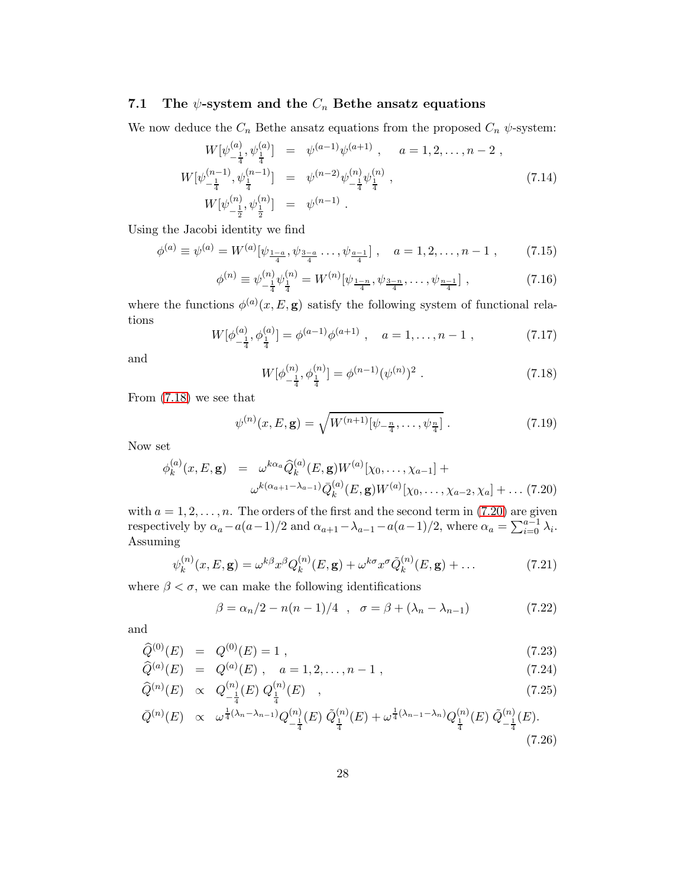### 7.1 The $\psi$-system and the $C_n$ Bethe ansatz equations

We now deduce the $C_n$ Bethe ansatz equations from the proposed $C_n$ $\psi$-system:

$$
\begin{aligned}
W[\psi^{(a)}_{-\frac{1}{4}}, \psi^{(a)}_{\frac{1}{4}}] &= \psi^{(a-1)}\psi^{(a+1)} , \quad a = 1, 2, \ldots, n-2 , \\
W[\psi^{(n-1)}_{-\frac{1}{4}}, \psi^{(n-1)}_{\frac{1}{4}}] &= \psi^{(n-2)}\psi^{(n)}_{-\frac{1}{4}}\psi^{(n)}_{\frac{1}{4}} , \\
W[\psi^{(n)}_{-\frac{1}{2}}, \psi^{(n)}_{\frac{1}{2}}] &= \psi^{(n-1)} .
\end{aligned}
\tag{7.14}
$$

Using the Jacobi identity we find

$$
\phi^{(a)} \equiv \psi^{(a)} = W^{(a)}[\psi_{\frac{1-a}{4}}, \psi_{\frac{3-a}{4}} \ldots, \psi_{\frac{a-1}{4}}] , \quad a = 1, 2, \ldots, n-1 , \tag{7.15}
$$

$$
\phi^{(n)} \equiv \psi^{(n)}_{-\frac{1}{4}}\psi^{(n)}_{\frac{1}{4}} = W^{(n)}[\psi_{\frac{1-n}{4}}, \psi_{\frac{3-n}{4}}, \ldots, \psi_{\frac{n-1}{4}}] , \tag{7.16}
$$

where the functions $\phi^{(a)}(x, E, \mathbf{g})$ satisfy the following system of functional relations

$$
W[\phi^{(a)}_{-\frac{1}{4}}, \phi^{(a)}_{\frac{1}{4}}] = \phi^{(a-1)}\phi^{(a+1)} , \quad a = 1, \ldots, n-1 , \tag{7.17}
$$

and

$$
W[\phi^{(n)}_{-\frac{1}{4}}, \phi^{(n)}_{\frac{1}{4}}] = \phi^{(n-1)}(\psi^{(n)})^2 . \tag{7.18}
$$

From (7.18) we see that

$$
\psi^{(n)}(x, E, \mathbf{g}) = \sqrt{W^{(n+1)}[\psi_{-\frac{n}{4}}, \ldots, \psi_{\frac{n}{4}}]} . \tag{7.19}
$$

Now set

$$
\begin{aligned}
\phi^{(a)}_k(x, E, \mathbf{g}) &= \omega^{k\alpha_a}\widehat{Q}^{(a)}_k(E, \mathbf{g})W^{(a)}[\chi_0, \ldots, \chi_{a-1}] + \\
&\qquad \omega^{k(\alpha_{a+1}-\lambda_{a-1})}\bar{Q}^{(a)}_k(E, \mathbf{g})W^{(a)}[\chi_0, \ldots, \chi_{a-2}, \chi_a] + \ldots
\end{aligned}
\tag{7.20}
$$

with $a = 1, 2, \ldots, n$. The orders of the first and the second term in (7.20) are given respectively by $\alpha_a - a(a-1)/2$ and $\alpha_{a+1} - \lambda_{a-1} - a(a-1)/2$, where $\alpha_a = \sum_{i=0}^{a-1} \lambda_i$. Assuming

$$
\psi^{(n)}_k(x, E, \mathbf{g}) = \omega^{k\beta}x^{\beta}Q^{(n)}_k(E, \mathbf{g}) + \omega^{k\sigma}x^{\sigma}\tilde{Q}^{(n)}_k(E, \mathbf{g}) + \ldots \tag{7.21}
$$

where $\beta < \sigma$, we can make the following identifications

$$
\beta = \alpha_n/2 - n(n-1)/4 \quad , \quad \sigma = \beta + (\lambda_n - \lambda_{n-1}) \tag{7.22}
$$

and

$$
\widehat{Q}^{(0)}(E) = Q^{(0)}(E) = 1 , \tag{7.23}
$$

$$
\widehat{Q}^{(a)}(E) = Q^{(a)}(E) , \quad a = 1, 2, \ldots, n-1 , \tag{7.24}
$$

$$
\widehat{Q}^{(n)}(E) \propto Q^{(n)}_{-\frac{1}{4}}(E)\, Q^{(n)}_{\frac{1}{4}}(E) \quad , \tag{7.25}
$$

$$
\bar{Q}^{(n)}(E) \propto \omega^{\frac{1}{4}(\lambda_n - \lambda_{n-1})}Q^{(n)}_{-\frac{1}{4}}(E)\, \tilde{Q}^{(n)}_{\frac{1}{4}}(E) + \omega^{\frac{1}{4}(\lambda_{n-1} - \lambda_n)}Q^{(n)}_{\frac{1}{4}}(E)\, \tilde{Q}^{(n)}_{-\frac{1}{4}}(E). \tag{7.26}
$$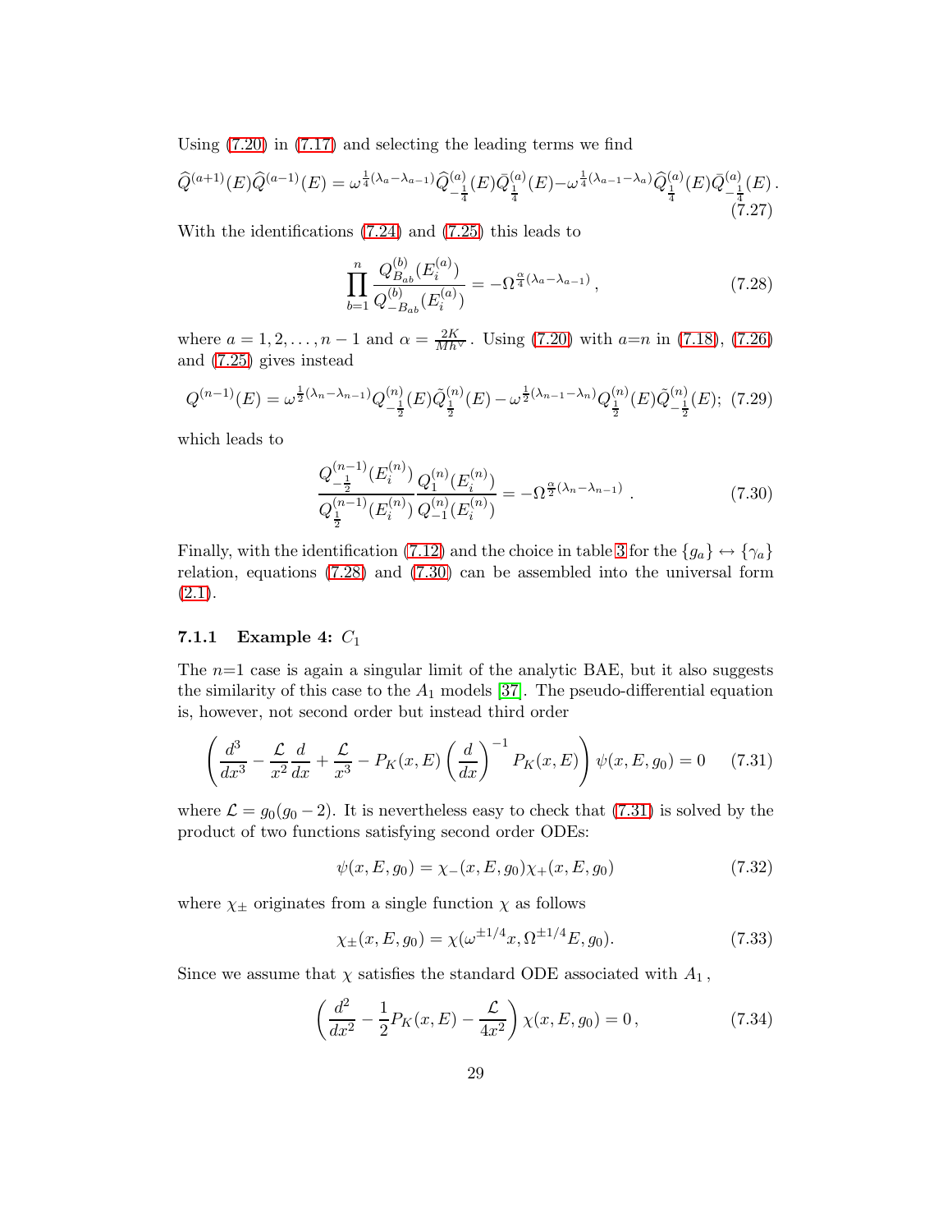Using (7.20) in (7.17) and selecting the leading terms we find

$$\widehat{Q}^{(a+1)}(E)\widehat{Q}^{(a-1)}(E) = \omega^{\frac{1}{4}(\lambda_a-\lambda_{a-1})}\widehat{Q}^{(a)}_{-\frac{1}{4}}(E)\bar{Q}^{(a)}_{\frac{1}{4}}(E) - \omega^{\frac{1}{4}(\lambda_{a-1}-\lambda_a)}\widehat{Q}^{(a)}_{\frac{1}{4}}(E)\bar{Q}^{(a)}_{-\frac{1}{4}}(E)\,. \tag{7.27}$$

With the identifications (7.24) and (7.25) this leads to

$$\prod_{b=1}^{n}\frac{Q^{(b)}_{B_{ab}}(E_i^{(a)})}{Q^{(b)}_{-B_{ab}}(E_i^{(a)})} = -\Omega^{\frac{\alpha}{4}(\lambda_a-\lambda_{a-1})}\,, \tag{7.28}$$

where $a = 1, 2, \ldots, n-1$ and $\alpha = \frac{2K}{Mh^\vee}$. Using (7.20) with $a$=$n$ in (7.18), (7.26) and (7.25) gives instead

$$Q^{(n-1)}(E) = \omega^{\frac{1}{2}(\lambda_n-\lambda_{n-1})}Q^{(n)}_{-\frac{1}{2}}(E)\tilde{Q}^{(n)}_{\frac{1}{2}}(E) - \omega^{\frac{1}{2}(\lambda_{n-1}-\lambda_n)}Q^{(n)}_{\frac{1}{2}}(E)\tilde{Q}^{(n)}_{-\frac{1}{2}}(E); \tag{7.29}$$

which leads to

$$\frac{Q^{(n-1)}_{-\frac{1}{2}}(E_i^{(n)})}{Q^{(n-1)}_{\frac{1}{2}}(E_i^{(n)})}\frac{Q^{(n)}_{1}(E_i^{(n)})}{Q^{(n)}_{-1}(E_i^{(n)})} = -\Omega^{\frac{\alpha}{2}(\lambda_n-\lambda_{n-1})}\,. \tag{7.30}$$

Finally, with the identification (7.12) and the choice in table 3 for the $\{g_a\} \leftrightarrow \{\gamma_a\}$ relation, equations (7.28) and (7.30) can be assembled into the universal form (2.1).

### 7.1.1 Example 4: $C_1$

The $n$=1 case is again a singular limit of the analytic BAE, but it also suggests the similarity of this case to the $A_1$ models [37]. The pseudo-differential equation is, however, not second order but instead third order

$$\left(\frac{d^3}{dx^3} - \frac{\mathcal{L}}{x^2}\frac{d}{dx} + \frac{\mathcal{L}}{x^3} - P_K(x,E)\left(\frac{d}{dx}\right)^{-1}P_K(x,E)\right)\psi(x,E,g_0) = 0 \tag{7.31}$$

where $\mathcal{L} = g_0(g_0-2)$. It is nevertheless easy to check that (7.31) is solved by the product of two functions satisfying second order ODEs:

$$\psi(x,E,g_0) = \chi_-(x,E,g_0)\chi_+(x,E,g_0) \tag{7.32}$$

where $\chi_\pm$ originates from a single function $\chi$ as follows

$$\chi_\pm(x,E,g_0) = \chi(\omega^{\pm 1/4}x, \Omega^{\pm 1/4}E, g_0). \tag{7.33}$$

Since we assume that $\chi$ satisfies the standard ODE associated with $A_1$,

$$\left(\frac{d^2}{dx^2} - \frac{1}{2}P_K(x,E) - \frac{\mathcal{L}}{4x^2}\right)\chi(x,E,g_0) = 0\,, \tag{7.34}$$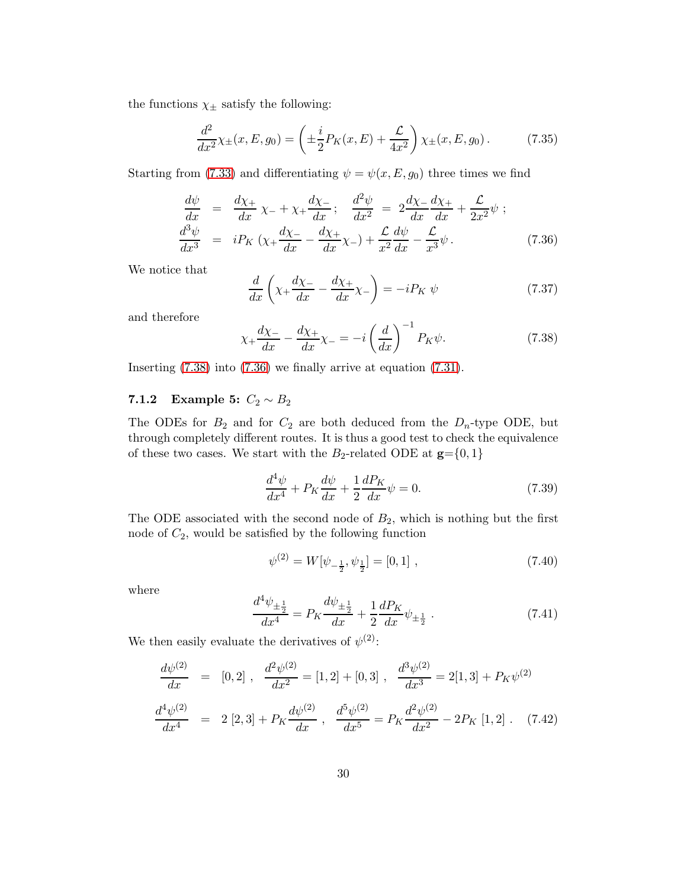the functions $\chi_\pm$ satisfy the following:

$$\frac{d^2}{dx^2}\chi_\pm(x,E,g_0) = \left(\pm\frac{i}{2}P_K(x,E) + \frac{\mathcal{L}}{4x^2}\right)\chi_\pm(x,E,g_0)\,. \tag{7.35}$$

Starting from (7.33) and differentiating $\psi = \psi(x,E,g_0)$ three times we find

$$\begin{aligned}
\frac{d\psi}{dx} &= \frac{d\chi_+}{dx}\,\chi_- + \chi_+\frac{d\chi_-}{dx}\,; \quad \frac{d^2\psi}{dx^2} \;=\; 2\frac{d\chi_-}{dx}\frac{d\chi_+}{dx} + \frac{\mathcal{L}}{2x^2}\psi\,;\\
\frac{d^3\psi}{dx^3} &= iP_K\,(\chi_+\frac{d\chi_-}{dx} - \frac{d\chi_+}{dx}\chi_-) + \frac{\mathcal{L}}{x^2}\frac{d\psi}{dx} - \frac{\mathcal{L}}{x^3}\psi\,.
\end{aligned} \tag{7.36}$$

We notice that

$$\frac{d}{dx}\left(\chi_+\frac{d\chi_-}{dx} - \frac{d\chi_+}{dx}\chi_-\right) = -iP_K\;\psi \tag{7.37}$$

and therefore

$$\chi_+\frac{d\chi_-}{dx} - \frac{d\chi_+}{dx}\chi_- = -i\left(\frac{d}{dx}\right)^{-1}P_K\psi. \tag{7.38}$$

Inserting (7.38) into (7.36) we finally arrive at equation (7.31).

### 7.1.2 Example 5: $C_2 \sim B_2$

The ODEs for $B_2$ and for $C_2$ are both deduced from the $D_n$-type ODE, but through completely different routes. It is thus a good test to check the equivalence of these two cases. We start with the $B_2$-related ODE at $\mathbf{g}=\{0,1\}$

$$\frac{d^4\psi}{dx^4} + P_K\frac{d\psi}{dx} + \frac{1}{2}\frac{dP_K}{dx}\psi = 0. \tag{7.39}$$

The ODE associated with the second node of $B_2$, which is nothing but the first node of $C_2$, would be satisfied by the following function

$$\psi^{(2)} = W[\psi_{-\frac{1}{2}},\psi_{\frac{1}{2}}] = [0,1]\;, \tag{7.40}$$

where

$$\frac{d^4\psi_{\pm\frac{1}{2}}}{dx^4} = P_K\frac{d\psi_{\pm\frac{1}{2}}}{dx} + \frac{1}{2}\frac{dP_K}{dx}\psi_{\pm\frac{1}{2}}\;. \tag{7.41}$$

We then easily evaluate the derivatives of $\psi^{(2)}$:

$$\begin{aligned}
\frac{d\psi^{(2)}}{dx} &= [0,2]\;, \quad \frac{d^2\psi^{(2)}}{dx^2} = [1,2] + [0,3]\;, \quad \frac{d^3\psi^{(2)}}{dx^3} = 2[1,3] + P_K\psi^{(2)}\\
\frac{d^4\psi^{(2)}}{dx^4} &= 2\;[2,3] + P_K\frac{d\psi^{(2)}}{dx}\;, \quad \frac{d^5\psi^{(2)}}{dx^5} = P_K\frac{d^2\psi^{(2)}}{dx^2} - 2P_K\;[1,2]\;.
\end{aligned} \tag{7.42}$$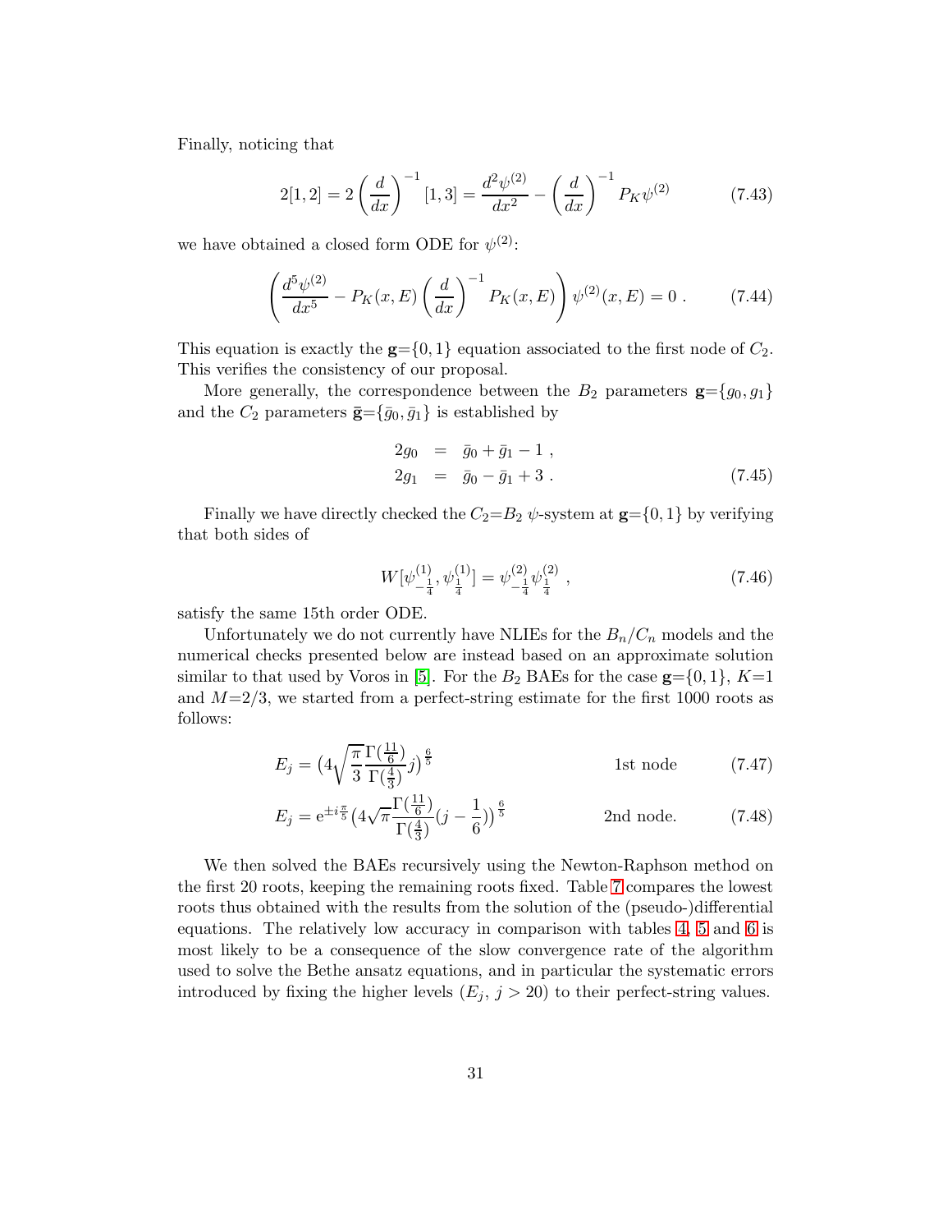Finally, noticing that

$$
2[1,2] = 2\left(\frac{d}{dx}\right)^{-1}[1,3] = \frac{d^2\psi^{(2)}}{dx^2} - \left(\frac{d}{dx}\right)^{-1} P_K \psi^{(2)} \tag{7.43}
$$

we have obtained a closed form ODE for $\psi^{(2)}$:

$$
\left(\frac{d^5\psi^{(2)}}{dx^5} - P_K(x,E)\left(\frac{d}{dx}\right)^{-1} P_K(x,E)\right)\psi^{(2)}(x,E) = 0\ . \tag{7.44}
$$

This equation is exactly the $\mathbf{g}$=$\{0,1\}$ equation associated to the first node of $C_2$. This verifies the consistency of our proposal.

More generally, the correspondence between the $B_2$ parameters $\mathbf{g}$=$\{g_0, g_1\}$ and the $C_2$ parameters $\bar{\mathbf{g}}$=$\{\bar{g}_0, \bar{g}_1\}$ is established by

$$
\begin{aligned}
2g_0 &= \bar{g}_0 + \bar{g}_1 - 1\ , \\
2g_1 &= \bar{g}_0 - \bar{g}_1 + 3\ .
\end{aligned} \tag{7.45}
$$

Finally we have directly checked the $C_2$=$B_2$ $\psi$-system at $\mathbf{g}$=$\{0,1\}$ by verifying that both sides of

$$
W[\psi^{(1)}_{-\frac{1}{4}}, \psi^{(1)}_{\frac{1}{4}}] = \psi^{(2)}_{-\frac{1}{4}}\psi^{(2)}_{\frac{1}{4}}\ , \tag{7.46}
$$

satisfy the same 15th order ODE.

Unfortunately we do not currently have NLIEs for the $B_n/C_n$ models and the numerical checks presented below are instead based on an approximate solution similar to that used by Voros in [5]. For the $B_2$ BAEs for the case $\mathbf{g}$=$\{0,1\}$, $K$=1 and $M$=2/3, we started from a perfect-string estimate for the first 1000 roots as follows:

$$
E_j = \left(4\sqrt{\frac{\pi}{3}}\frac{\Gamma(\frac{11}{6})}{\Gamma(\frac{4}{3})}j\right)^{\frac{6}{5}} \qquad \text{1st node} \tag{7.47}
$$

$$
E_j = e^{\pm i\frac{\pi}{5}}\left(4\sqrt{\pi}\frac{\Gamma(\frac{11}{6})}{\Gamma(\frac{4}{3})}(j - \frac{1}{6})\right)^{\frac{6}{5}} \qquad \text{2nd node.} \tag{7.48}
$$

We then solved the BAEs recursively using the Newton-Raphson method on the first 20 roots, keeping the remaining roots fixed. Table 7 compares the lowest roots thus obtained with the results from the solution of the (pseudo-)differential equations. The relatively low accuracy in comparison with tables 4, 5 and 6 is most likely to be a consequence of the slow convergence rate of the algorithm used to solve the Bethe ansatz equations, and in particular the systematic errors introduced by fixing the higher levels ($E_j$, $j > 20$) to their perfect-string values.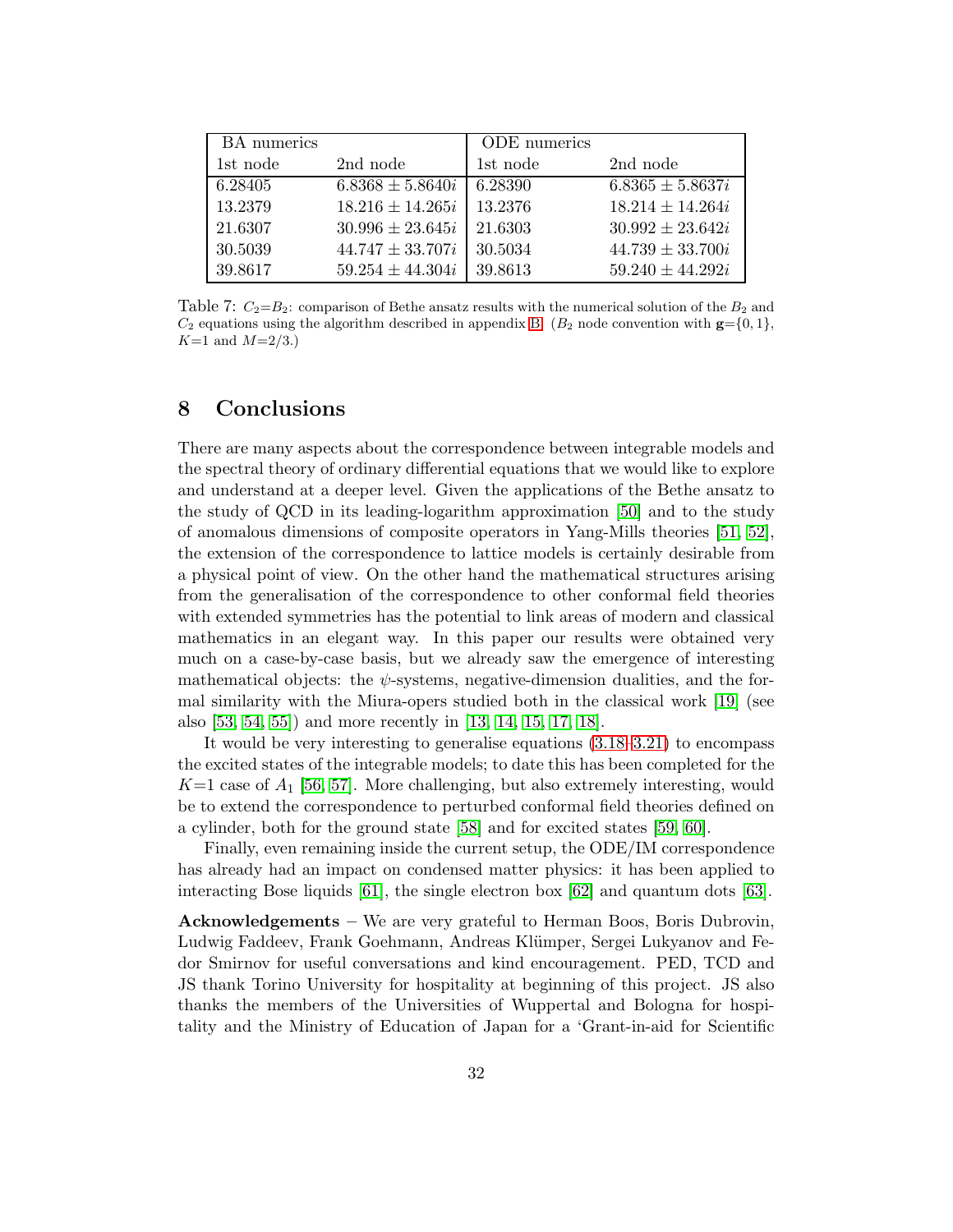| BA numerics | | ODE numerics | |
|---|---|---|---|
| 1st node | 2nd node | 1st node | 2nd node |
| 6.28405 | $6.8368 \pm 5.8640i$ | 6.28390 | $6.8365 \pm 5.8637i$ |
| 13.2379 | $18.216 \pm 14.265i$ | 13.2376 | $18.214 \pm 14.264i$ |
| 21.6307 | $30.996 \pm 23.645i$ | 21.6303 | $30.992 \pm 23.642i$ |
| 30.5039 | $44.747 \pm 33.707i$ | 30.5034 | $44.739 \pm 33.700i$ |
| 39.8617 | $59.254 \pm 44.304i$ | 39.8613 | $59.240 \pm 44.292i$ |

Table 7: $C_2{=}B_2$: comparison of Bethe ansatz results with the numerical solution of the $B_2$ and $C_2$ equations using the algorithm described in appendix B. ($B_2$ node convention with $\mathbf{g}{=}\{0,1\}$, $K{=}1$ and $M{=}2/3$.)

# 8 Conclusions

There are many aspects about the correspondence between integrable models and the spectral theory of ordinary differential equations that we would like to explore and understand at a deeper level. Given the applications of the Bethe ansatz to the study of QCD in its leading-logarithm approximation [50] and to the study of anomalous dimensions of composite operators in Yang-Mills theories [51, 52], the extension of the correspondence to lattice models is certainly desirable from a physical point of view. On the other hand the mathematical structures arising from the generalisation of the correspondence to other conformal field theories with extended symmetries has the potential to link areas of modern and classical mathematics in an elegant way. In this paper our results were obtained very much on a case-by-case basis, but we already saw the emergence of interesting mathematical objects: the $\psi$-systems, negative-dimension dualities, and the formal similarity with the Miura-opers studied both in the classical work [19] (see also [53, 54, 55]) and more recently in [13, 14, 15, 17, 18].

It would be very interesting to generalise equations (3.18–3.21) to encompass the excited states of the integrable models; to date this has been completed for the $K{=}1$ case of $A_1$ [56, 57]. More challenging, but also extremely interesting, would be to extend the correspondence to perturbed conformal field theories defined on a cylinder, both for the ground state [58] and for excited states [59, 60].

Finally, even remaining inside the current setup, the ODE/IM correspondence has already had an impact on condensed matter physics: it has been applied to interacting Bose liquids [61], the single electron box [62] and quantum dots [63].

**Acknowledgements** – We are very grateful to Herman Boos, Boris Dubrovin, Ludwig Faddeev, Frank Goehmann, Andreas Klümper, Sergei Lukyanov and Fedor Smirnov for useful conversations and kind encouragement. PED, TCD and JS thank Torino University for hospitality at beginning of this project. JS also thanks the members of the Universities of Wuppertal and Bologna for hospitality and the Ministry of Education of Japan for a 'Grant-in-aid for Scientific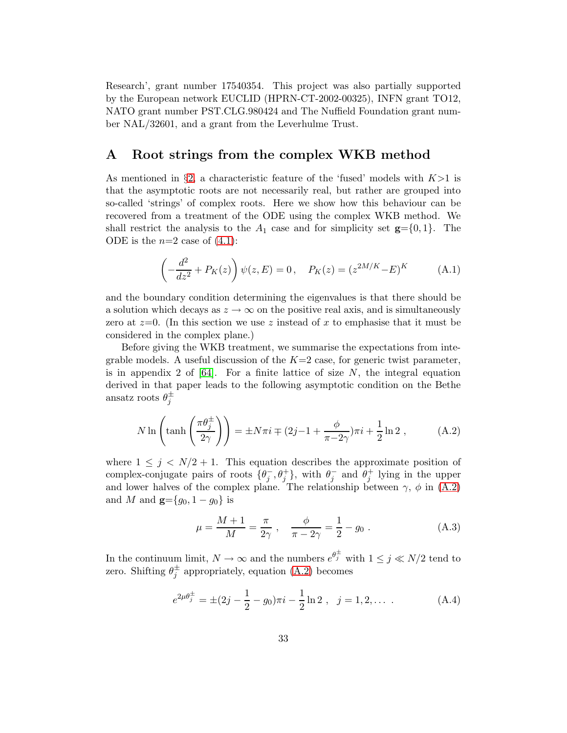Research', grant number 17540354. This project was also partially supported by the European network EUCLID (HPRN-CT-2002-00325), INFN grant TO12, NATO grant number PST.CLG.980424 and The Nuffield Foundation grant number NAL/32601, and a grant from the Leverhulme Trust.

## A Root strings from the complex WKB method

As mentioned in §2, a characteristic feature of the 'fused' models with $K{>}1$ is that the asymptotic roots are not necessarily real, but rather are grouped into so-called 'strings' of complex roots. Here we show how this behaviour can be recovered from a treatment of the ODE using the complex WKB method. We shall restrict the analysis to the $A_1$ case and for simplicity set $\mathbf{g}{=}\{0,1\}$. The ODE is the $n{=}2$ case of (4.1):

$$\left(-\frac{d^2}{dz^2}+P_K(z)\right)\psi(z,E)=0\,,\quad P_K(z)=(z^{2M/K}{-}E)^K \tag{A.1}$$

and the boundary condition determining the eigenvalues is that there should be a solution which decays as $z\to\infty$ on the positive real axis, and is simultaneously zero at $z{=}0$. (In this section we use $z$ instead of $x$ to emphasise that it must be considered in the complex plane.)

Before giving the WKB treatment, we summarise the expectations from integrable models. A useful discussion of the $K{=}2$ case, for generic twist parameter, is in appendix 2 of [64]. For a finite lattice of size $N$, the integral equation derived in that paper leads to the following asymptotic condition on the Bethe ansatz roots $\theta_j^{\pm}$

$$N\ln\left(\tanh\left(\frac{\pi\theta_j^{\pm}}{2\gamma}\right)\right)=\pm N\pi i\mp(2j{-}1+\frac{\phi}{\pi{-}2\gamma})\pi i+\frac{1}{2}\ln 2\ , \tag{A.2}$$

where $1\le j<N/2+1$. This equation describes the approximate position of complex-conjugate pairs of roots $\{\theta_j^-,\theta_j^+\}$, with $\theta_j^-$ and $\theta_j^+$ lying in the upper and lower halves of the complex plane. The relationship between $\gamma$, $\phi$ in (A.2) and $M$ and $\mathbf{g}{=}\{g_0,1-g_0\}$ is

$$\mu=\frac{M+1}{M}=\frac{\pi}{2\gamma}\ ,\quad \frac{\phi}{\pi-2\gamma}=\frac{1}{2}-g_0\ . \tag{A.3}$$

In the continuum limit, $N\to\infty$ and the numbers $e^{\theta_j^{\pm}}$ with $1\le j\ll N/2$ tend to zero. Shifting $\theta_j^{\pm}$ appropriately, equation (A.2) becomes

$$e^{2\mu\theta_j^{\pm}}=\pm(2j-\frac{1}{2}-g_0)\pi i-\frac{1}{2}\ln 2\ ,\quad j=1,2,\dots\ . \tag{A.4}$$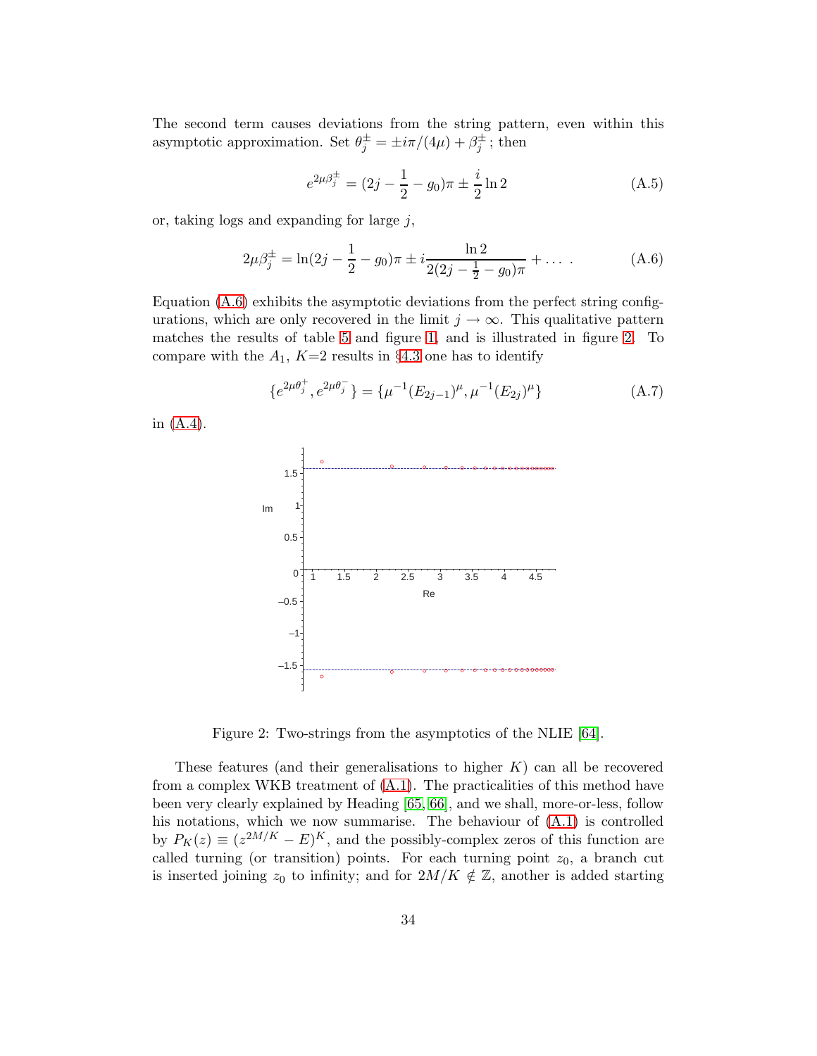The second term causes deviations from the string pattern, even within this asymptotic approximation. Set $\theta_j^{\pm} = \pm i\pi/(4\mu) + \beta_j^{\pm}$; then

$$e^{2\mu\beta_j^{\pm}} = (2j - \frac{1}{2} - g_0)\pi \pm \frac{i}{2}\ln 2 \tag{A.5}$$

or, taking logs and expanding for large $j$,

$$2\mu\beta_j^{\pm} = \ln(2j - \frac{1}{2} - g_0)\pi \pm i\frac{\ln 2}{2(2j - \frac{1}{2} - g_0)\pi} + \dots \; . \tag{A.6}$$

Equation (A.6) exhibits the asymptotic deviations from the perfect string configurations, which are only recovered in the limit $j \to \infty$. This qualitative pattern matches the results of table 5 and figure 1, and is illustrated in figure 2. To compare with the $A_1$, $K$=2 results in §4.3 one has to identify

$$\{e^{2\mu\theta_j^+}, e^{2\mu\theta_j^-}\} = \{\mu^{-1}(E_{2j-1})^{\mu}, \mu^{-1}(E_{2j})^{\mu}\} \tag{A.7}$$

in (A.4).

Figure 2: Two-strings from the asymptotics of the NLIE [64].

These features (and their generalisations to higher $K$) can all be recovered from a complex WKB treatment of (A.1). The practicalities of this method have been very clearly explained by Heading [65, 66], and we shall, more-or-less, follow his notations, which we now summarise. The behaviour of (A.1) is controlled by $P_K(z) \equiv (z^{2M/K} - E)^K$, and the possibly-complex zeros of this function are called turning (or transition) points. For each turning point $z_0$, a branch cut is inserted joining $z_0$ to infinity; and for $2M/K \notin \mathbb{Z}$, another is added starting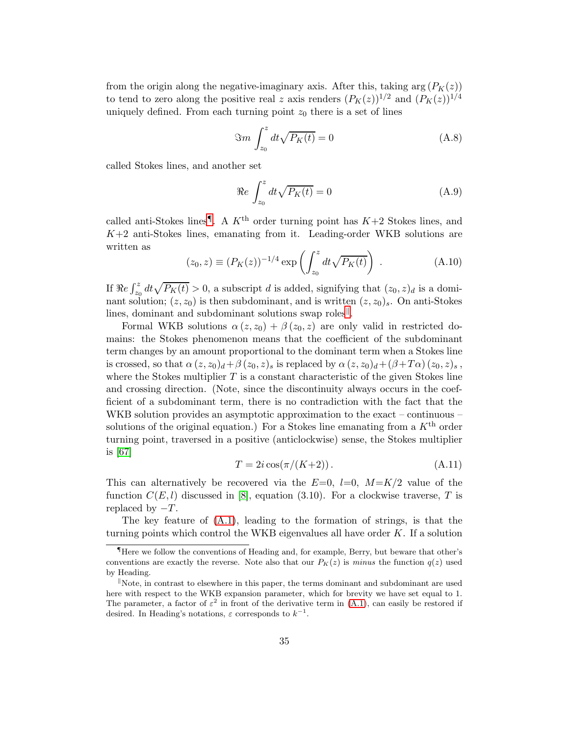from the origin along the negative-imaginary axis. After this, taking $\arg(P_K(z))$ to tend to zero along the positive real $z$ axis renders $(P_K(z))^{1/2}$ and $(P_K(z))^{1/4}$ uniquely defined. From each turning point $z_0$ there is a set of lines

$$\Im m \int_{z_0}^{z} dt \sqrt{P_K(t)} = 0 \tag{A.8}$$

called Stokes lines, and another set

$$\Re e \int_{z_0}^{z} dt \sqrt{P_K(t)} = 0 \tag{A.9}$$

called anti-Stokes lines¶. A $K^{\text{th}}$ order turning point has $K{+}2$ Stokes lines, and $K{+}2$ anti-Stokes lines, emanating from it. Leading-order WKB solutions are written as

$$(z_0, z) \equiv (P_K(z))^{-1/4} \exp\left(\int_{z_0}^{z} dt \sqrt{P_K(t)}\right) . \tag{A.10}$$

If $\Re e \int_{z_0}^{z} dt \sqrt{P_K(t)} > 0$, a subscript $d$ is added, signifying that $(z_0, z)_d$ is a dominant solution; $(z, z_0)$ is then subdominant, and is written $(z, z_0)_s$. On anti-Stokes lines, dominant and subdominant solutions swap roles‖.

Formal WKB solutions $\alpha\,(z, z_0) + \beta\,(z_0, z)$ are only valid in restricted domains: the Stokes phenomenon means that the coefficient of the subdominant term changes by an amount proportional to the dominant term when a Stokes line is crossed, so that $\alpha\,(z, z_0)_d + \beta\,(z_0, z)_s$ is replaced by $\alpha\,(z, z_0)_d + (\beta + T\alpha)\,(z_0, z)_s$, where the Stokes multiplier $T$ is a constant characteristic of the given Stokes line and crossing direction. (Note, since the discontinuity always occurs in the coefficient of a subdominant term, there is no contradiction with the fact that the WKB solution provides an asymptotic approximation to the exact – continuous – solutions of the original equation.) For a Stokes line emanating from a $K^{\text{th}}$ order turning point, traversed in a positive (anticlockwise) sense, the Stokes multiplier is [67]

$$T = 2i \cos(\pi/(K{+}2)) . \tag{A.11}$$

This can alternatively be recovered via the $E{=}0$, $l{=}0$, $M{=}K/2$ value of the function $C(E, l)$ discussed in [8], equation (3.10). For a clockwise traverse, $T$ is replaced by $-T$.

The key feature of (A.1), leading to the formation of strings, is that the turning points which control the WKB eigenvalues all have order $K$. If a solution

---

¶Here we follow the conventions of Heading and, for example, Berry, but beware that other's conventions are exactly the reverse. Note also that our $P_K(z)$ is *minus* the function $q(z)$ used by Heading.

‖Note, in contrast to elsewhere in this paper, the terms dominant and subdominant are used here with respect to the WKB expansion parameter, which for brevity we have set equal to 1. The parameter, a factor of $\varepsilon^2$ in front of the derivative term in (A.1), can easily be restored if desired. In Heading's notations, $\varepsilon$ corresponds to $k^{-1}$.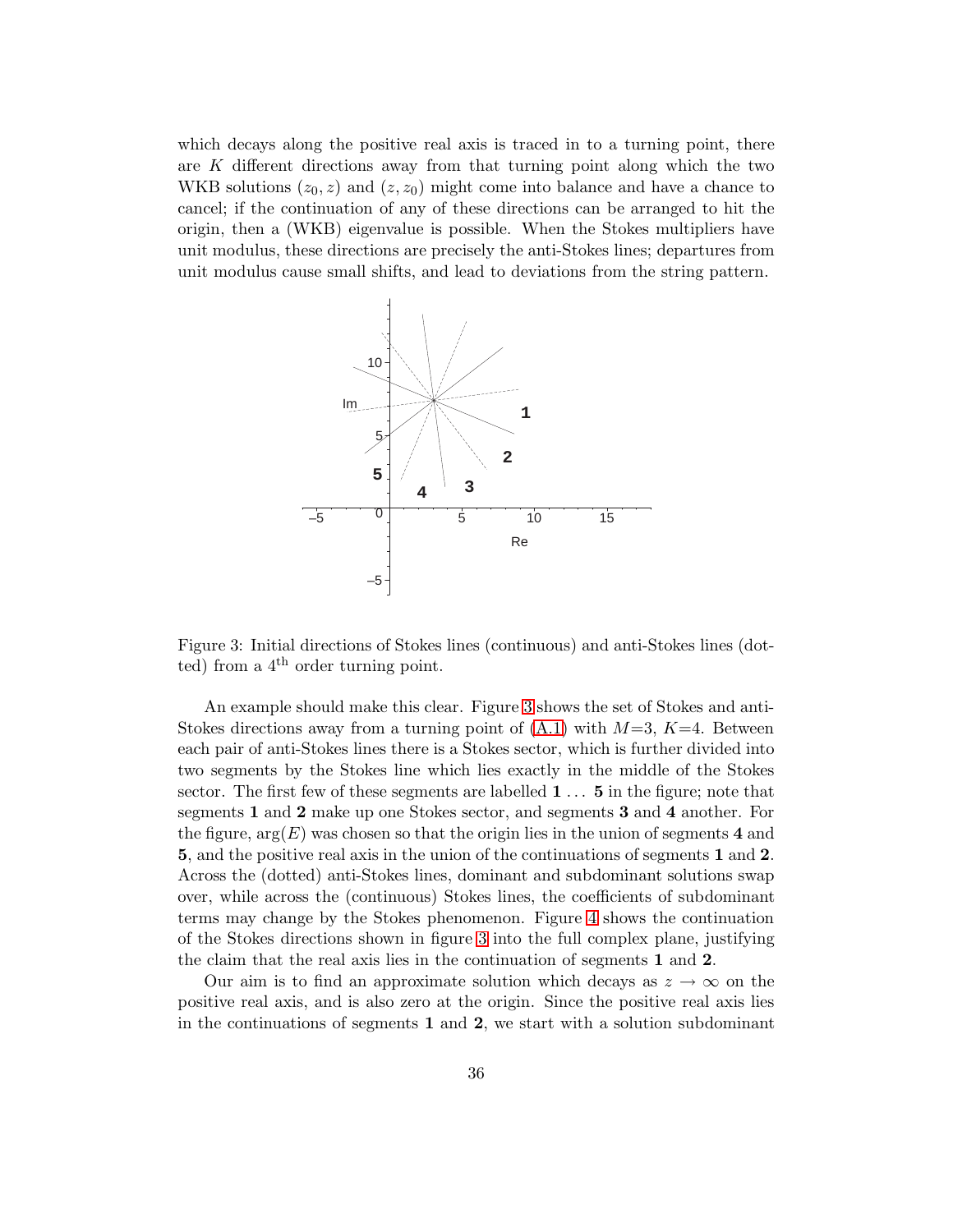which decays along the positive real axis is traced in to a turning point, there are $K$ different directions away from that turning point along which the two WKB solutions $(z_0, z)$ and $(z, z_0)$ might come into balance and have a chance to cancel; if the continuation of any of these directions can be arranged to hit the origin, then a (WKB) eigenvalue is possible. When the Stokes multipliers have unit modulus, these directions are precisely the anti-Stokes lines; departures from unit modulus cause small shifts, and lead to deviations from the string pattern.

Figure 3: Initial directions of Stokes lines (continuous) and anti-Stokes lines (dotted) from a $4^{\text{th}}$ order turning point.

An example should make this clear. Figure 3 shows the set of Stokes and anti-Stokes directions away from a turning point of (A.1) with $M$=3, $K$=4. Between each pair of anti-Stokes lines there is a Stokes sector, which is further divided into two segments by the Stokes line which lies exactly in the middle of the Stokes sector. The first few of these segments are labelled **1** ... **5** in the figure; note that segments **1** and **2** make up one Stokes sector, and segments **3** and **4** another. For the figure, $\arg(E)$ was chosen so that the origin lies in the union of segments **4** and **5**, and the positive real axis in the union of the continuations of segments **1** and **2**. Across the (dotted) anti-Stokes lines, dominant and subdominant solutions swap over, while across the (continuous) Stokes lines, the coefficients of subdominant terms may change by the Stokes phenomenon. Figure 4 shows the continuation of the Stokes directions shown in figure 3 into the full complex plane, justifying the claim that the real axis lies in the continuation of segments **1** and **2**.

Our aim is to find an approximate solution which decays as $z \to \infty$ on the positive real axis, and is also zero at the origin. Since the positive real axis lies in the continuations of segments **1** and **2**, we start with a solution subdominant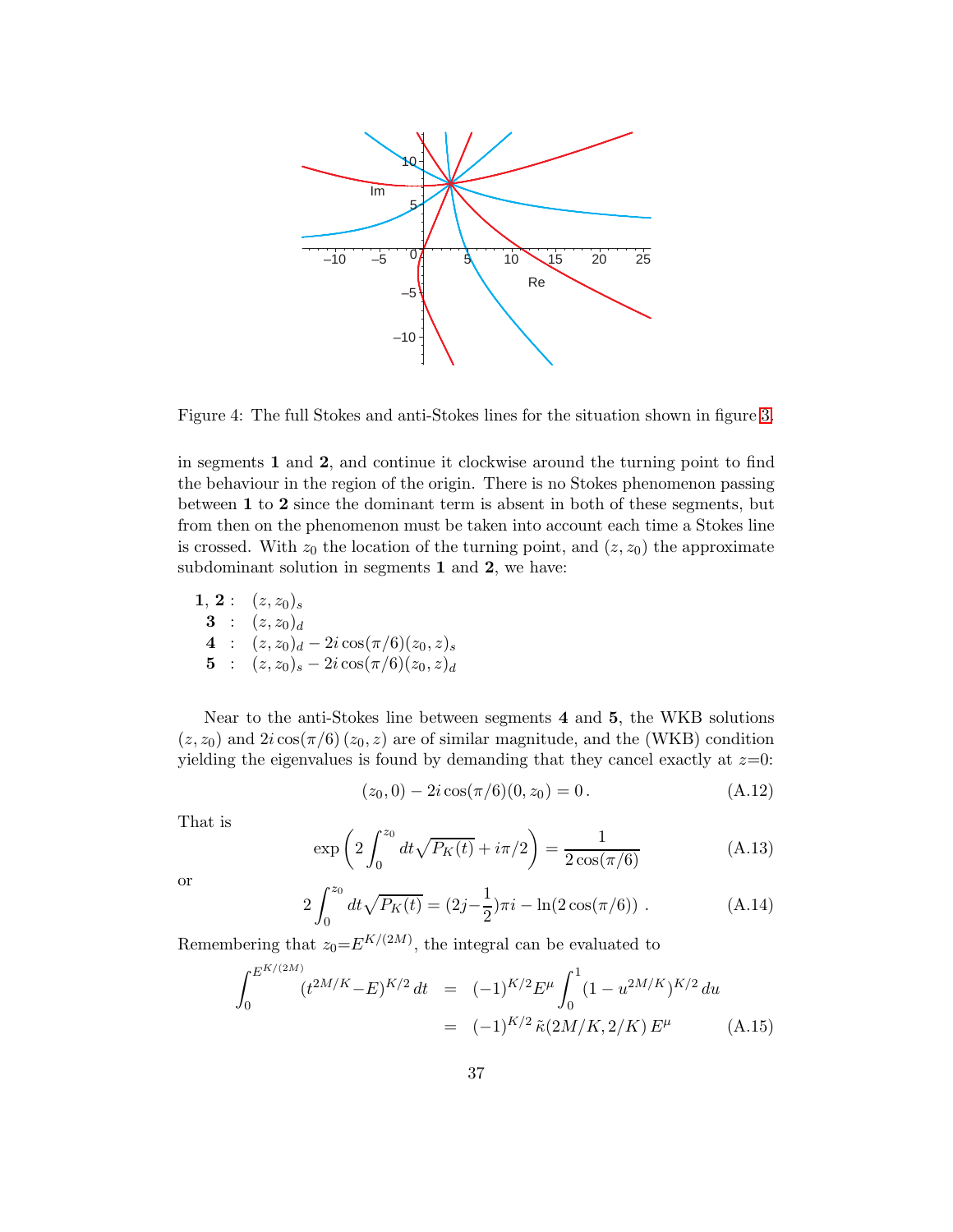Figure 4: The full Stokes and anti-Stokes lines for the situation shown in figure 3.

in segments **1** and **2**, and continue it clockwise around the turning point to find the behaviour in the region of the origin. There is no Stokes phenomenon passing between **1** to **2** since the dominant term is absent in both of these segments, but from then on the phenomenon must be taken into account each time a Stokes line is crossed. With $z_0$ the location of the turning point, and $(z, z_0)$ the approximate subdominant solution in segments **1** and **2**, we have:

- **1**, **2** : $(z, z_0)_s$
- **3** : $(z, z_0)_d$
- **4** : $(z, z_0)_d - 2i\cos(\pi/6)(z_0, z)_s$
- **5** : $(z, z_0)_s - 2i\cos(\pi/6)(z_0, z)_d$

Near to the anti-Stokes line between segments **4** and **5**, the WKB solutions $(z, z_0)$ and $2i\cos(\pi/6)\,(z_0, z)$ are of similar magnitude, and the (WKB) condition yielding the eigenvalues is found by demanding that they cancel exactly at $z{=}0$:

$$(z_0, 0) - 2i\cos(\pi/6)(0, z_0) = 0\,. \tag{A.12}$$

That is

$$\exp\left(2\int_0^{z_0} dt\sqrt{P_K(t)} + i\pi/2\right) = \frac{1}{2\cos(\pi/6)} \tag{A.13}$$

or

$$2\int_0^{z_0} dt\sqrt{P_K(t)} = (2j{-}\frac{1}{2})\pi i - \ln(2\cos(\pi/6))\ . \tag{A.14}$$

Remembering that $z_0{=}E^{K/(2M)}$, the integral can be evaluated to

$$\begin{aligned}\int_0^{E^{K/(2M)}} (t^{2M/K}{-}E)^{K/2}\, dt &= (-1)^{K/2} E^{\mu} \int_0^1 (1 - u^{2M/K})^{K/2}\, du \\ &= (-1)^{K/2}\, \tilde{\kappa}(2M/K, 2/K)\, E^{\mu}\end{aligned} \tag{A.15}$$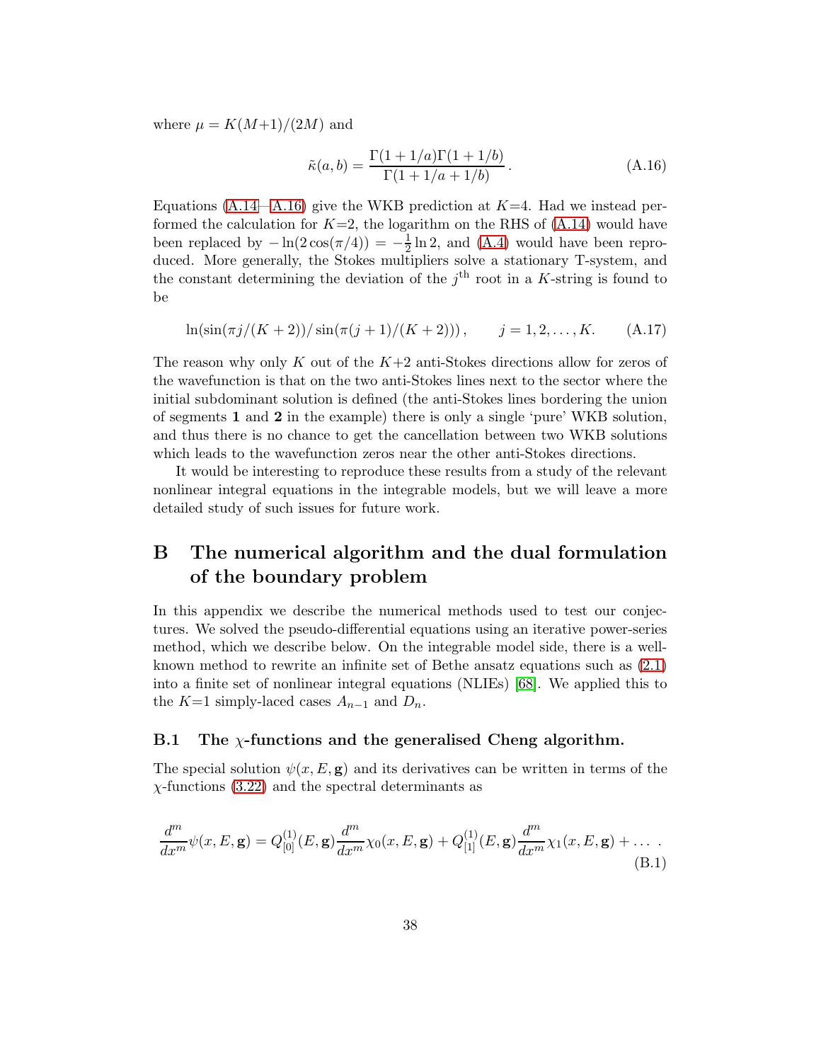where $\mu = K(M{+}1)/(2M)$ and

$$\tilde{\kappa}(a,b) = \frac{\Gamma(1+1/a)\Gamma(1+1/b)}{\Gamma(1+1/a+1/b)}\,. \tag{A.16}$$

Equations (A.14—A.16) give the WKB prediction at $K{=}4$. Had we instead performed the calculation for $K{=}2$, the logarithm on the RHS of (A.14) would have been replaced by $-\ln(2\cos(\pi/4)) = -\frac{1}{2}\ln 2$, and (A.4) would have been reproduced. More generally, the Stokes multipliers solve a stationary T-system, and the constant determining the deviation of the $j^{\text{th}}$ root in a $K$-string is found to be

$$\ln(\sin(\pi j/(K+2))/\sin(\pi(j+1)/(K+2)))\,, \qquad j = 1, 2, \ldots, K. \tag{A.17}$$

The reason why only $K$ out of the $K{+}2$ anti-Stokes directions allow for zeros of the wavefunction is that on the two anti-Stokes lines next to the sector where the initial subdominant solution is defined (the anti-Stokes lines bordering the union of segments **1** and **2** in the example) there is only a single 'pure' WKB solution, and thus there is no chance to get the cancellation between two WKB solutions which leads to the wavefunction zeros near the other anti-Stokes directions.

It would be interesting to reproduce these results from a study of the relevant nonlinear integral equations in the integrable models, but we will leave a more detailed study of such issues for future work.

# B The numerical algorithm and the dual formulation of the boundary problem

In this appendix we describe the numerical methods used to test our conjectures. We solved the pseudo-differential equations using an iterative power-series method, which we describe below. On the integrable model side, there is a well-known method to rewrite an infinite set of Bethe ansatz equations such as (2.1) into a finite set of nonlinear integral equations (NLIEs) [68]. We applied this to the $K{=}1$ simply-laced cases $A_{n-1}$ and $D_n$.

## B.1 The $\chi$-functions and the generalised Cheng algorithm.

The special solution $\psi(x,E,\mathbf{g})$ and its derivatives can be written in terms of the $\chi$-functions (3.22) and the spectral determinants as

$$\frac{d^m}{dx^m}\psi(x,E,\mathbf{g}) = Q^{(1)}_{[0]}(E,\mathbf{g})\frac{d^m}{dx^m}\chi_0(x,E,\mathbf{g}) + Q^{(1)}_{[1]}(E,\mathbf{g})\frac{d^m}{dx^m}\chi_1(x,E,\mathbf{g}) + \ldots\ . \tag{B.1}$$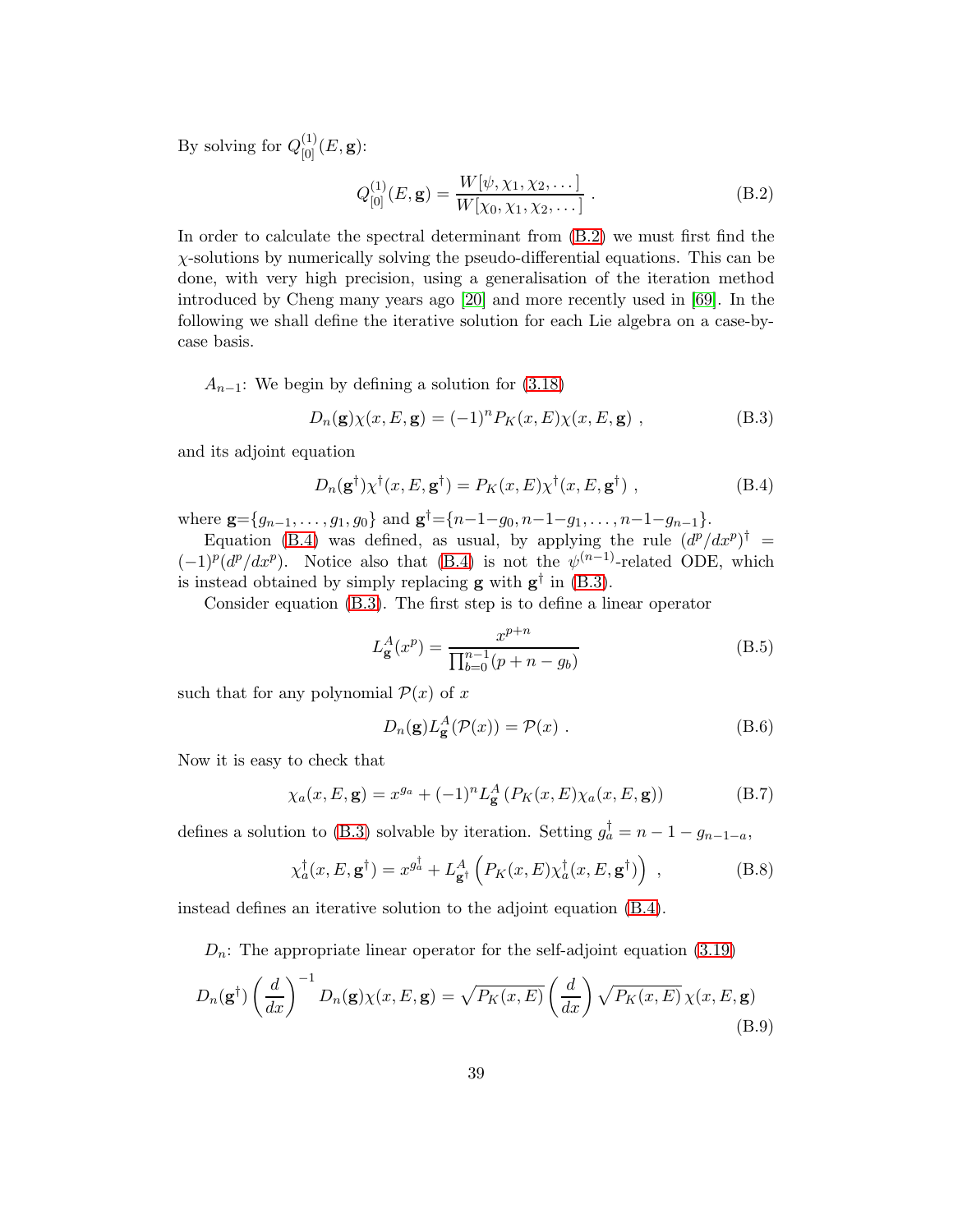By solving for $Q^{(1)}_{[0]}(E, \mathbf{g})$:

$$Q^{(1)}_{[0]}(E, \mathbf{g}) = \frac{W[\psi, \chi_1, \chi_2, \dots]}{W[\chi_0, \chi_1, \chi_2, \dots]} \ . \tag{B.2}$$

In order to calculate the spectral determinant from (B.2) we must first find the $\chi$-solutions by numerically solving the pseudo-differential equations. This can be done, with very high precision, using a generalisation of the iteration method introduced by Cheng many years ago [20] and more recently used in [69]. In the following we shall define the iterative solution for each Lie algebra on a case-by-case basis.

$A_{n-1}$: We begin by defining a solution for (3.18)

$$D_n(\mathbf{g})\chi(x, E, \mathbf{g}) = (-1)^n P_K(x, E)\chi(x, E, \mathbf{g}) \ , \tag{B.3}$$

and its adjoint equation

$$D_n(\mathbf{g}^\dagger)\chi^\dagger(x, E, \mathbf{g}^\dagger) = P_K(x, E)\chi^\dagger(x, E, \mathbf{g}^\dagger) \ , \tag{B.4}$$

where $\mathbf{g}=\{g_{n-1}, \dots, g_1, g_0\}$ and $\mathbf{g}^\dagger=\{n-1-g_0, n-1-g_1, \dots, n-1-g_{n-1}\}$.

Equation (B.4) was defined, as usual, by applying the rule $(d^p/dx^p)^\dagger = (-1)^p(d^p/dx^p)$. Notice also that (B.4) is not the $\psi^{(n-1)}$-related ODE, which is instead obtained by simply replacing $\mathbf{g}$ with $\mathbf{g}^\dagger$ in (B.3).

Consider equation (B.3). The first step is to define a linear operator

$$L^A_{\mathbf{g}}(x^p) = \frac{x^{p+n}}{\prod_{b=0}^{n-1}(p + n - g_b)} \tag{B.5}$$

such that for any polynomial $\mathcal{P}(x)$ of $x$

$$D_n(\mathbf{g})L^A_{\mathbf{g}}(\mathcal{P}(x)) = \mathcal{P}(x) \ . \tag{B.6}$$

Now it is easy to check that

$$\chi_a(x, E, \mathbf{g}) = x^{g_a} + (-1)^n L^A_{\mathbf{g}}\left(P_K(x, E)\chi_a(x, E, \mathbf{g})\right) \tag{B.7}$$

defines a solution to (B.3) solvable by iteration. Setting $g^\dagger_a = n - 1 - g_{n-1-a}$,

$$\chi^\dagger_a(x, E, \mathbf{g}^\dagger) = x^{g^\dagger_a} + L^A_{\mathbf{g}^\dagger}\left(P_K(x, E)\chi^\dagger_a(x, E, \mathbf{g}^\dagger)\right) \ , \tag{B.8}$$

instead defines an iterative solution to the adjoint equation (B.4).

$D_n$: The appropriate linear operator for the self-adjoint equation (3.19)

$$D_n(\mathbf{g}^\dagger)\left(\frac{d}{dx}\right)^{-1}D_n(\mathbf{g})\chi(x, E, \mathbf{g}) = \sqrt{P_K(x, E)}\left(\frac{d}{dx}\right)\sqrt{P_K(x, E)}\,\chi(x, E, \mathbf{g}) \tag{B.9}$$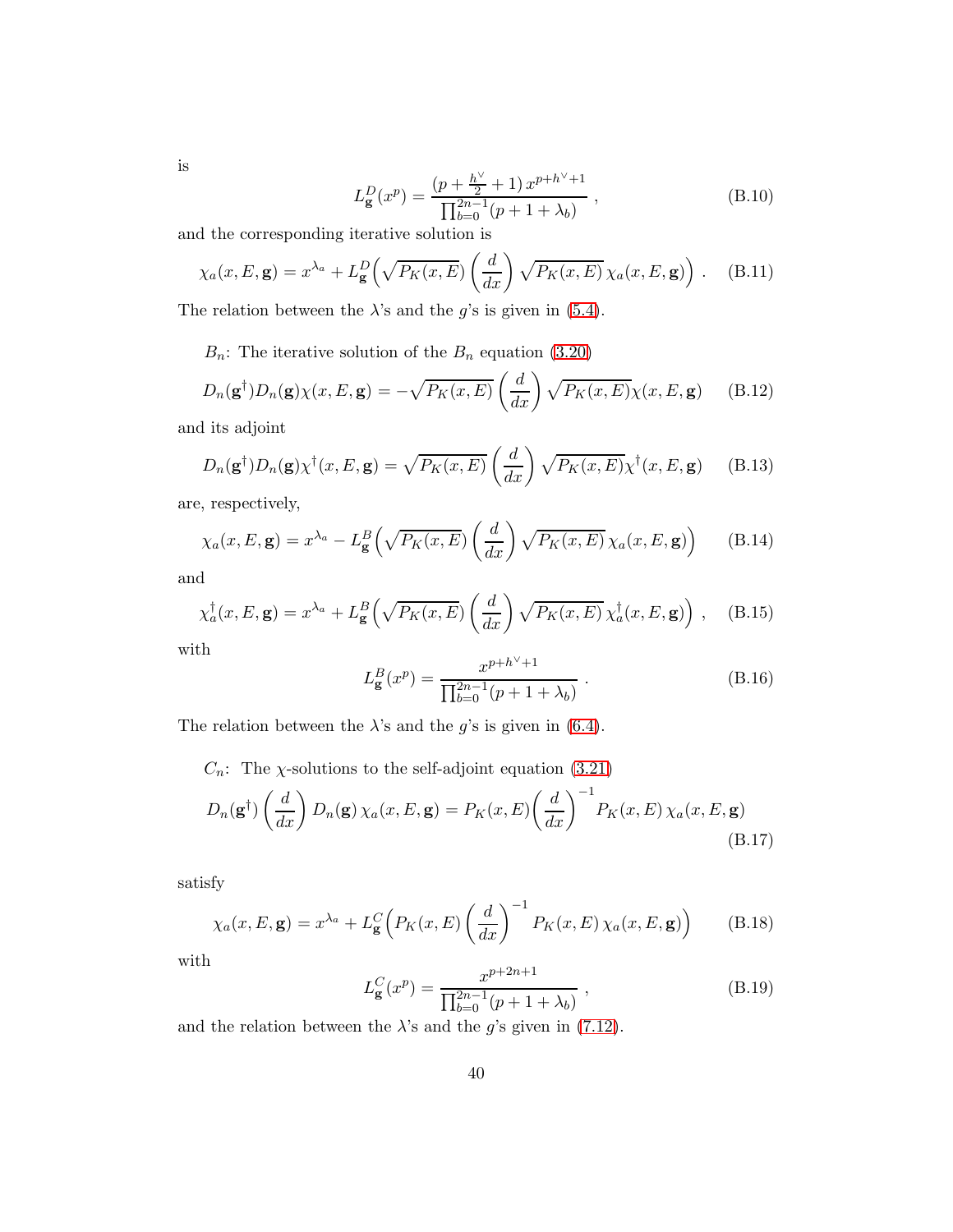is

$$L_{\mathbf{g}}^{D}(x^p) = \frac{(p + \frac{h^\vee}{2} + 1)\, x^{p+h^\vee+1}}{\prod_{b=0}^{2n-1}(p+1+\lambda_b)} \ , \tag{B.10}$$

and the corresponding iterative solution is

$$\chi_a(x,E,\mathbf{g}) = x^{\lambda_a} + L_{\mathbf{g}}^{D}\Big(\sqrt{P_K(x,E)}\left(\frac{d}{dx}\right)\sqrt{P_K(x,E)}\,\chi_a(x,E,\mathbf{g})\Big) \ . \tag{B.11}$$

The relation between the $\lambda$'s and the $g$'s is given in (5.4).

$B_n$: The iterative solution of the $B_n$ equation (3.20)

$$D_n(\mathbf{g}^\dagger)D_n(\mathbf{g})\chi(x,E,\mathbf{g}) = -\sqrt{P_K(x,E)}\left(\frac{d}{dx}\right)\sqrt{P_K(x,E)}\chi(x,E,\mathbf{g}) \tag{B.12}$$

and its adjoint

$$D_n(\mathbf{g}^\dagger)D_n(\mathbf{g})\chi^\dagger(x,E,\mathbf{g}) = \sqrt{P_K(x,E)}\left(\frac{d}{dx}\right)\sqrt{P_K(x,E)}\chi^\dagger(x,E,\mathbf{g}) \tag{B.13}$$

are, respectively,

$$\chi_a(x,E,\mathbf{g}) = x^{\lambda_a} - L_{\mathbf{g}}^{B}\Big(\sqrt{P_K(x,E)}\left(\frac{d}{dx}\right)\sqrt{P_K(x,E)}\,\chi_a(x,E,\mathbf{g})\Big) \tag{B.14}$$

and

$$\chi_a^\dagger(x,E,\mathbf{g}) = x^{\lambda_a} + L_{\mathbf{g}}^{B}\Big(\sqrt{P_K(x,E)}\left(\frac{d}{dx}\right)\sqrt{P_K(x,E)}\,\chi_a^\dagger(x,E,\mathbf{g})\Big) \ , \tag{B.15}$$

with

$$L_{\mathbf{g}}^{B}(x^p) = \frac{x^{p+h^\vee+1}}{\prod_{b=0}^{2n-1}(p+1+\lambda_b)} \ . \tag{B.16}$$

The relation between the $\lambda$'s and the $g$'s is given in (6.4).

$C_n$: The $\chi$-solutions to the self-adjoint equation (3.21)

$$D_n(\mathbf{g}^\dagger)\left(\frac{d}{dx}\right)D_n(\mathbf{g})\,\chi_a(x,E,\mathbf{g}) = P_K(x,E)\left(\frac{d}{dx}\right)^{-1}P_K(x,E)\,\chi_a(x,E,\mathbf{g}) \tag{B.17}$$

satisfy

$$\chi_a(x,E,\mathbf{g}) = x^{\lambda_a} + L_{\mathbf{g}}^{C}\Big(P_K(x,E)\left(\frac{d}{dx}\right)^{-1}P_K(x,E)\,\chi_a(x,E,\mathbf{g})\Big) \tag{B.18}$$

with

$$L_{\mathbf{g}}^{C}(x^p) = \frac{x^{p+2n+1}}{\prod_{b=0}^{2n-1}(p+1+\lambda_b)} \ , \tag{B.19}$$

and the relation between the $\lambda$'s and the $g$'s given in (7.12).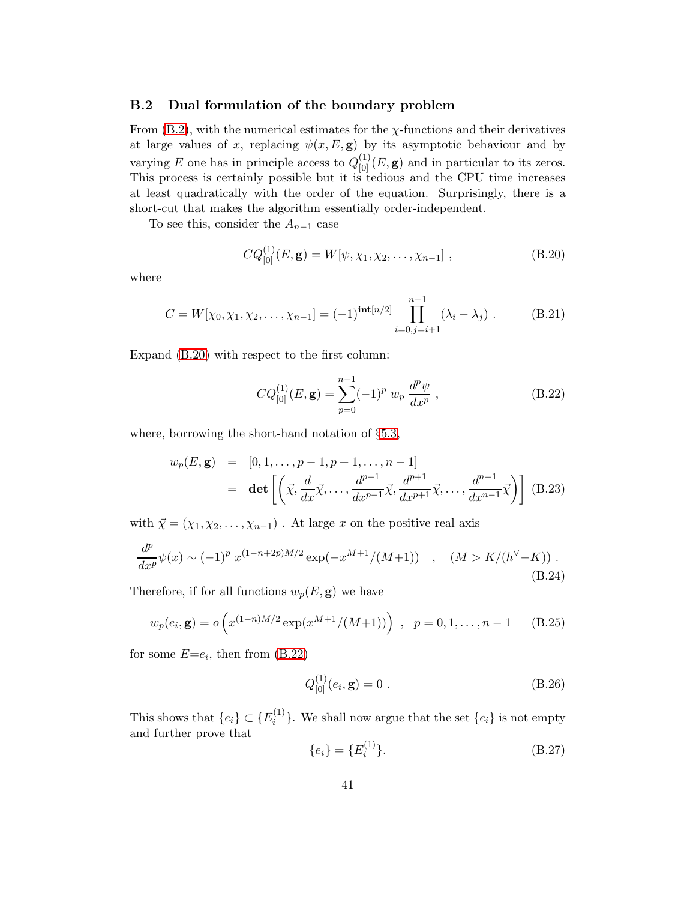### B.2 Dual formulation of the boundary problem

From (B.2), with the numerical estimates for the $\chi$-functions and their derivatives at large values of $x$, replacing $\psi(x, E, \mathbf{g})$ by its asymptotic behaviour and by varying $E$ one has in principle access to $Q^{(1)}_{[0]}(E, \mathbf{g})$ and in particular to its zeros. This process is certainly possible but it is tedious and the CPU time increases at least quadratically with the order of the equation. Surprisingly, there is a short-cut that makes the algorithm essentially order-independent.

To see this, consider the $A_{n-1}$ case

$$
CQ^{(1)}_{[0]}(E, \mathbf{g}) = W[\psi, \chi_1, \chi_2, \ldots, \chi_{n-1}] \ , \tag{B.20}
$$

where

$$
C = W[\chi_0, \chi_1, \chi_2, \ldots, \chi_{n-1}] = (-1)^{\mathbf{int}[n/2]} \prod_{i=0, j=i+1}^{n-1} (\lambda_i - \lambda_j) \ . \tag{B.21}
$$

Expand (B.20) with respect to the first column:

$$
CQ^{(1)}_{[0]}(E, \mathbf{g}) = \sum_{p=0}^{n-1} (-1)^p \ w_p \ \frac{d^p \psi}{dx^p} \ , \tag{B.22}
$$

where, borrowing the short-hand notation of §5.3,

$$
\begin{aligned}
w_p(E, \mathbf{g}) &= [0, 1, \ldots, p-1, p+1, \ldots, n-1] \\
&= \mathbf{det} \left[ \left( \vec{\chi}, \frac{d}{dx}\vec{\chi}, \ldots, \frac{d^{p-1}}{dx^{p-1}}\vec{\chi}, \frac{d^{p+1}}{dx^{p+1}}\vec{\chi}, \ldots, \frac{d^{n-1}}{dx^{n-1}}\vec{\chi} \right) \right]
\end{aligned} \tag{B.23}
$$

with $\vec{\chi} = (\chi_1, \chi_2, \ldots, \chi_{n-1})$ . At large $x$ on the positive real axis

$$
\frac{d^p}{dx^p}\psi(x) \sim (-1)^p \ x^{(1-n+2p)M/2} \exp(-x^{M+1}/(M+1)) \quad , \quad (M > K/(h^\vee - K)) \ . \tag{B.24}
$$

Therefore, if for all functions $w_p(E, \mathbf{g})$ we have

$$
w_p(e_i, \mathbf{g}) = o\left( x^{(1-n)M/2} \exp(x^{M+1}/(M+1)) \right) \ , \ \ p = 0, 1, \ldots, n-1 \tag{B.25}
$$

for some $E{=}e_i$, then from (B.22)

$$
Q^{(1)}_{[0]}(e_i, \mathbf{g}) = 0 \ . \tag{B.26}
$$

This shows that $\{e_i\} \subset \{E^{(1)}_i\}$. We shall now argue that the set $\{e_i\}$ is not empty and further prove that

$$
\{e_i\} = \{E^{(1)}_i\}. \tag{B.27}
$$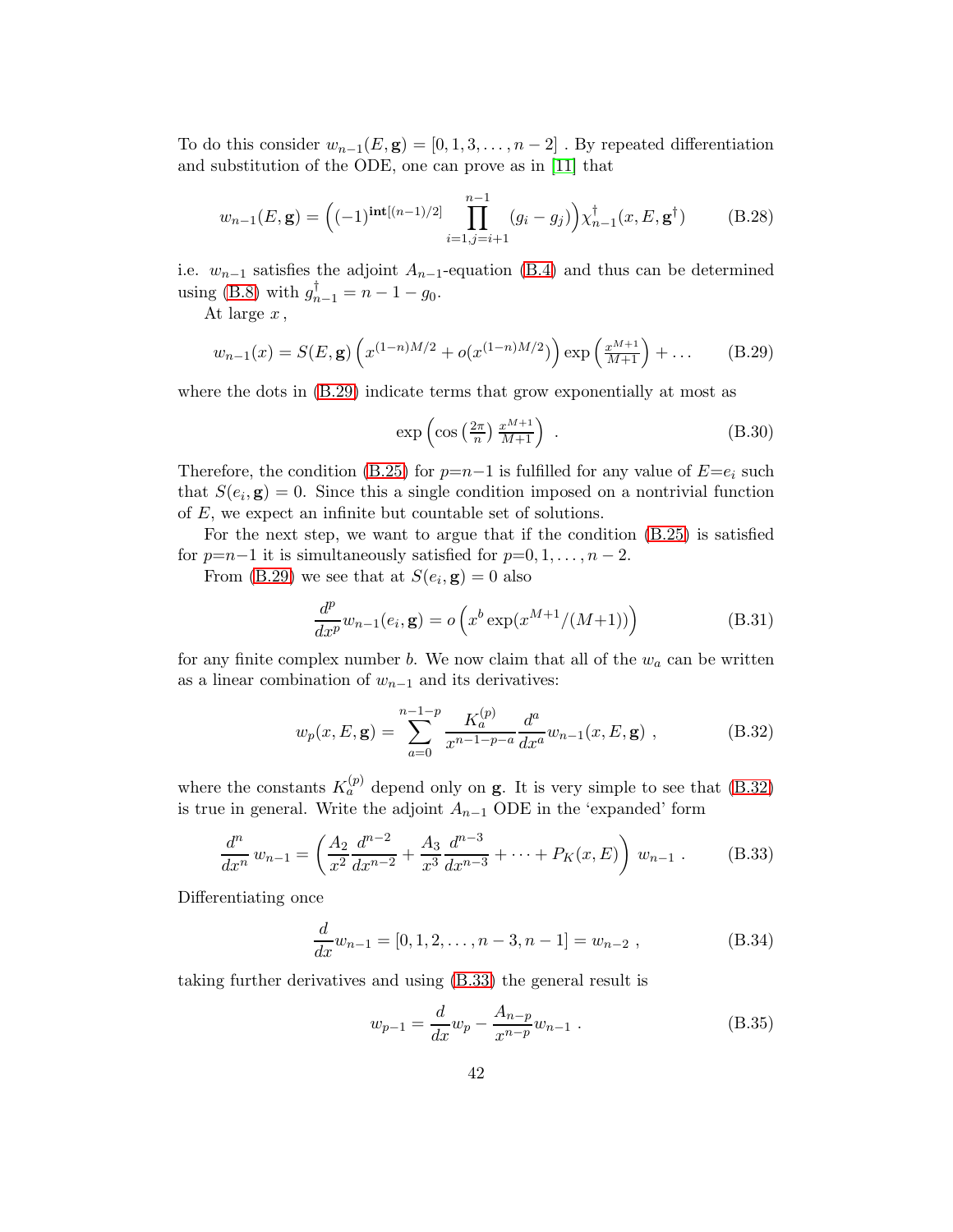To do this consider $w_{n-1}(E, \mathbf{g}) = [0, 1, 3, \ldots, n-2]$ . By repeated differentiation and substitution of the ODE, one can prove as in [11] that

$$w_{n-1}(E, \mathbf{g}) = \Big( (-1)^{\mathbf{int}[(n-1)/2]} \prod_{i=1, j=i+1}^{n-1} (g_i - g_j) \Big) \chi^{\dagger}_{n-1}(x, E, \mathbf{g}^{\dagger}) \tag{B.28}$$

i.e. $w_{n-1}$ satisfies the adjoint $A_{n-1}$-equation (B.4) and thus can be determined using (B.8) with $g^{\dagger}_{n-1} = n - 1 - g_0$.

At large $x$ ,

$$w_{n-1}(x) = S(E, \mathbf{g}) \left( x^{(1-n)M/2} + o(x^{(1-n)M/2}) \right) \exp\left( \tfrac{x^{M+1}}{M+1} \right) + \ldots \tag{B.29}$$

where the dots in (B.29) indicate terms that grow exponentially at most as

$$\exp\left( \cos\left(\tfrac{2\pi}{n}\right) \tfrac{x^{M+1}}{M+1} \right) \ . \tag{B.30}$$

Therefore, the condition (B.25) for $p{=}n{-}1$ is fulfilled for any value of $E{=}e_i$ such that $S(e_i, \mathbf{g}) = 0$. Since this a single condition imposed on a nontrivial function of $E$, we expect an infinite but countable set of solutions.

For the next step, we want to argue that if the condition (B.25) is satisfied for $p{=}n{-}1$ it is simultaneously satisfied for $p{=}0, 1, \ldots, n-2$.

From (B.29) we see that at $S(e_i, \mathbf{g}) = 0$ also

$$\frac{d^p}{dx^p} w_{n-1}(e_i, \mathbf{g}) = o\left( x^b \exp(x^{M+1}/(M{+}1)) \right) \tag{B.31}$$

for any finite complex number $b$. We now claim that all of the $w_a$ can be written as a linear combination of $w_{n-1}$ and its derivatives:

$$w_p(x, E, \mathbf{g}) = \sum_{a=0}^{n-1-p} \frac{K^{(p)}_a}{x^{n-1-p-a}} \frac{d^a}{dx^a} w_{n-1}(x, E, \mathbf{g}) \ , \tag{B.32}$$

where the constants $K^{(p)}_a$ depend only on $\mathbf{g}$. It is very simple to see that (B.32) is true in general. Write the adjoint $A_{n-1}$ ODE in the 'expanded' form

$$\frac{d^n}{dx^n} \, w_{n-1} = \left( \frac{A_2}{x^2} \frac{d^{n-2}}{dx^{n-2}} + \frac{A_3}{x^3} \frac{d^{n-3}}{dx^{n-3}} + \cdots + P_K(x, E) \right) \, w_{n-1} \ . \tag{B.33}$$

Differentiating once

$$\frac{d}{dx} w_{n-1} = [0, 1, 2, \ldots, n-3, n-1] = w_{n-2} \ , \tag{B.34}$$

taking further derivatives and using (B.33) the general result is

$$w_{p-1} = \frac{d}{dx} w_p - \frac{A_{n-p}}{x^{n-p}} w_{n-1} \ . \tag{B.35}$$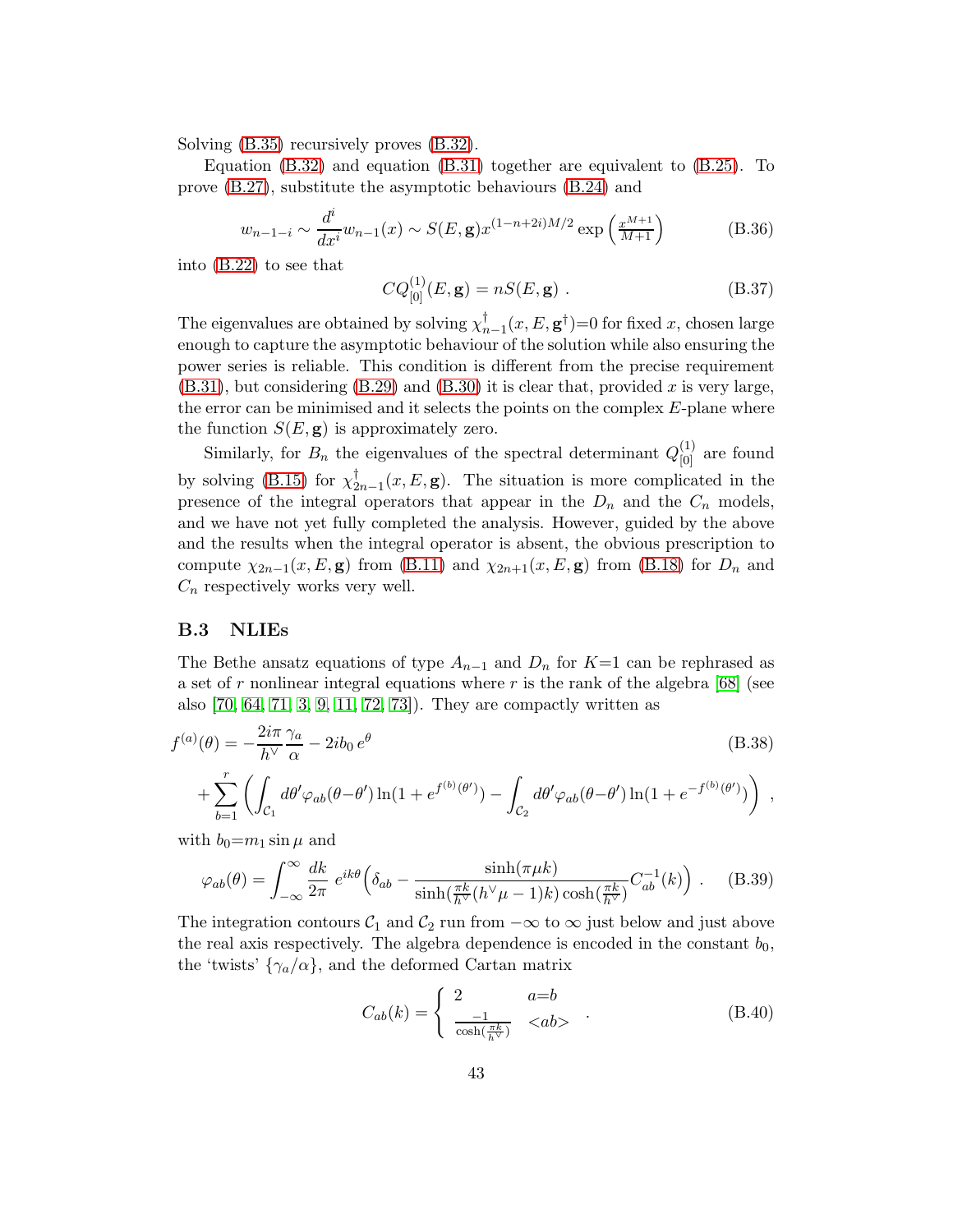Solving (B.35) recursively proves (B.32).

Equation (B.32) and equation (B.31) together are equivalent to (B.25). To prove (B.27), substitute the asymptotic behaviours (B.24) and

$$
w_{n-1-i} \sim \frac{d^i}{dx^i} w_{n-1}(x) \sim S(E,\mathbf{g}) x^{(1-n+2i)M/2} \exp\left(\tfrac{x^{M+1}}{M+1}\right) \tag{B.36}
$$

into (B.22) to see that

$$
CQ^{(1)}_{[0]}(E,\mathbf{g}) = nS(E,\mathbf{g}) \ . \tag{B.37}
$$

The eigenvalues are obtained by solving $\chi^{\dagger}_{n-1}(x,E,\mathbf{g}^{\dagger})=0$ for fixed $x$, chosen large enough to capture the asymptotic behaviour of the solution while also ensuring the power series is reliable. This condition is different from the precise requirement (B.31), but considering (B.29) and (B.30) it is clear that, provided $x$ is very large, the error can be minimised and it selects the points on the complex $E$-plane where the function $S(E,\mathbf{g})$ is approximately zero.

Similarly, for $B_n$ the eigenvalues of the spectral determinant $Q^{(1)}_{[0]}$ are found by solving (B.15) for $\chi^{\dagger}_{2n-1}(x,E,\mathbf{g})$. The situation is more complicated in the presence of the integral operators that appear in the $D_n$ and the $C_n$ models, and we have not yet fully completed the analysis. However, guided by the above and the results when the integral operator is absent, the obvious prescription to compute $\chi_{2n-1}(x,E,\mathbf{g})$ from (B.11) and $\chi_{2n+1}(x,E,\mathbf{g})$ from (B.18) for $D_n$ and $C_n$ respectively works very well.

### B.3 NLIEs

The Bethe ansatz equations of type $A_{n-1}$ and $D_n$ for $K$=1 can be rephrased as a set of $r$ nonlinear integral equations where $r$ is the rank of the algebra [68] (see also [70, 64, 71, 3, 9, 11, 72, 73]). They are compactly written as

$$
\begin{aligned}
f^{(a)}(\theta) = & -\frac{2i\pi}{h^{\vee}}\frac{\gamma_a}{\alpha} - 2ib_0\, e^{\theta} \\
& + \sum_{b=1}^{r}\left(\int_{\mathcal{C}_1} d\theta' \varphi_{ab}(\theta-\theta')\ln(1+e^{f^{(b)}(\theta')}) - \int_{\mathcal{C}_2} d\theta' \varphi_{ab}(\theta-\theta')\ln(1+e^{-f^{(b)}(\theta')})\right) \ ,
\end{aligned} \tag{B.38}
$$

with $b_0$=$m_1 \sin\mu$ and

$$
\varphi_{ab}(\theta) = \int_{-\infty}^{\infty}\frac{dk}{2\pi}\, e^{ik\theta}\Big(\delta_{ab} - \frac{\sinh(\pi\mu k)}{\sinh(\frac{\pi k}{h^{\vee}}(h^{\vee}\mu-1)k)\cosh(\frac{\pi k}{h^{\vee}})}C^{-1}_{ab}(k)\Big) \ . \tag{B.39}
$$

The integration contours $\mathcal{C}_1$ and $\mathcal{C}_2$ run from $-\infty$ to $\infty$ just below and just above the real axis respectively. The algebra dependence is encoded in the constant $b_0$, the 'twists' $\{\gamma_a/\alpha\}$, and the deformed Cartan matrix

$$
C_{ab}(k) = \left\{ \begin{array}{ll} 2 & a{=}b \\ \frac{-1}{\cosh(\frac{\pi k}{h^{\vee}})} & <ab> \end{array} \right. \ . \tag{B.40}
$$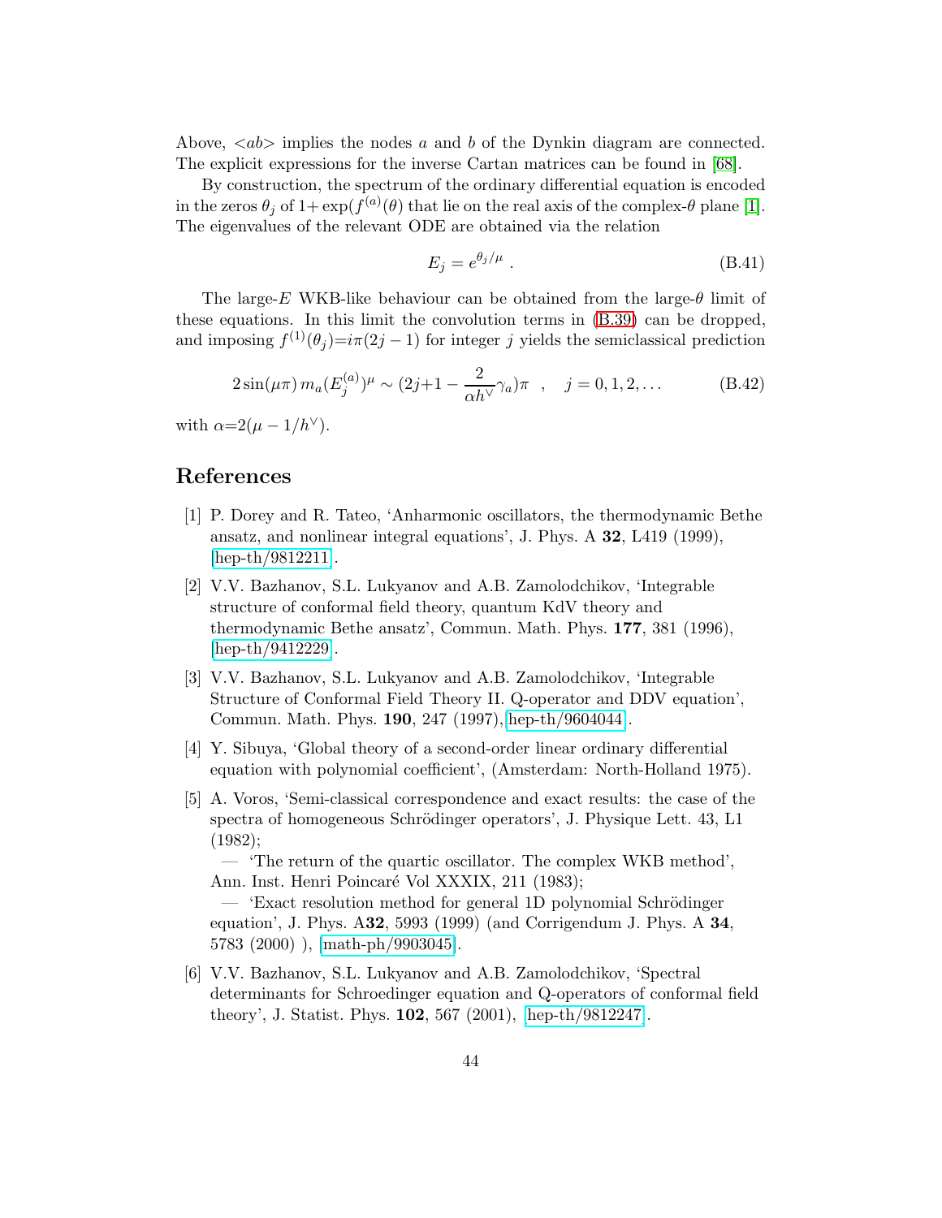Above, $<ab>$ implies the nodes $a$ and $b$ of the Dynkin diagram are connected. The explicit expressions for the inverse Cartan matrices can be found in [68].

By construction, the spectrum of the ordinary differential equation is encoded in the zeros $\theta_j$ of $1+\exp(f^{(a)}(\theta)$ that lie on the real axis of the complex-$\theta$ plane [1]. The eigenvalues of the relevant ODE are obtained via the relation

$$E_j = e^{\theta_j/\mu} \ . \tag{B.41}$$

The large-$E$ WKB-like behaviour can be obtained from the large-$\theta$ limit of these equations. In this limit the convolution terms in (B.39) can be dropped, and imposing $f^{(1)}(\theta_j){=}i\pi(2j-1)$ for integer $j$ yields the semiclassical prediction

$$2\sin(\mu\pi)\, m_a (E_j^{(a)})^\mu \sim (2j{+}1 - \frac{2}{\alpha h^\vee}\gamma_a)\pi \quad , \quad j = 0, 1, 2, \ldots \tag{B.42}$$

with $\alpha{=}2(\mu - 1/h^\vee)$.

## References

[1] P. Dorey and R. Tateo, 'Anharmonic oscillators, the thermodynamic Bethe ansatz, and nonlinear integral equations', J. Phys. A **32**, L419 (1999), [hep-th/9812211].

[2] V.V. Bazhanov, S.L. Lukyanov and A.B. Zamolodchikov, 'Integrable structure of conformal field theory, quantum KdV theory and thermodynamic Bethe ansatz', Commun. Math. Phys. **177**, 381 (1996), [hep-th/9412229].

[3] V.V. Bazhanov, S.L. Lukyanov and A.B. Zamolodchikov, 'Integrable Structure of Conformal Field Theory II. Q-operator and DDV equation', Commun. Math. Phys. **190**, 247 (1997), [hep-th/9604044].

[4] Y. Sibuya, 'Global theory of a second-order linear ordinary differential equation with polynomial coefficient', (Amsterdam: North-Holland 1975).

[5] A. Voros, 'Semi-classical correspondence and exact results: the case of the spectra of homogeneous Schrödinger operators', J. Physique Lett. 43, L1 (1982);
— 'The return of the quartic oscillator. The complex WKB method', Ann. Inst. Henri Poincaré Vol XXXIX, 211 (1983);
— 'Exact resolution method for general 1D polynomial Schrödinger equation', J. Phys. A**32**, 5993 (1999) (and Corrigendum J. Phys. A **34**, 5783 (2000) ), [math-ph/9903045].

[6] V.V. Bazhanov, S.L. Lukyanov and A.B. Zamolodchikov, 'Spectral determinants for Schroedinger equation and Q-operators of conformal field theory', J. Statist. Phys. **102**, 567 (2001), [hep-th/9812247].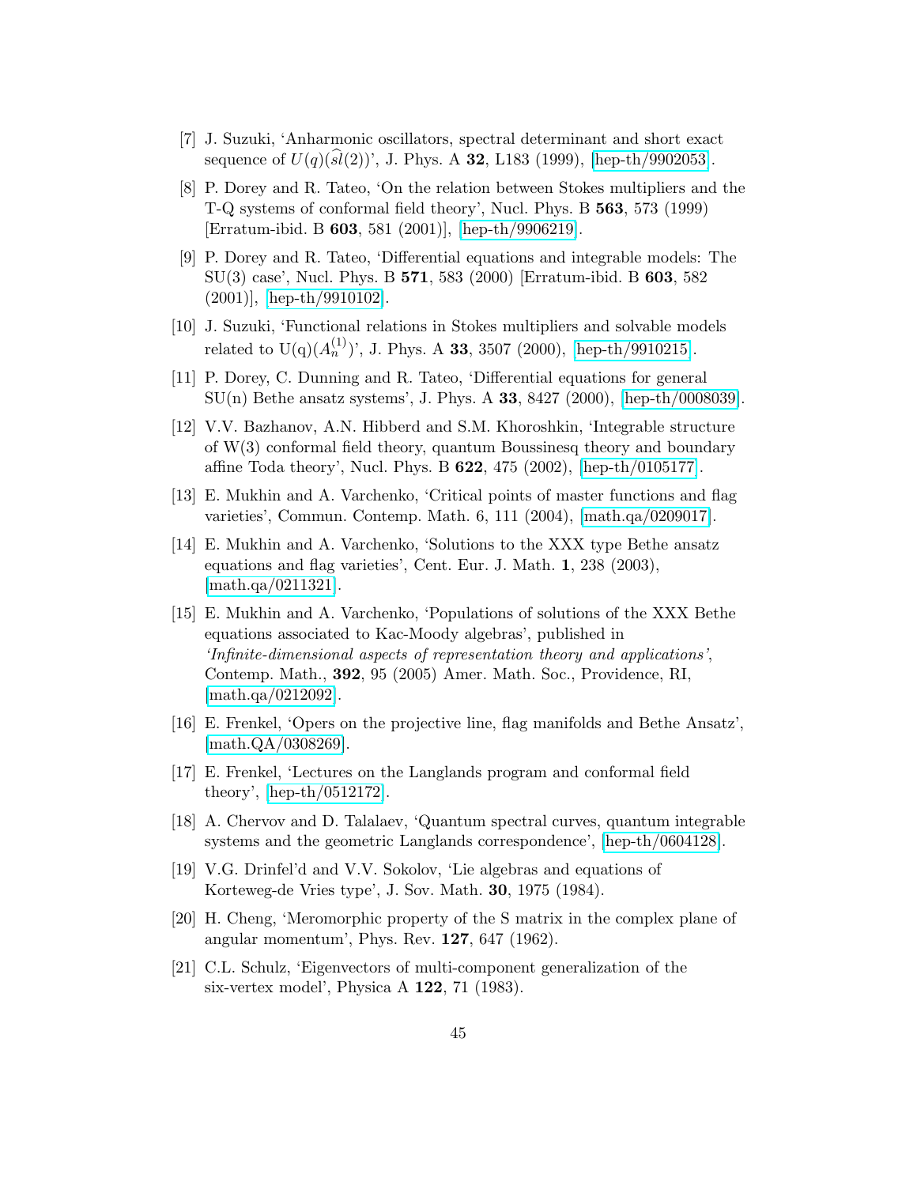[7] J. Suzuki, 'Anharmonic oscillators, spectral determinant and short exact sequence of $U(q)(\widehat{sl}(2))$', J. Phys. A **32**, L183 (1999), [hep-th/9902053].

[8] P. Dorey and R. Tateo, 'On the relation between Stokes multipliers and the T-Q systems of conformal field theory', Nucl. Phys. B **563**, 573 (1999) [Erratum-ibid. B **603**, 581 (2001)], [hep-th/9906219].

[9] P. Dorey and R. Tateo, 'Differential equations and integrable models: The SU(3) case', Nucl. Phys. B **571**, 583 (2000) [Erratum-ibid. B **603**, 582 (2001)], [hep-th/9910102].

[10] J. Suzuki, 'Functional relations in Stokes multipliers and solvable models related to $\mathrm{U(q)}(A_n^{(1)})$', J. Phys. A **33**, 3507 (2000), [hep-th/9910215].

[11] P. Dorey, C. Dunning and R. Tateo, 'Differential equations for general SU(n) Bethe ansatz systems', J. Phys. A **33**, 8427 (2000), [hep-th/0008039].

[12] V.V. Bazhanov, A.N. Hibberd and S.M. Khoroshkin, 'Integrable structure of W(3) conformal field theory, quantum Boussinesq theory and boundary affine Toda theory', Nucl. Phys. B **622**, 475 (2002), [hep-th/0105177].

[13] E. Mukhin and A. Varchenko, 'Critical points of master functions and flag varieties', Commun. Contemp. Math. 6, 111 (2004), [math.qa/0209017].

[14] E. Mukhin and A. Varchenko, 'Solutions to the XXX type Bethe ansatz equations and flag varieties', Cent. Eur. J. Math. **1**, 238 (2003), [math.qa/0211321].

[15] E. Mukhin and A. Varchenko, 'Populations of solutions of the XXX Bethe equations associated to Kac-Moody algebras', published in *'Infinite-dimensional aspects of representation theory and applications'*, Contemp. Math., **392**, 95 (2005) Amer. Math. Soc., Providence, RI, [math.qa/0212092].

[16] E. Frenkel, 'Opers on the projective line, flag manifolds and Bethe Ansatz', [math.QA/0308269].

[17] E. Frenkel, 'Lectures on the Langlands program and conformal field theory', [hep-th/0512172].

[18] A. Chervov and D. Talalaev, 'Quantum spectral curves, quantum integrable systems and the geometric Langlands correspondence', [hep-th/0604128].

[19] V.G. Drinfel'd and V.V. Sokolov, 'Lie algebras and equations of Korteweg-de Vries type', J. Sov. Math. **30**, 1975 (1984).

[20] H. Cheng, 'Meromorphic property of the S matrix in the complex plane of angular momentum', Phys. Rev. **127**, 647 (1962).

[21] C.L. Schulz, 'Eigenvectors of multi-component generalization of the six-vertex model', Physica A **122**, 71 (1983).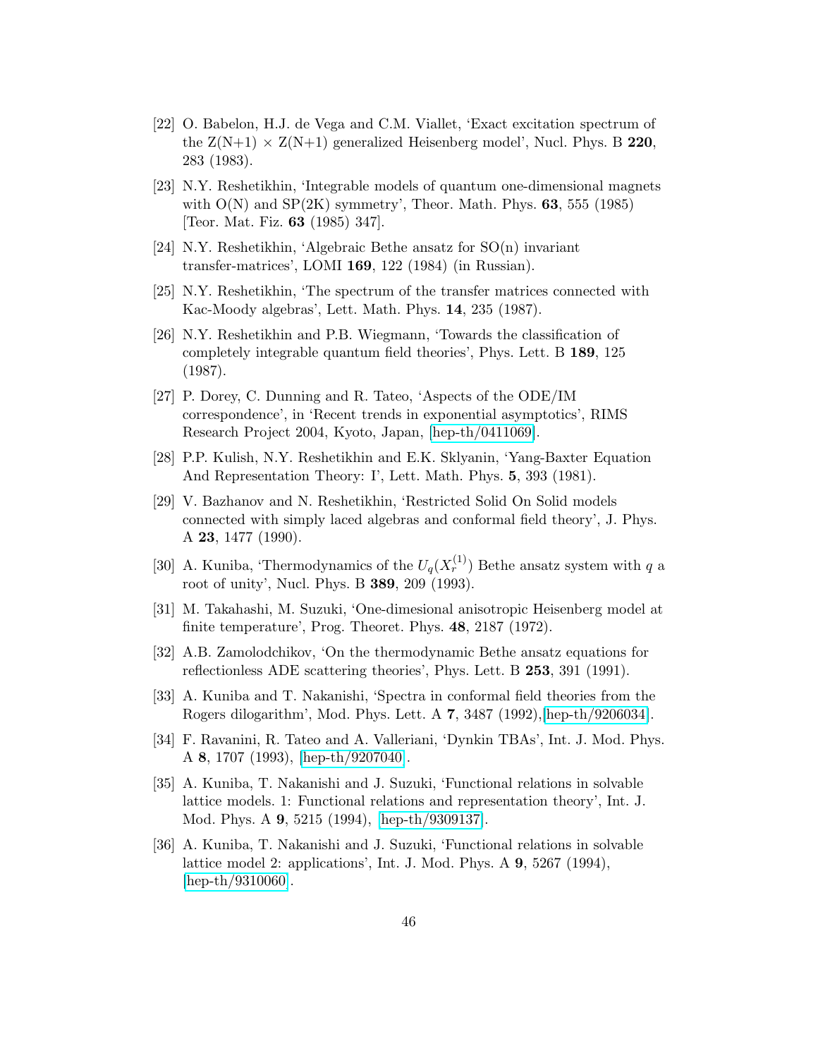[22] O. Babelon, H.J. de Vega and C.M. Viallet, 'Exact excitation spectrum of the Z(N+1) × Z(N+1) generalized Heisenberg model', Nucl. Phys. B **220**, 283 (1983).

[23] N.Y. Reshetikhin, 'Integrable models of quantum one-dimensional magnets with O(N) and SP(2K) symmetry', Theor. Math. Phys. **63**, 555 (1985) [Teor. Mat. Fiz. **63** (1985) 347].

[24] N.Y. Reshetikhin, 'Algebraic Bethe ansatz for SO(n) invariant transfer-matrices', LOMI **169**, 122 (1984) (in Russian).

[25] N.Y. Reshetikhin, 'The spectrum of the transfer matrices connected with Kac-Moody algebras', Lett. Math. Phys. **14**, 235 (1987).

[26] N.Y. Reshetikhin and P.B. Wiegmann, 'Towards the classification of completely integrable quantum field theories', Phys. Lett. B **189**, 125 (1987).

[27] P. Dorey, C. Dunning and R. Tateo, 'Aspects of the ODE/IM correspondence', in 'Recent trends in exponential asymptotics', RIMS Research Project 2004, Kyoto, Japan, [hep-th/0411069].

[28] P.P. Kulish, N.Y. Reshetikhin and E.K. Sklyanin, 'Yang-Baxter Equation And Representation Theory: I', Lett. Math. Phys. **5**, 393 (1981).

[29] V. Bazhanov and N. Reshetikhin, 'Restricted Solid On Solid models connected with simply laced algebras and conformal field theory', J. Phys. A **23**, 1477 (1990).

[30] A. Kuniba, 'Thermodynamics of the $U_q(X_r^{(1)})$ Bethe ansatz system with $q$ a root of unity', Nucl. Phys. B **389**, 209 (1993).

[31] M. Takahashi, M. Suzuki, 'One-dimesional anisotropic Heisenberg model at finite temperature', Prog. Theoret. Phys. **48**, 2187 (1972).

[32] A.B. Zamolodchikov, 'On the thermodynamic Bethe ansatz equations for reflectionless ADE scattering theories', Phys. Lett. B **253**, 391 (1991).

[33] A. Kuniba and T. Nakanishi, 'Spectra in conformal field theories from the Rogers dilogarithm', Mod. Phys. Lett. A **7**, 3487 (1992),[hep-th/9206034].

[34] F. Ravanini, R. Tateo and A. Valleriani, 'Dynkin TBAs', Int. J. Mod. Phys. A **8**, 1707 (1993), [hep-th/9207040].

[35] A. Kuniba, T. Nakanishi and J. Suzuki, 'Functional relations in solvable lattice models. 1: Functional relations and representation theory', Int. J. Mod. Phys. A **9**, 5215 (1994), [hep-th/9309137].

[36] A. Kuniba, T. Nakanishi and J. Suzuki, 'Functional relations in solvable lattice model 2: applications', Int. J. Mod. Phys. A **9**, 5267 (1994), [hep-th/9310060].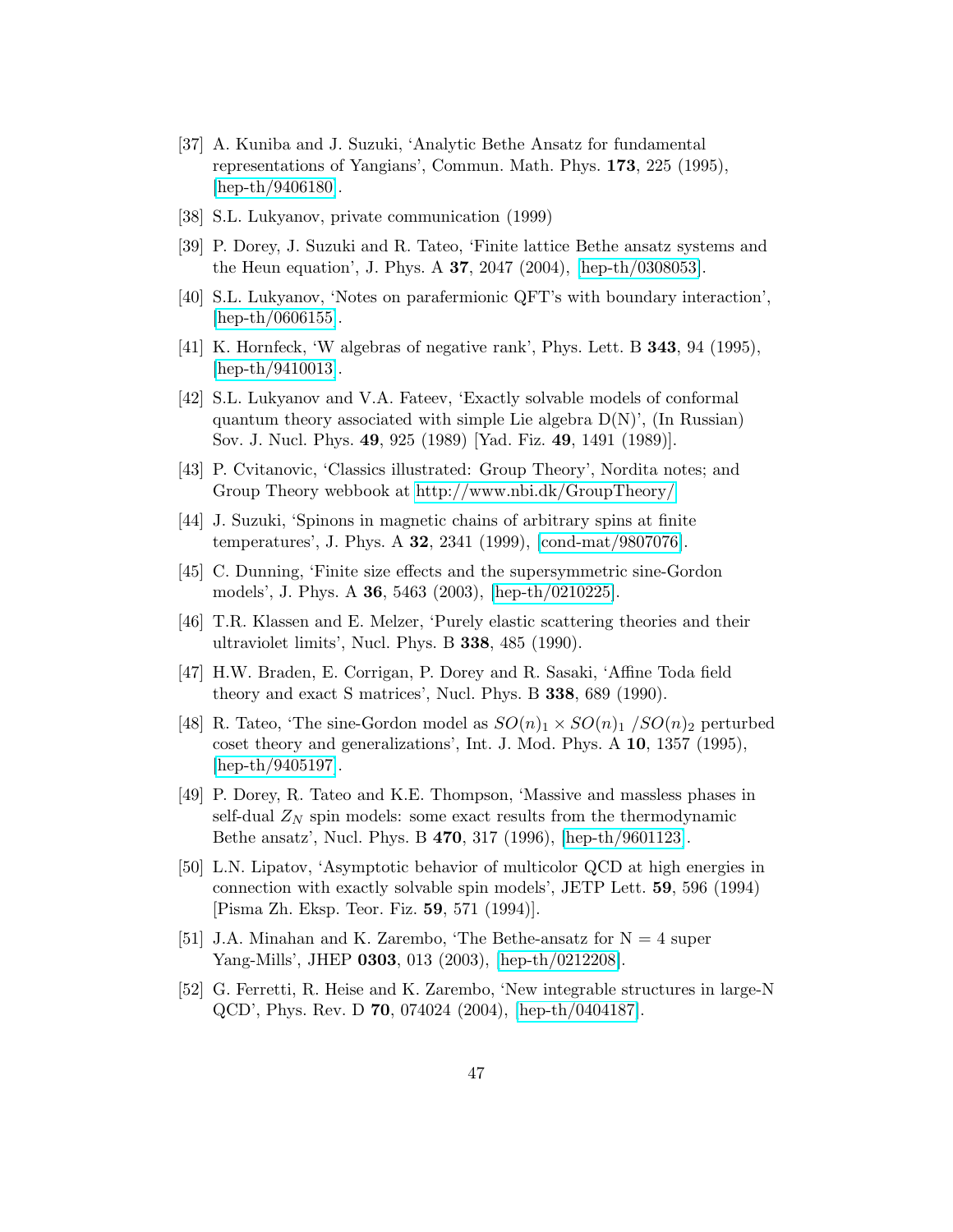[37] A. Kuniba and J. Suzuki, 'Analytic Bethe Ansatz for fundamental representations of Yangians', Commun. Math. Phys. **173**, 225 (1995), [hep-th/9406180].

[38] S.L. Lukyanov, private communication (1999)

[39] P. Dorey, J. Suzuki and R. Tateo, 'Finite lattice Bethe ansatz systems and the Heun equation', J. Phys. A **37**, 2047 (2004), [hep-th/0308053].

[40] S.L. Lukyanov, 'Notes on parafermionic QFT's with boundary interaction', [hep-th/0606155].

[41] K. Hornfeck, 'W algebras of negative rank', Phys. Lett. B **343**, 94 (1995), [hep-th/9410013].

[42] S.L. Lukyanov and V.A. Fateev, 'Exactly solvable models of conformal quantum theory associated with simple Lie algebra D(N)', (In Russian) Sov. J. Nucl. Phys. **49**, 925 (1989) [Yad. Fiz. **49**, 1491 (1989)].

[43] P. Cvitanovic, 'Classics illustrated: Group Theory', Nordita notes; and Group Theory webbook at http://www.nbi.dk/GroupTheory/

[44] J. Suzuki, 'Spinons in magnetic chains of arbitrary spins at finite temperatures', J. Phys. A **32**, 2341 (1999), [cond-mat/9807076].

[45] C. Dunning, 'Finite size effects and the supersymmetric sine-Gordon models', J. Phys. A **36**, 5463 (2003), [hep-th/0210225].

[46] T.R. Klassen and E. Melzer, 'Purely elastic scattering theories and their ultraviolet limits', Nucl. Phys. B **338**, 485 (1990).

[47] H.W. Braden, E. Corrigan, P. Dorey and R. Sasaki, 'Affine Toda field theory and exact S matrices', Nucl. Phys. B **338**, 689 (1990).

[48] R. Tateo, 'The sine-Gordon model as $SO(n)_1 \times SO(n)_1\ /SO(n)_2$ perturbed coset theory and generalizations', Int. J. Mod. Phys. A **10**, 1357 (1995), [hep-th/9405197].

[49] P. Dorey, R. Tateo and K.E. Thompson, 'Massive and massless phases in self-dual $Z_N$ spin models: some exact results from the thermodynamic Bethe ansatz', Nucl. Phys. B **470**, 317 (1996), [hep-th/9601123].

[50] L.N. Lipatov, 'Asymptotic behavior of multicolor QCD at high energies in connection with exactly solvable spin models', JETP Lett. **59**, 596 (1994) [Pisma Zh. Eksp. Teor. Fiz. **59**, 571 (1994)].

[51] J.A. Minahan and K. Zarembo, 'The Bethe-ansatz for N = 4 super Yang-Mills', JHEP **0303**, 013 (2003), [hep-th/0212208].

[52] G. Ferretti, R. Heise and K. Zarembo, 'New integrable structures in large-N QCD', Phys. Rev. D **70**, 074024 (2004), [hep-th/0404187].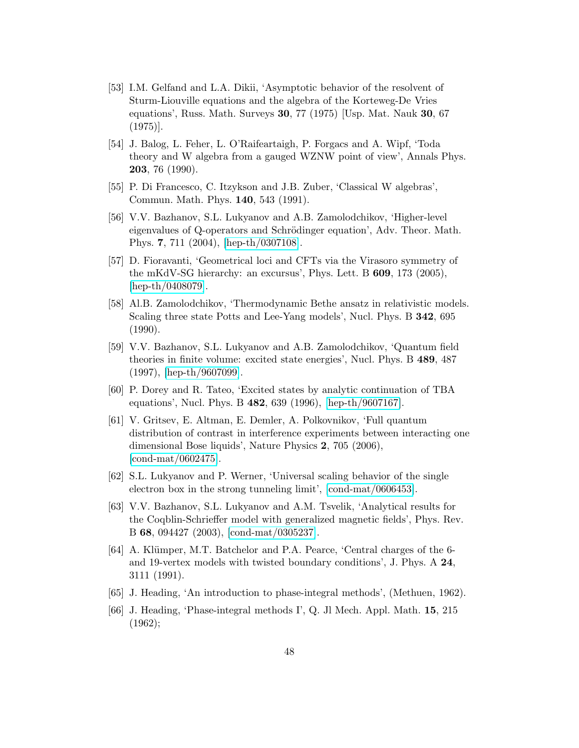[53] I.M. Gelfand and L.A. Dikii, 'Asymptotic behavior of the resolvent of Sturm-Liouville equations and the algebra of the Korteweg-De Vries equations', Russ. Math. Surveys **30**, 77 (1975) [Usp. Mat. Nauk **30**, 67 (1975)].

[54] J. Balog, L. Feher, L. O'Raifeartaigh, P. Forgacs and A. Wipf, 'Toda theory and W algebra from a gauged WZNW point of view', Annals Phys. **203**, 76 (1990).

[55] P. Di Francesco, C. Itzykson and J.B. Zuber, 'Classical W algebras', Commun. Math. Phys. **140**, 543 (1991).

[56] V.V. Bazhanov, S.L. Lukyanov and A.B. Zamolodchikov, 'Higher-level eigenvalues of Q-operators and Schrödinger equation', Adv. Theor. Math. Phys. **7**, 711 (2004), [hep-th/0307108].

[57] D. Fioravanti, 'Geometrical loci and CFTs via the Virasoro symmetry of the mKdV-SG hierarchy: an excursus', Phys. Lett. B **609**, 173 (2005), [hep-th/0408079].

[58] Al.B. Zamolodchikov, 'Thermodynamic Bethe ansatz in relativistic models. Scaling three state Potts and Lee-Yang models', Nucl. Phys. B **342**, 695 (1990).

[59] V.V. Bazhanov, S.L. Lukyanov and A.B. Zamolodchikov, 'Quantum field theories in finite volume: excited state energies', Nucl. Phys. B **489**, 487 (1997), [hep-th/9607099].

[60] P. Dorey and R. Tateo, 'Excited states by analytic continuation of TBA equations', Nucl. Phys. B **482**, 639 (1996), [hep-th/9607167].

[61] V. Gritsev, E. Altman, E. Demler, A. Polkovnikov, 'Full quantum distribution of contrast in interference experiments between interacting one dimensional Bose liquids', Nature Physics **2**, 705 (2006), [cond-mat/0602475].

[62] S.L. Lukyanov and P. Werner, 'Universal scaling behavior of the single electron box in the strong tunneling limit', [cond-mat/0606453].

[63] V.V. Bazhanov, S.L. Lukyanov and A.M. Tsvelik, 'Analytical results for the Coqblin-Schrieffer model with generalized magnetic fields', Phys. Rev. B **68**, 094427 (2003), [cond-mat/0305237].

[64] A. Klümper, M.T. Batchelor and P.A. Pearce, 'Central charges of the 6- and 19-vertex models with twisted boundary conditions', J. Phys. A **24**, 3111 (1991).

[65] J. Heading, 'An introduction to phase-integral methods', (Methuen, 1962).

[66] J. Heading, 'Phase-integral methods I', Q. Jl Mech. Appl. Math. **15**, 215 (1962);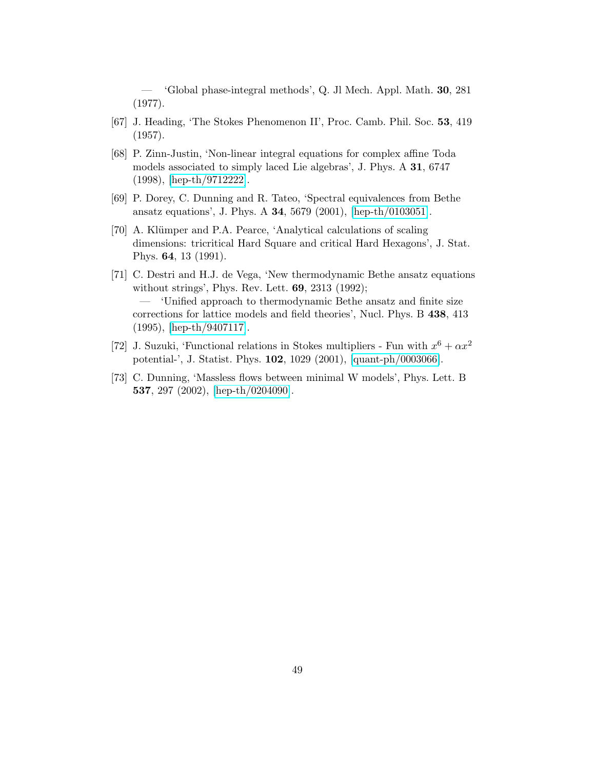— 'Global phase-integral methods', Q. Jl Mech. Appl. Math. **30**, 281 (1977).

[67] J. Heading, 'The Stokes Phenomenon II', Proc. Camb. Phil. Soc. **53**, 419 (1957).

[68] P. Zinn-Justin, 'Non-linear integral equations for complex affine Toda models associated to simply laced Lie algebras', J. Phys. A **31**, 6747 (1998), [hep-th/9712222].

[69] P. Dorey, C. Dunning and R. Tateo, 'Spectral equivalences from Bethe ansatz equations', J. Phys. A **34**, 5679 (2001), [hep-th/0103051].

[70] A. Klümper and P.A. Pearce, 'Analytical calculations of scaling dimensions: tricritical Hard Square and critical Hard Hexagons', J. Stat. Phys. **64**, 13 (1991).

[71] C. Destri and H.J. de Vega, 'New thermodynamic Bethe ansatz equations without strings', Phys. Rev. Lett. **69**, 2313 (1992);
— 'Unified approach to thermodynamic Bethe ansatz and finite size corrections for lattice models and field theories', Nucl. Phys. B **438**, 413 (1995), [hep-th/9407117].

[72] J. Suzuki, 'Functional relations in Stokes multipliers - Fun with $x^6 + \alpha x^2$ potential-', J. Statist. Phys. **102**, 1029 (2001), [quant-ph/0003066].

[73] C. Dunning, 'Massless flows between minimal W models', Phys. Lett. B **537**, 297 (2002), [hep-th/0204090].